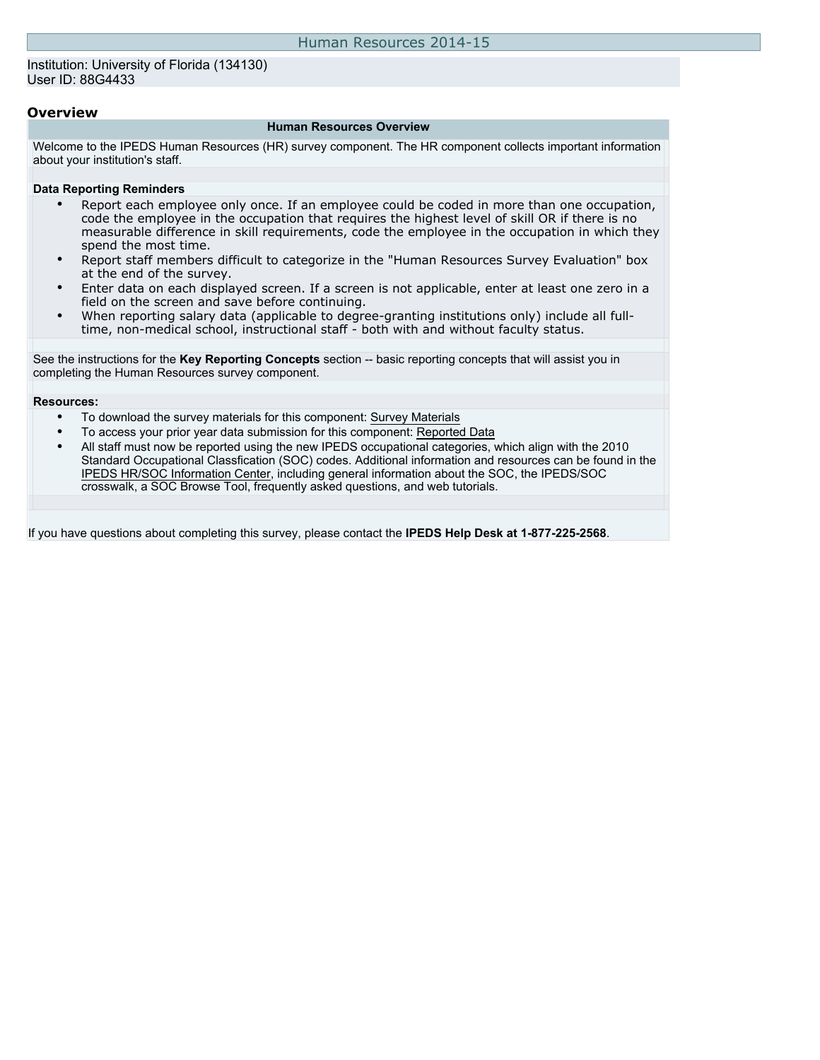# Human Resources 2014-15

Institution: University of Florida (134130)
User ID: 88G4433

## Overview

### Human Resources Overview

Welcome to the IPEDS Human Resources (HR) survey component. The HR component collects important information about your institution's staff.

**Data Reporting Reminders**

- Report each employee only once. If an employee could be coded in more than one occupation, code the employee in the occupation that requires the highest level of skill OR if there is no measurable difference in skill requirements, code the employee in the occupation in which they spend the most time.
- Report staff members difficult to categorize in the "Human Resources Survey Evaluation" box at the end of the survey.
- Enter data on each displayed screen. If a screen is not applicable, enter at least one zero in a field on the screen and save before continuing.
- When reporting salary data (applicable to degree-granting institutions only) include all full-time, non-medical school, instructional staff - both with and without faculty status.

See the instructions for the **Key Reporting Concepts** section -- basic reporting concepts that will assist you in completing the Human Resources survey component.

**Resources:**

- To download the survey materials for this component: Survey Materials
- To access your prior year data submission for this component: Reported Data
- All staff must now be reported using the new IPEDS occupational categories, which align with the 2010 Standard Occupational Classfication (SOC) codes. Additional information and resources can be found in the IPEDS HR/SOC Information Center, including general information about the SOC, the IPEDS/SOC crosswalk, a SOC Browse Tool, frequently asked questions, and web tutorials.

If you have questions about completing this survey, please contact the **IPEDS Help Desk at 1-877-225-2568**.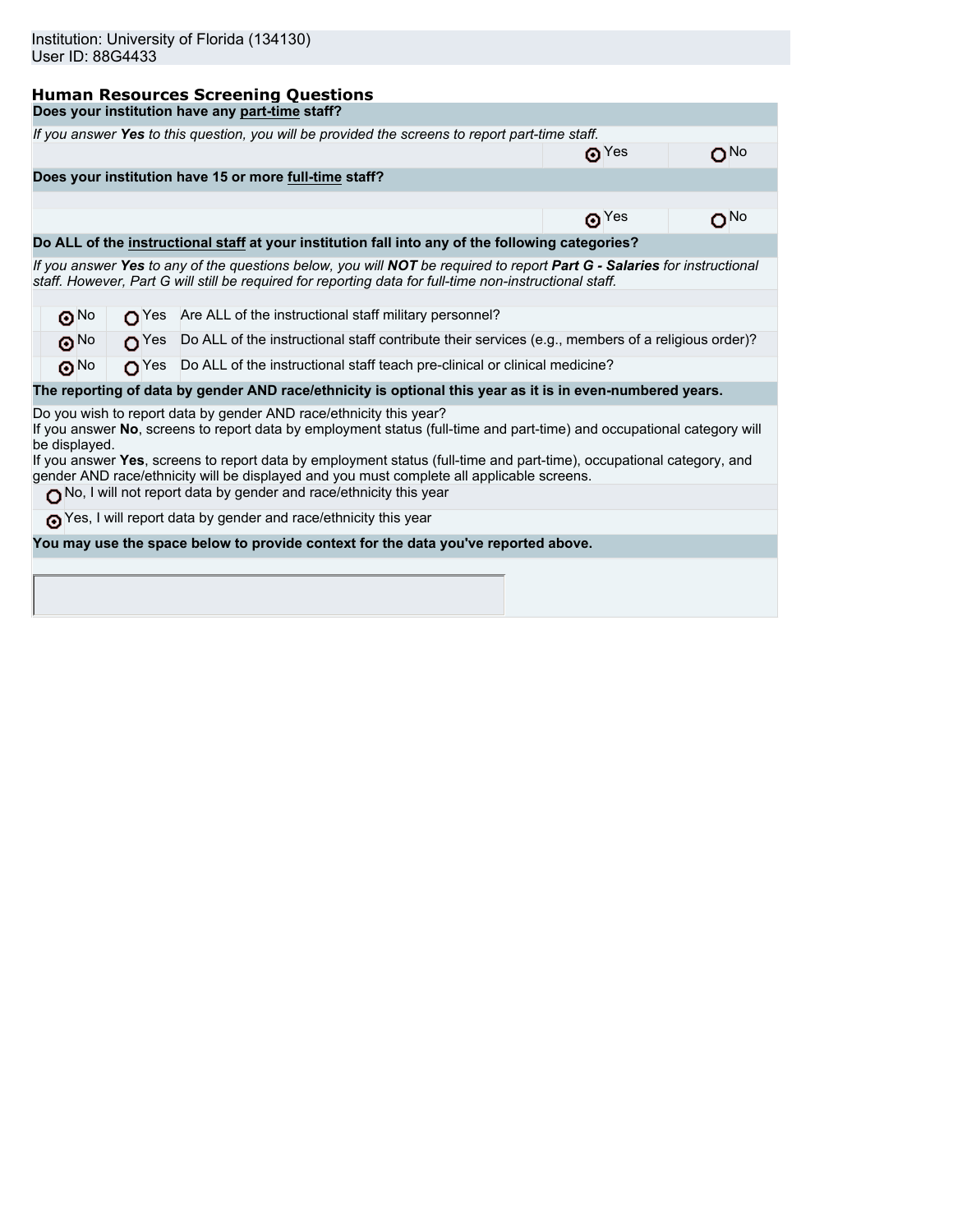Institution: University of Florida (134130)
User ID: 88G4433

## Human Resources Screening Questions

**Does your institution have any part-time staff?**

*If you answer **Yes** to this question, you will be provided the screens to report part-time staff.*

| | |
|---|---|
| ◉ Yes | ○ No |

**Does your institution have 15 or more full-time staff?**

| | |
|---|---|
| ◉ Yes | ○ No |

**Do ALL of the instructional staff at your institution fall into any of the following categories?**

*If you answer **Yes** to any of the questions below, you will **NOT** be required to report **Part G - Salaries** for instructional staff. However, Part G will still be required for reporting data for full-time non-instructional staff.*

| | | |
|---|---|---|
| ◉ No | ○ Yes | Are ALL of the instructional staff military personnel? |
| ◉ No | ○ Yes | Do ALL of the instructional staff contribute their services (e.g., members of a religious order)? |
| ◉ No | ○ Yes | Do ALL of the instructional staff teach pre-clinical or clinical medicine? |

**The reporting of data by gender AND race/ethnicity is optional this year as it is in even-numbered years.**

Do you wish to report data by gender AND race/ethnicity this year?
If you answer **No**, screens to report data by employment status (full-time and part-time) and occupational category will be displayed.
If you answer **Yes**, screens to report data by employment status (full-time and part-time), occupational category, and gender AND race/ethnicity will be displayed and you must complete all applicable screens.

○ No, I will not report data by gender and race/ethnicity this year

◉ Yes, I will report data by gender and race/ethnicity this year

**You may use the space below to provide context for the data you've reported above.**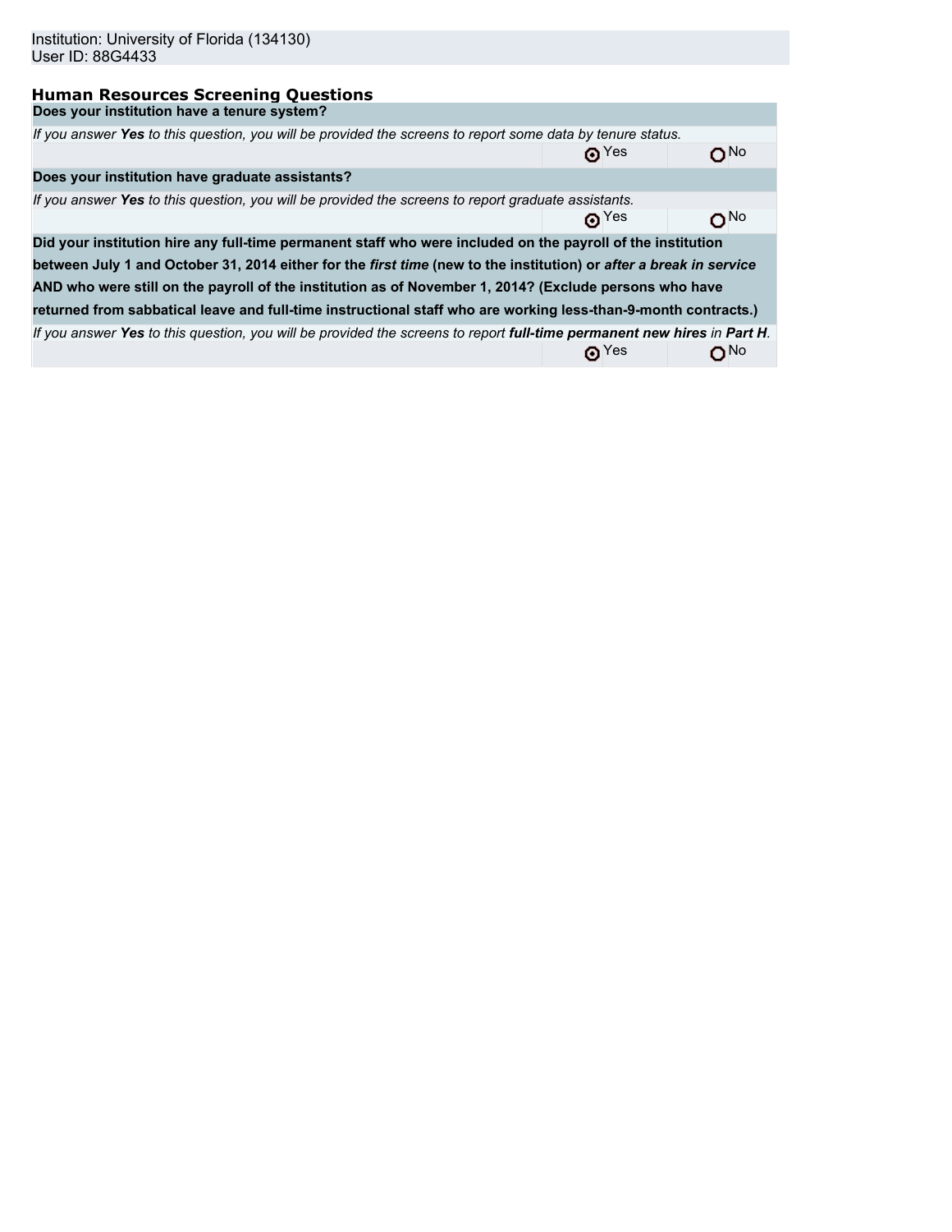Institution: University of Florida (134130)
User ID: 88G4433

### Human Resources Screening Questions

| Does your institution have a tenure system? | | |
|---|---|---|
| *If you answer **Yes** to this question, you will be provided the screens to report some data by tenure status.* | | |
| | ◉ Yes | ○ No |
| **Does your institution have graduate assistants?** | | |
| *If you answer **Yes** to this question, you will be provided the screens to report graduate assistants.* | | |
| | ◉ Yes | ○ No |
| **Did your institution hire any full-time permanent staff who were included on the payroll of the institution between July 1 and October 31, 2014 either for the *first time* (new to the institution) or *after a break in service* AND who were still on the payroll of the institution as of November 1, 2014? (Exclude persons who have returned from sabbatical leave and full-time instructional staff who are working less-than-9-month contracts.)** | | |
| *If you answer **Yes** to this question, you will be provided the screens to report **full-time permanent new hires** in **Part H**.* | | |
| | ◉ Yes | ○ No |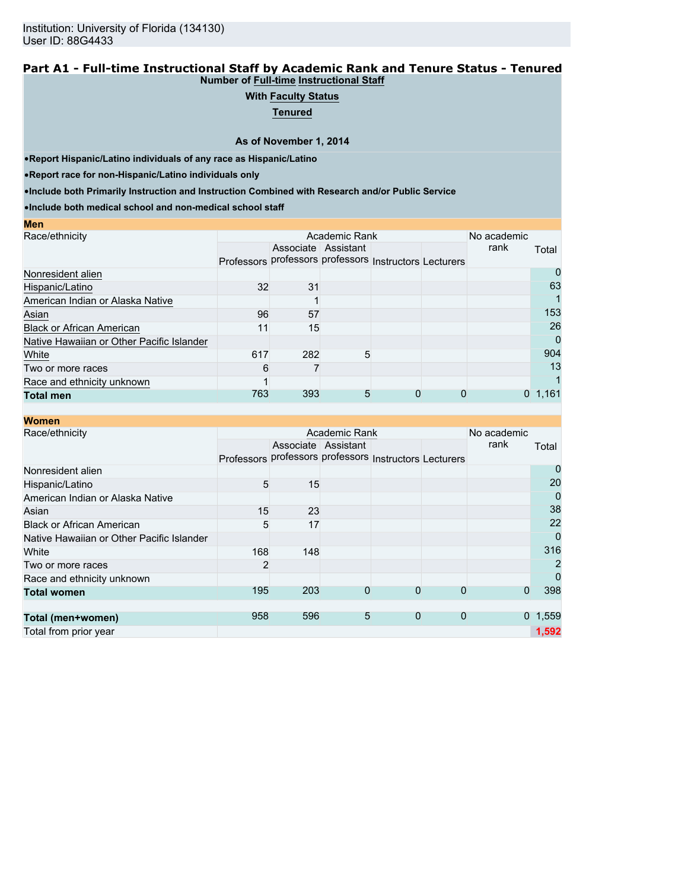Institution: University of Florida (134130)
User ID: 88G4433

## Part A1 - Full-time Instructional Staff by Academic Rank and Tenure Status - Tenured

**Number of Full-time Instructional Staff**

**With Faculty Status**

**Tenured**

**As of November 1, 2014**

- **Report Hispanic/Latino individuals of any race as Hispanic/Latino**
- **Report race for non-Hispanic/Latino individuals only**
- **Include both Primarily Instruction and Instruction Combined with Research and/or Public Service**
- **Include both medical school and non-medical school staff**

### Men

| Race/ethnicity | Academic Rank | | | | | No academic rank | Total |
|---|---|---|---|---|---|---|---|
| | Professors | Associate professors | Assistant professors | Instructors | Lecturers | | |
| Nonresident alien | | | | | | | 0 |
| Hispanic/Latino | 32 | 31 | | | | | 63 |
| American Indian or Alaska Native | | 1 | | | | | 1 |
| Asian | 96 | 57 | | | | | 153 |
| Black or African American | 11 | 15 | | | | | 26 |
| Native Hawaiian or Other Pacific Islander | | | | | | | 0 |
| White | 617 | 282 | 5 | | | | 904 |
| Two or more races | 6 | 7 | | | | | 13 |
| Race and ethnicity unknown | 1 | | | | | | 1 |
| **Total men** | 763 | 393 | 5 | 0 | 0 | 0 | 1,161 |

### Women

| Race/ethnicity | Academic Rank | | | | | No academic rank | Total |
|---|---|---|---|---|---|---|---|
| | Professors | Associate professors | Assistant professors | Instructors | Lecturers | | |
| Nonresident alien | | | | | | | 0 |
| Hispanic/Latino | 5 | 15 | | | | | 20 |
| American Indian or Alaska Native | | | | | | | 0 |
| Asian | 15 | 23 | | | | | 38 |
| Black or African American | 5 | 17 | | | | | 22 |
| Native Hawaiian or Other Pacific Islander | | | | | | | 0 |
| White | 168 | 148 | | | | | 316 |
| Two or more races | 2 | | | | | | 2 |
| Race and ethnicity unknown | | | | | | | 0 |
| **Total women** | 195 | 203 | 0 | 0 | 0 | 0 | 398 |
| | | | | | | | |
| **Total (men+women)** | 958 | 596 | 5 | 0 | 0 | 0 | 1,559 |
| Total from prior year | | | | | | | 1,592 |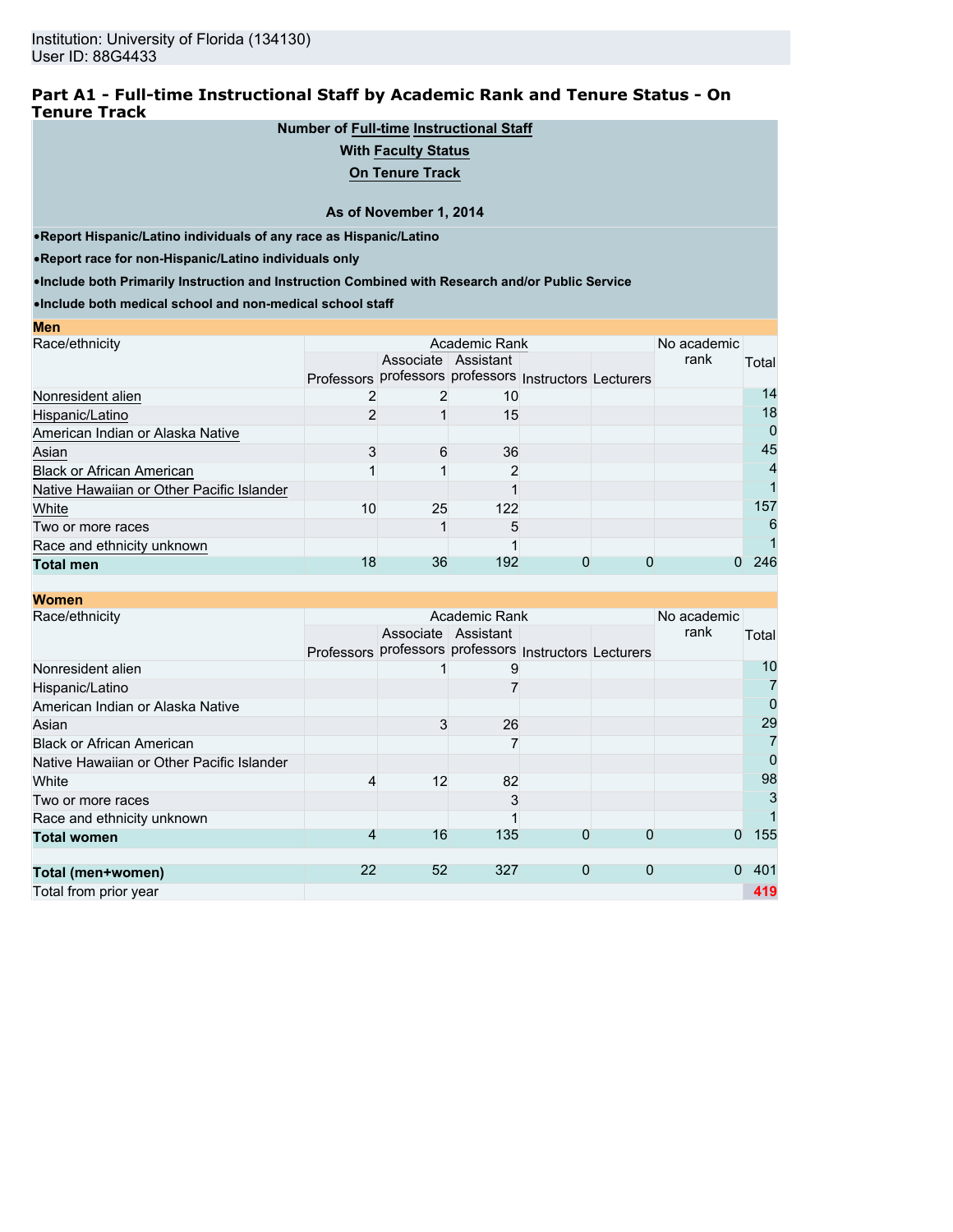Institution: University of Florida (134130)
User ID: 88G4433

## Part A1 - Full-time Instructional Staff by Academic Rank and Tenure Status - On Tenure Track

**Number of Full-time Instructional Staff**

**With Faculty Status**

**On Tenure Track**

**As of November 1, 2014**

- **Report Hispanic/Latino individuals of any race as Hispanic/Latino**
- **Report race for non-Hispanic/Latino individuals only**
- **Include both Primarily Instruction and Instruction Combined with Research and/or Public Service**
- **Include both medical school and non-medical school staff**

**Men**

| Race/ethnicity | Academic Rank | | | | | No academic rank | Total |
|---|---|---|---|---|---|---|---|
| | Professors | Associate professors | Assistant professors | Instructors | Lecturers | | |
| Nonresident alien | 2 | 2 | 10 | | | | 14 |
| Hispanic/Latino | 2 | 1 | 15 | | | | 18 |
| American Indian or Alaska Native | | | | | | | 0 |
| Asian | 3 | 6 | 36 | | | | 45 |
| Black or African American | 1 | 1 | 2 | | | | 4 |
| Native Hawaiian or Other Pacific Islander | | | 1 | | | | 1 |
| White | 10 | 25 | 122 | | | | 157 |
| Two or more races | | 1 | 5 | | | | 6 |
| Race and ethnicity unknown | | | 1 | | | | 1 |
| **Total men** | 18 | 36 | 192 | 0 | 0 | 0 | 246 |

**Women**

| Race/ethnicity | Academic Rank | | | | | No academic rank | Total |
|---|---|---|---|---|---|---|---|
| | Professors | Associate professors | Assistant professors | Instructors | Lecturers | | |
| Nonresident alien | | 1 | 9 | | | | 10 |
| Hispanic/Latino | | | 7 | | | | 7 |
| American Indian or Alaska Native | | | | | | | 0 |
| Asian | | 3 | 26 | | | | 29 |
| Black or African American | | | 7 | | | | 7 |
| Native Hawaiian or Other Pacific Islander | | | | | | | 0 |
| White | 4 | 12 | 82 | | | | 98 |
| Two or more races | | | 3 | | | | 3 |
| Race and ethnicity unknown | | | 1 | | | | 1 |
| **Total women** | 4 | 16 | 135 | 0 | 0 | 0 | 155 |
| | | | | | | | |
| **Total (men+women)** | 22 | 52 | 327 | 0 | 0 | 0 | 401 |
| Total from prior year | | | | | | | 419 |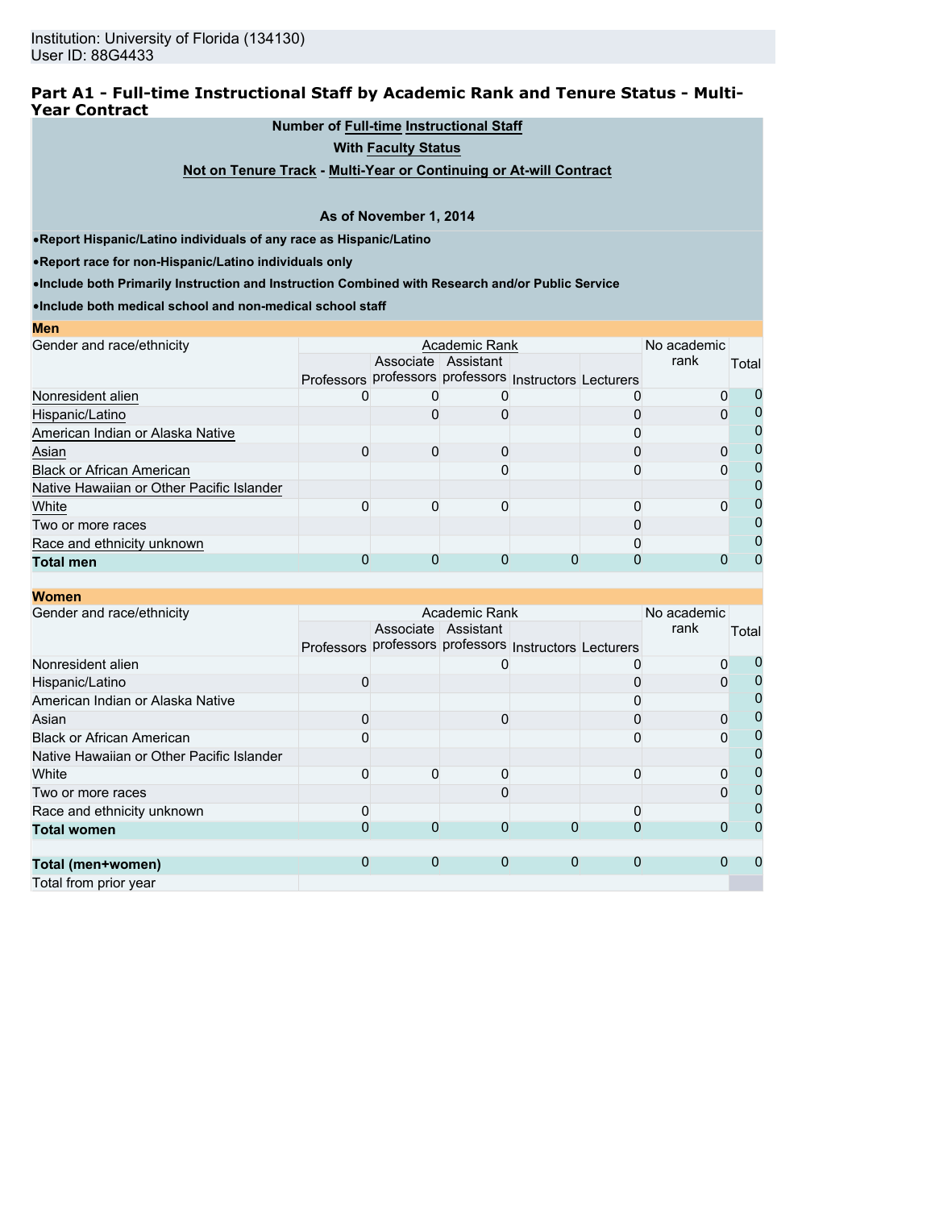Institution: University of Florida (134130)
User ID: 88G4433

## Part A1 - Full-time Instructional Staff by Academic Rank and Tenure Status - Multi-Year Contract

**Number of Full-time Instructional Staff**

**With Faculty Status**

**Not on Tenure Track - Multi-Year or Continuing or At-will Contract**

**As of November 1, 2014**

- **Report Hispanic/Latino individuals of any race as Hispanic/Latino**
- **Report race for non-Hispanic/Latino individuals only**
- **Include both Primarily Instruction and Instruction Combined with Research and/or Public Service**
- **Include both medical school and non-medical school staff**

**Men**

| Gender and race/ethnicity | Academic Rank | | | | | No academic rank | Total |
|---|---|---|---|---|---|---|---|
| | Professors | Associate professors | Assistant professors | Instructors | Lecturers | | |
| Nonresident alien | 0 | 0 | 0 | | 0 | 0 | 0 |
| Hispanic/Latino | | 0 | 0 | | 0 | 0 | 0 |
| American Indian or Alaska Native | | | | | 0 | | 0 |
| Asian | 0 | 0 | 0 | | 0 | 0 | 0 |
| Black or African American | | | 0 | | 0 | 0 | 0 |
| Native Hawaiian or Other Pacific Islander | | | | | | | 0 |
| White | 0 | 0 | 0 | | 0 | 0 | 0 |
| Two or more races | | | | | 0 | | 0 |
| Race and ethnicity unknown | | | | | 0 | | 0 |
| **Total men** | 0 | 0 | 0 | 0 | 0 | 0 | 0 |

**Women**

| Gender and race/ethnicity | Academic Rank | | | | | No academic rank | Total |
|---|---|---|---|---|---|---|---|
| | Professors | Associate professors | Assistant professors | Instructors | Lecturers | | |
| Nonresident alien | | | 0 | | 0 | 0 | 0 |
| Hispanic/Latino | 0 | | | | 0 | 0 | 0 |
| American Indian or Alaska Native | | | | | 0 | | 0 |
| Asian | 0 | | 0 | | 0 | 0 | 0 |
| Black or African American | 0 | | | | 0 | 0 | 0 |
| Native Hawaiian or Other Pacific Islander | | | | | | | 0 |
| White | 0 | 0 | 0 | | 0 | 0 | 0 |
| Two or more races | | | 0 | | | 0 | 0 |
| Race and ethnicity unknown | 0 | | | | 0 | | 0 |
| **Total women** | 0 | 0 | 0 | 0 | 0 | 0 | 0 |
| | | | | | | | |
| **Total (men+women)** | 0 | 0 | 0 | 0 | 0 | 0 | 0 |
| Total from prior year | | | | | | | |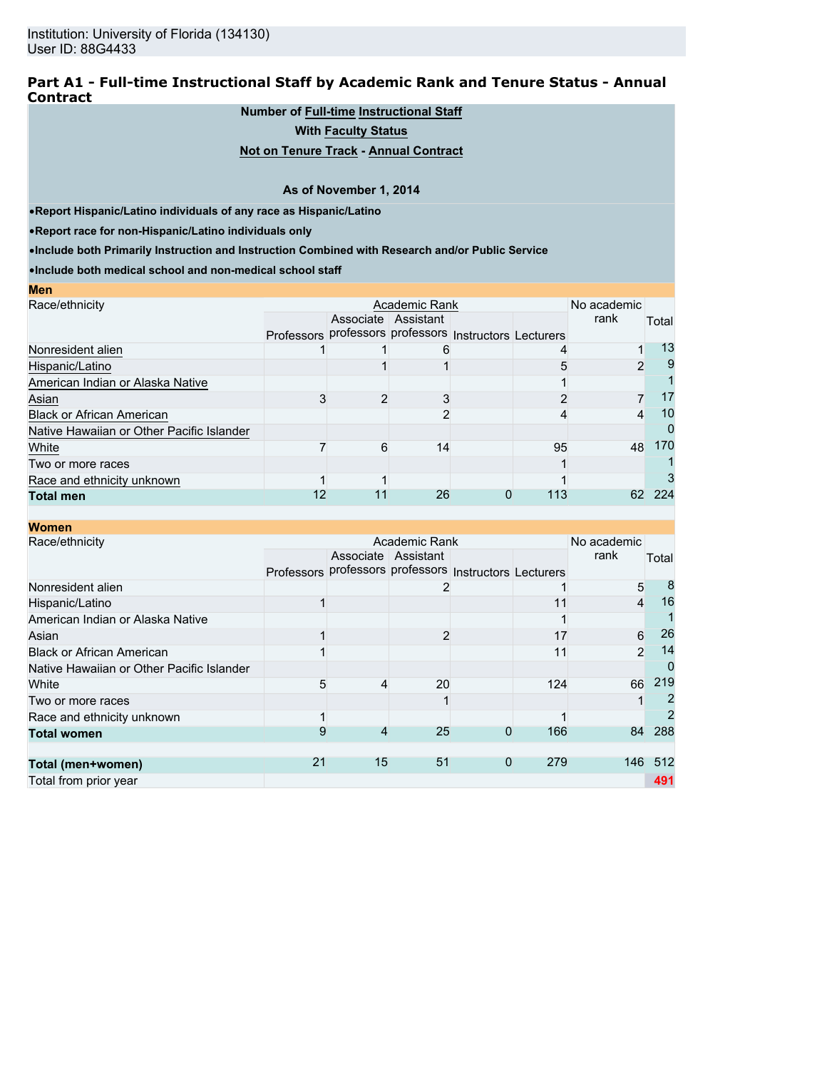Institution: University of Florida (134130)
User ID: 88G4433

## Part A1 - Full-time Instructional Staff by Academic Rank and Tenure Status - Annual Contract

**Number of Full-time Instructional Staff**

**With Faculty Status**

**Not on Tenure Track - Annual Contract**

**As of November 1, 2014**

- **Report Hispanic/Latino individuals of any race as Hispanic/Latino**
- **Report race for non-Hispanic/Latino individuals only**
- **Include both Primarily Instruction and Instruction Combined with Research and/or Public Service**
- **Include both medical school and non-medical school staff**

**Men**

| Race/ethnicity | Academic Rank | | | | | No academic rank | Total |
|---|---|---|---|---|---|---|---|
| | Professors | Associate professors | Assistant professors | Instructors | Lecturers | | |
| Nonresident alien | 1 | 1 | 6 | | 4 | 1 | 13 |
| Hispanic/Latino | | 1 | 1 | | 5 | 2 | 9 |
| American Indian or Alaska Native | | | | | 1 | | 1 |
| Asian | 3 | 2 | 3 | | 2 | 7 | 17 |
| Black or African American | | | 2 | | 4 | 4 | 10 |
| Native Hawaiian or Other Pacific Islander | | | | | | | 0 |
| White | 7 | 6 | 14 | | 95 | 48 | 170 |
| Two or more races | | | | | 1 | | 1 |
| Race and ethnicity unknown | 1 | 1 | | | 1 | | 3 |
| **Total men** | 12 | 11 | 26 | 0 | 113 | 62 | 224 |

**Women**

| Race/ethnicity | Academic Rank | | | | | No academic rank | Total |
|---|---|---|---|---|---|---|---|
| | Professors | Associate professors | Assistant professors | Instructors | Lecturers | | |
| Nonresident alien | | | 2 | | 1 | 5 | 8 |
| Hispanic/Latino | 1 | | | | 11 | 4 | 16 |
| American Indian or Alaska Native | | | | | 1 | | 1 |
| Asian | 1 | | 2 | | 17 | 6 | 26 |
| Black or African American | 1 | | | | 11 | 2 | 14 |
| Native Hawaiian or Other Pacific Islander | | | | | | | 0 |
| White | 5 | 4 | 20 | | 124 | 66 | 219 |
| Two or more races | | | 1 | | | 1 | 2 |
| Race and ethnicity unknown | 1 | | | | 1 | | 2 |
| **Total women** | 9 | 4 | 25 | 0 | 166 | 84 | 288 |
| **Total (men+women)** | 21 | 15 | 51 | 0 | 279 | 146 | 512 |
| Total from prior year | | | | | | | 491 |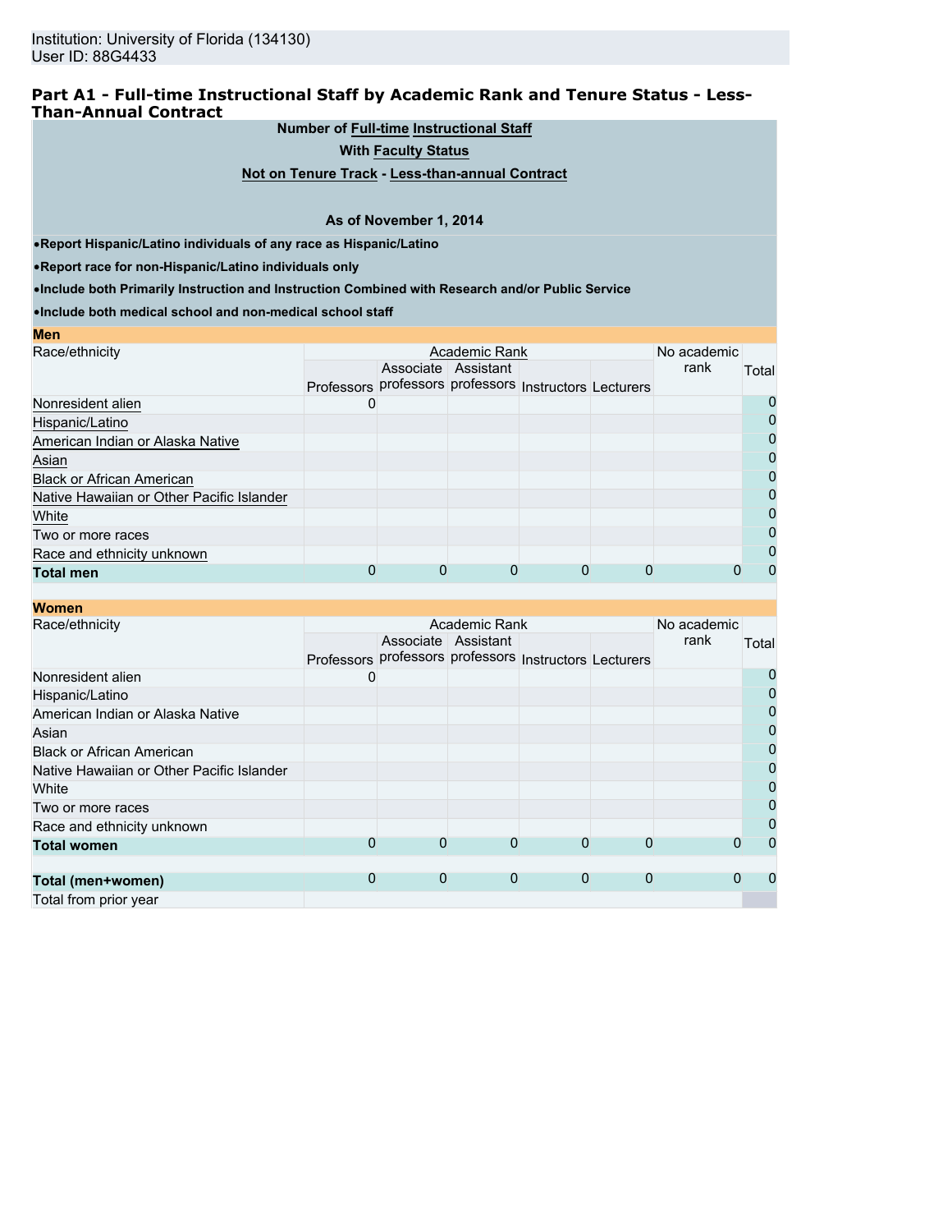Institution: University of Florida (134130)
User ID: 88G4433

## Part A1 - Full-time Instructional Staff by Academic Rank and Tenure Status - Less-Than-Annual Contract

**Number of Full-time Instructional Staff**

**With Faculty Status**

**Not on Tenure Track - Less-than-annual Contract**

**As of November 1, 2014**

- **Report Hispanic/Latino individuals of any race as Hispanic/Latino**
- **Report race for non-Hispanic/Latino individuals only**
- **Include both Primarily Instruction and Instruction Combined with Research and/or Public Service**
- **Include both medical school and non-medical school staff**

**Men**

| Race/ethnicity | Academic Rank | | | | | No academic rank | Total |
|---|---|---|---|---|---|---|---|
| | Professors | Associate professors | Assistant professors | Instructors | Lecturers | | |
| Nonresident alien | 0 | | | | | | 0 |
| Hispanic/Latino | | | | | | | 0 |
| American Indian or Alaska Native | | | | | | | 0 |
| Asian | | | | | | | 0 |
| Black or African American | | | | | | | 0 |
| Native Hawaiian or Other Pacific Islander | | | | | | | 0 |
| White | | | | | | | 0 |
| Two or more races | | | | | | | 0 |
| Race and ethnicity unknown | | | | | | | 0 |
| **Total men** | 0 | 0 | 0 | 0 | 0 | 0 | 0 |

**Women**

| Race/ethnicity | Academic Rank | | | | | No academic rank | Total |
|---|---|---|---|---|---|---|---|
| | Professors | Associate professors | Assistant professors | Instructors | Lecturers | | |
| Nonresident alien | 0 | | | | | | 0 |
| Hispanic/Latino | | | | | | | 0 |
| American Indian or Alaska Native | | | | | | | 0 |
| Asian | | | | | | | 0 |
| Black or African American | | | | | | | 0 |
| Native Hawaiian or Other Pacific Islander | | | | | | | 0 |
| White | | | | | | | 0 |
| Two or more races | | | | | | | 0 |
| Race and ethnicity unknown | | | | | | | 0 |
| **Total women** | 0 | 0 | 0 | 0 | 0 | 0 | 0 |
| | | | | | | | |
| **Total (men+women)** | 0 | 0 | 0 | 0 | 0 | 0 | 0 |
| Total from prior year | | | | | | | |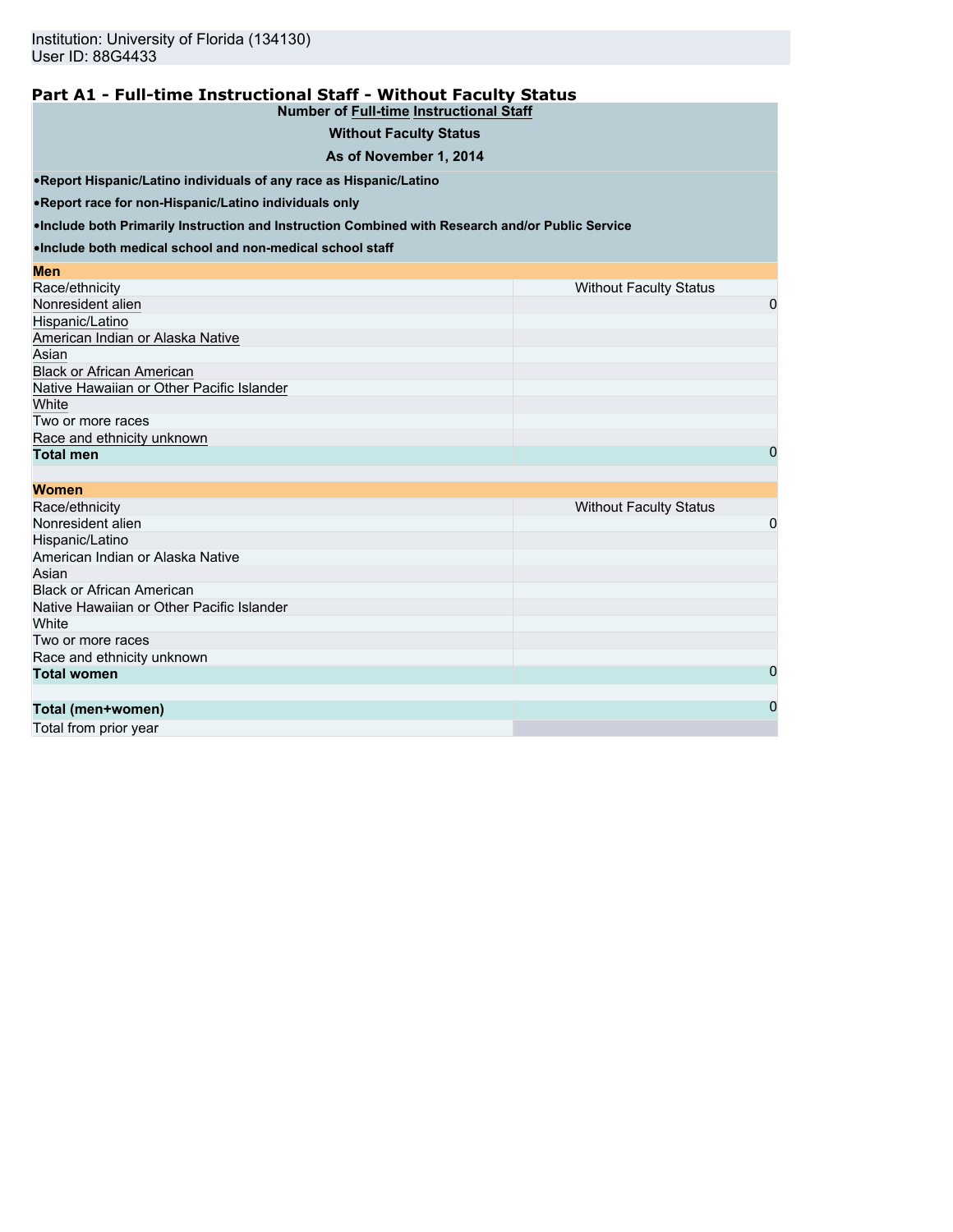Institution: University of Florida (134130)
User ID: 88G4433

## Part A1 - Full-time Instructional Staff - Without Faculty Status

**Number of Full-time Instructional Staff**

**Without Faculty Status**

**As of November 1, 2014**

- **Report Hispanic/Latino individuals of any race as Hispanic/Latino**
- **Report race for non-Hispanic/Latino individuals only**
- **Include both Primarily Instruction and Instruction Combined with Research and/or Public Service**
- **Include both medical school and non-medical school staff**

| **Men** | |
|---|---|
| Race/ethnicity | Without Faculty Status |
| Nonresident alien | 0 |
| Hispanic/Latino | |
| American Indian or Alaska Native | |
| Asian | |
| Black or African American | |
| Native Hawaiian or Other Pacific Islander | |
| White | |
| Two or more races | |
| Race and ethnicity unknown | |
| **Total men** | 0 |

| **Women** | |
|---|---|
| Race/ethnicity | Without Faculty Status |
| Nonresident alien | 0 |
| Hispanic/Latino | |
| American Indian or Alaska Native | |
| Asian | |
| Black or African American | |
| Native Hawaiian or Other Pacific Islander | |
| White | |
| Two or more races | |
| Race and ethnicity unknown | |
| **Total women** | 0 |

| | |
|---|---|
| **Total (men+women)** | 0 |
| Total from prior year | |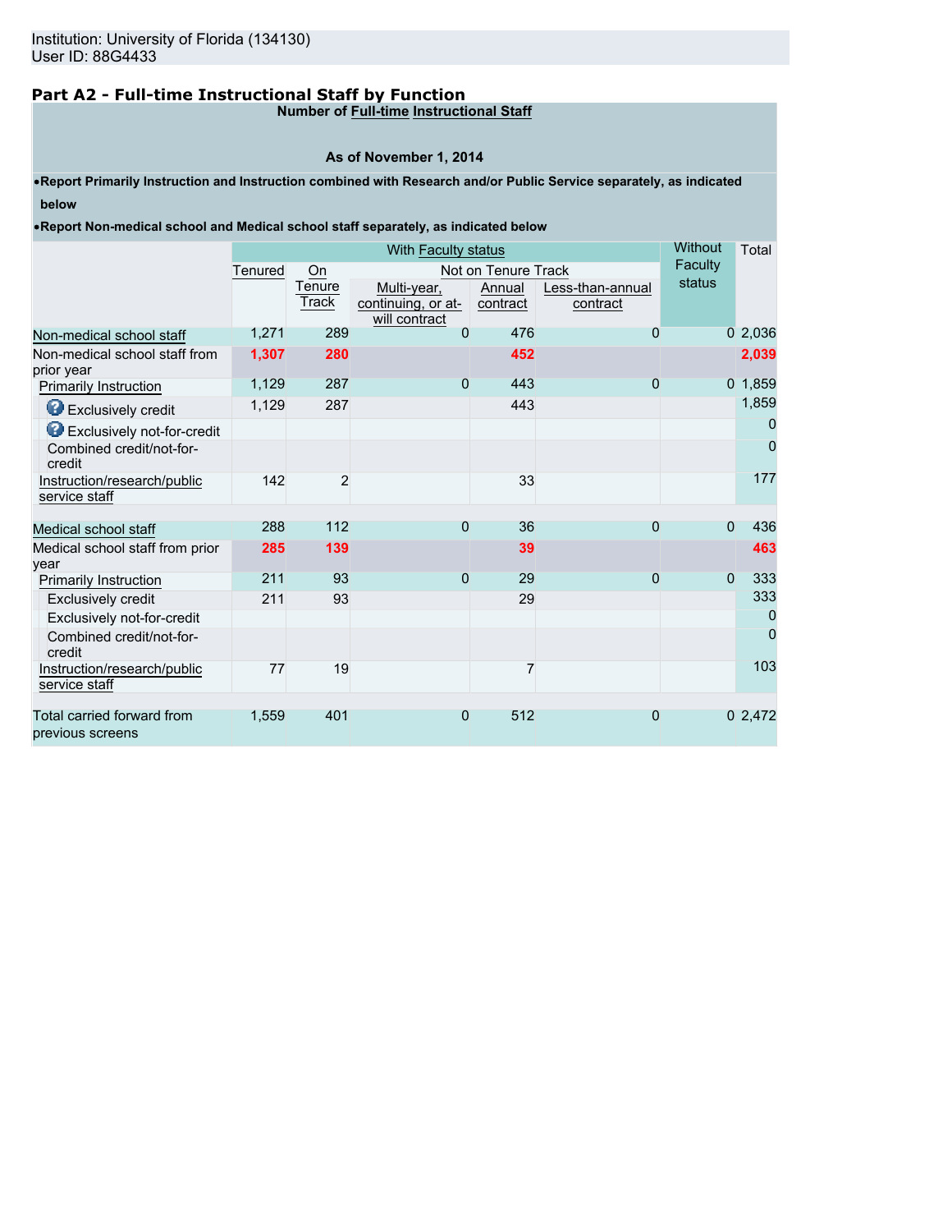Institution: University of Florida (134130)
User ID: 88G4433

## Part A2 - Full-time Instructional Staff by Function

**Number of Full-time Instructional Staff**

**As of November 1, 2014**

- **Report Primarily Instruction and Instruction combined with Research and/or Public Service separately, as indicated below**
- **Report Non-medical school and Medical school staff separately, as indicated below**

| | With Faculty status | | | | | Without Faculty status | Total |
|---|---|---|---|---|---|---|---|
| | Tenured | On Tenure Track | Not on Tenure Track | | | | |
| | | | Multi-year, continuing, or at-will contract | Annual contract | Less-than-annual contract | | |
| Non-medical school staff | 1,271 | 289 | 0 | 476 | 0 | 0 | 2,036 |
| Non-medical school staff from prior year | **1,307** | **280** | | **452** | | | **2,039** |
| Primarily Instruction | 1,129 | 287 | 0 | 443 | 0 | 0 | 1,859 |
| Exclusively credit | 1,129 | 287 | | 443 | | | 1,859 |
| Exclusively not-for-credit | | | | | | | 0 |
| Combined credit/not-for-credit | | | | | | | 0 |
| Instruction/research/public service staff | 142 | 2 | | 33 | | | 177 |
| | | | | | | | |
| Medical school staff | 288 | 112 | 0 | 36 | 0 | 0 | 436 |
| Medical school staff from prior year | **285** | **139** | | **39** | | | **463** |
| Primarily Instruction | 211 | 93 | 0 | 29 | 0 | 0 | 333 |
| Exclusively credit | 211 | 93 | | 29 | | | 333 |
| Exclusively not-for-credit | | | | | | | 0 |
| Combined credit/not-for-credit | | | | | | | 0 |
| Instruction/research/public service staff | 77 | 19 | | 7 | | | 103 |
| | | | | | | | |
| Total carried forward from previous screens | 1,559 | 401 | 0 | 512 | 0 | 0 | 2,472 |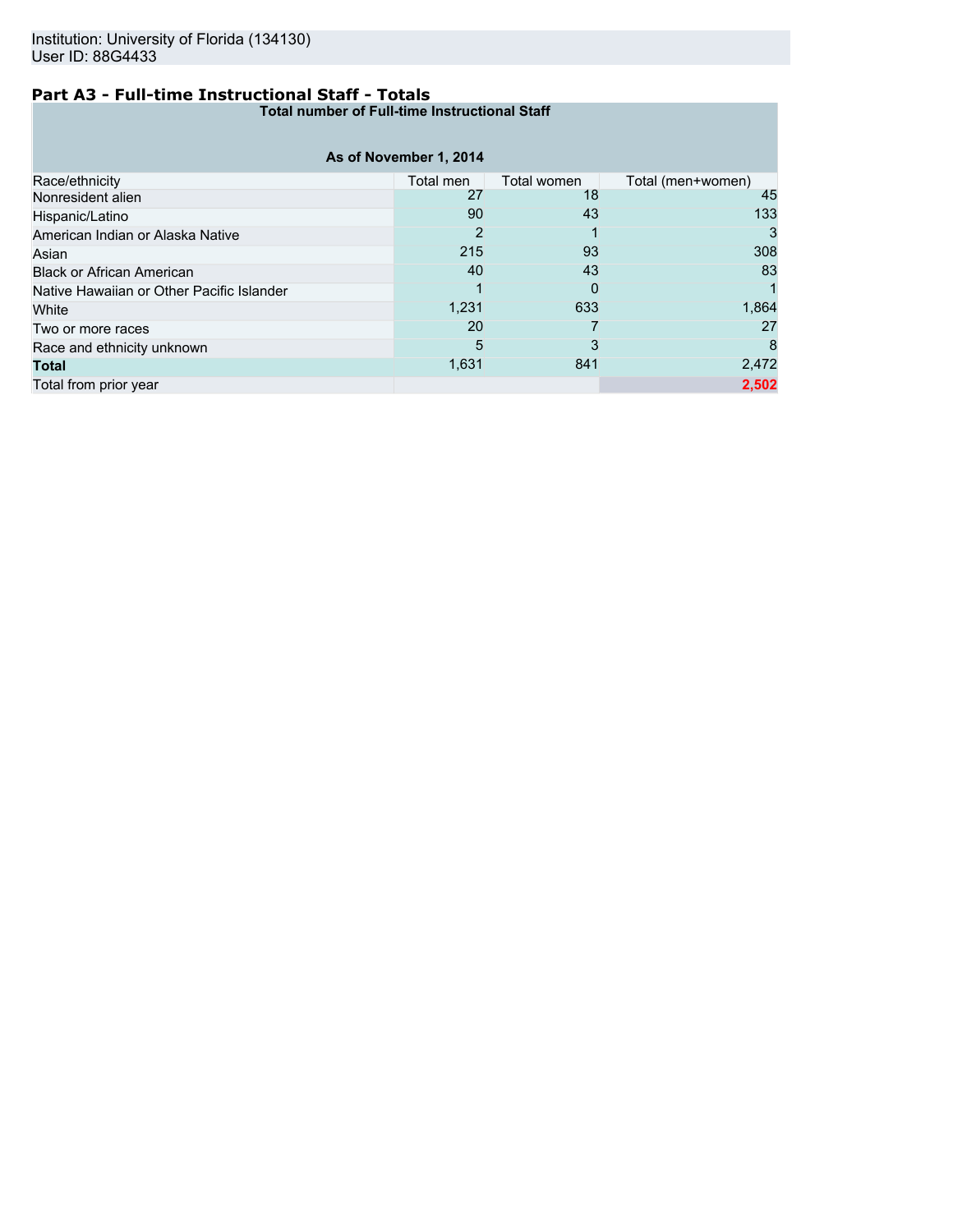Institution: University of Florida (134130)
User ID: 88G4433

## Part A3 - Full-time Instructional Staff - Totals

| Total number of Full-time Instructional Staff | | | |
|---|---|---|---|
| **As of November 1, 2014** | | | |
| Race/ethnicity | Total men | Total women | Total (men+women) |
| Nonresident alien | 27 | 18 | 45 |
| Hispanic/Latino | 90 | 43 | 133 |
| American Indian or Alaska Native | 2 | 1 | 3 |
| Asian | 215 | 93 | 308 |
| Black or African American | 40 | 43 | 83 |
| Native Hawaiian or Other Pacific Islander | 1 | 0 | 1 |
| White | 1,231 | 633 | 1,864 |
| Two or more races | 20 | 7 | 27 |
| Race and ethnicity unknown | 5 | 3 | 8 |
| **Total** | 1,631 | 841 | 2,472 |
| Total from prior year | | | **2,502** |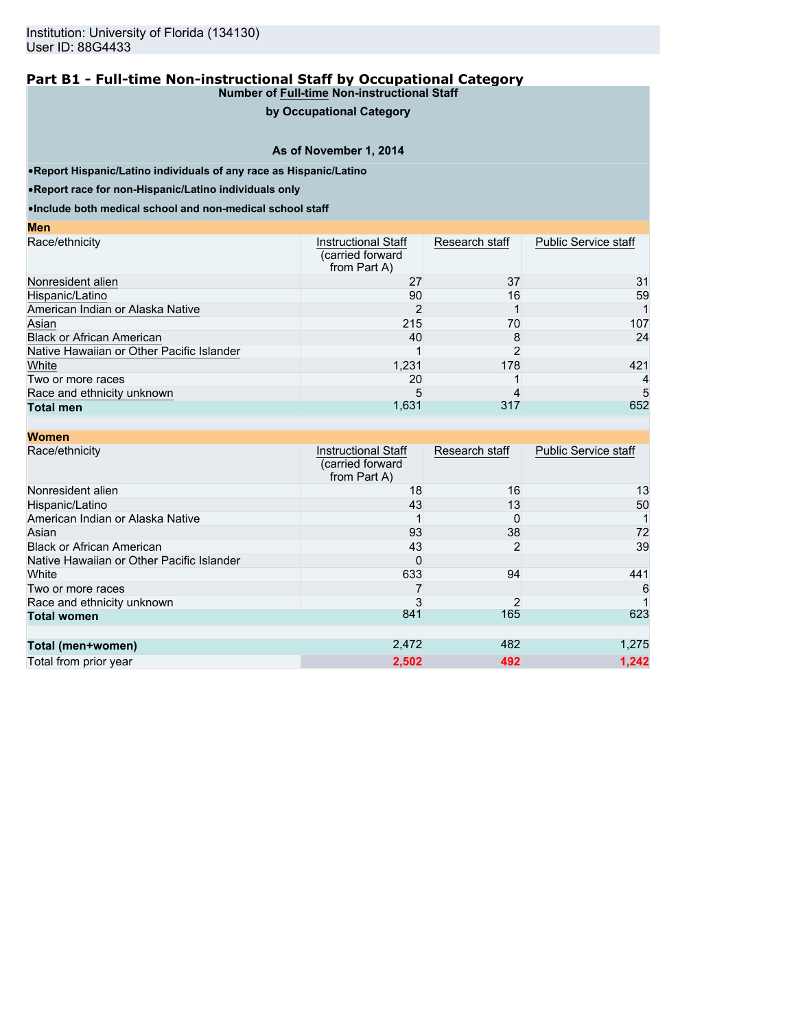Institution: University of Florida (134130)
User ID: 88G4433

## Part B1 - Full-time Non-instructional Staff by Occupational Category

**Number of Full-time Non-instructional Staff by Occupational Category**

**As of November 1, 2014**

- **Report Hispanic/Latino individuals of any race as Hispanic/Latino**
- **Report race for non-Hispanic/Latino individuals only**
- **Include both medical school and non-medical school staff**

**Men**

| Race/ethnicity | Instructional Staff (carried forward from Part A) | Research staff | Public Service staff |
|---|---|---|---|
| Nonresident alien | 27 | 37 | 31 |
| Hispanic/Latino | 90 | 16 | 59 |
| American Indian or Alaska Native | 2 | 1 | 1 |
| Asian | 215 | 70 | 107 |
| Black or African American | 40 | 8 | 24 |
| Native Hawaiian or Other Pacific Islander | 1 | 2 | |
| White | 1,231 | 178 | 421 |
| Two or more races | 20 | 1 | 4 |
| Race and ethnicity unknown | 5 | 4 | 5 |
| **Total men** | 1,631 | 317 | 652 |

**Women**

| Race/ethnicity | Instructional Staff (carried forward from Part A) | Research staff | Public Service staff |
|---|---|---|---|
| Nonresident alien | 18 | 16 | 13 |
| Hispanic/Latino | 43 | 13 | 50 |
| American Indian or Alaska Native | 1 | 0 | 1 |
| Asian | 93 | 38 | 72 |
| Black or African American | 43 | 2 | 39 |
| Native Hawaiian or Other Pacific Islander | 0 | | |
| White | 633 | 94 | 441 |
| Two or more races | 7 | | 6 |
| Race and ethnicity unknown | 3 | 2 | 1 |
| **Total women** | 841 | 165 | 623 |
| | | | |
| **Total (men+women)** | 2,472 | 482 | 1,275 |
| Total from prior year | 2,502 | 492 | 1,242 |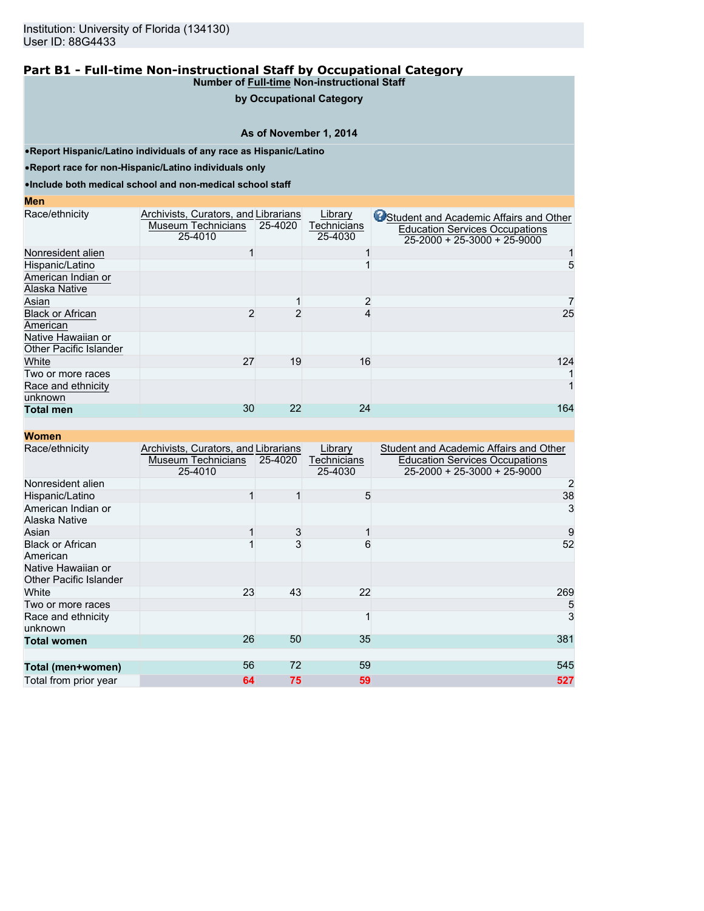Institution: University of Florida (134130)
User ID: 88G4433

## Part B1 - Full-time Non-instructional Staff by Occupational Category

**Number of Full-time Non-instructional Staff by Occupational Category**

**As of November 1, 2014**

- **Report Hispanic/Latino individuals of any race as Hispanic/Latino**
- **Report race for non-Hispanic/Latino individuals only**
- **Include both medical school and non-medical school staff**

**Men**

| Race/ethnicity | Archivists, Curators, and Museum Technicians 25-4010 | Librarians 25-4020 | Library Technicians 25-4030 | Student and Academic Affairs and Other Education Services Occupations 25-2000 + 25-3000 + 25-9000 |
|---|---|---|---|---|
| Nonresident alien | 1 | | 1 | 1 |
| Hispanic/Latino | | | 1 | 5 |
| American Indian or Alaska Native | | | | |
| Asian | | 1 | 2 | 7 |
| Black or African American | 2 | 2 | 4 | 25 |
| Native Hawaiian or Other Pacific Islander | | | | |
| White | 27 | 19 | 16 | 124 |
| Two or more races | | | | 1 |
| Race and ethnicity unknown | | | | 1 |
| **Total men** | 30 | 22 | 24 | 164 |

**Women**

| Race/ethnicity | Archivists, Curators, and Museum Technicians 25-4010 | Librarians 25-4020 | Library Technicians 25-4030 | Student and Academic Affairs and Other Education Services Occupations 25-2000 + 25-3000 + 25-9000 |
|---|---|---|---|---|
| Nonresident alien | | | | 2 |
| Hispanic/Latino | 1 | 1 | 5 | 38 |
| American Indian or Alaska Native | | | | 3 |
| Asian | 1 | 3 | 1 | 9 |
| Black or African American | 1 | 3 | 6 | 52 |
| Native Hawaiian or Other Pacific Islander | | | | |
| White | 23 | 43 | 22 | 269 |
| Two or more races | | | | 5 |
| Race and ethnicity unknown | | | 1 | 3 |
| **Total women** | 26 | 50 | 35 | 381 |
| | | | | |
| **Total (men+women)** | 56 | 72 | 59 | 545 |
| Total from prior year | 64 | 75 | 59 | 527 |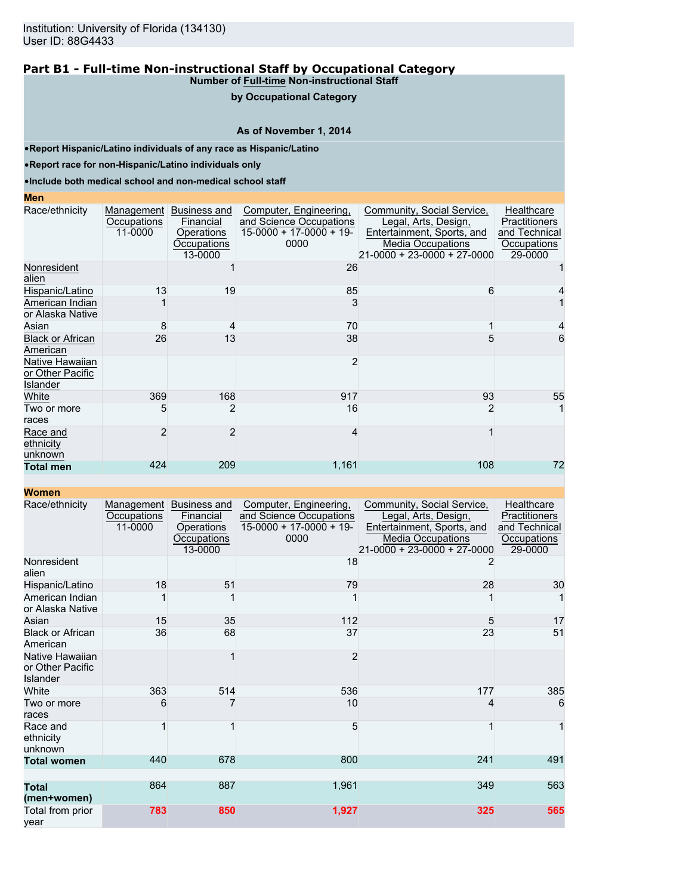Institution: University of Florida (134130)
User ID: 88G4433

## Part B1 - Full-time Non-instructional Staff by Occupational Category

**Number of Full-time Non-instructional Staff**

**by Occupational Category**

**As of November 1, 2014**

- **Report Hispanic/Latino individuals of any race as Hispanic/Latino**
- **Report race for non-Hispanic/Latino individuals only**
- **Include both medical school and non-medical school staff**

**Men**

| Race/ethnicity | Management Occupations 11-0000 | Business and Financial Operations Occupations 13-0000 | Computer, Engineering, and Science Occupations 15-0000 + 17-0000 + 19-0000 | Community, Social Service, Legal, Arts, Design, Entertainment, Sports, and Media Occupations 21-0000 + 23-0000 + 27-0000 | Healthcare Practitioners and Technical Occupations 29-0000 |
|---|---|---|---|---|---|
| Nonresident alien | | 1 | 26 | | 1 |
| Hispanic/Latino | 13 | 19 | 85 | 6 | 4 |
| American Indian or Alaska Native | 1 | | 3 | | 1 |
| Asian | 8 | 4 | 70 | 1 | 4 |
| Black or African American | 26 | 13 | 38 | 5 | 6 |
| Native Hawaiian or Other Pacific Islander | | | 2 | | |
| White | 369 | 168 | 917 | 93 | 55 |
| Two or more races | 5 | 2 | 16 | 2 | 1 |
| Race and ethnicity unknown | 2 | 2 | 4 | 1 | |
| **Total men** | 424 | 209 | 1,161 | 108 | 72 |

**Women**

| Race/ethnicity | Management Occupations 11-0000 | Business and Financial Operations Occupations 13-0000 | Computer, Engineering, and Science Occupations 15-0000 + 17-0000 + 19-0000 | Community, Social Service, Legal, Arts, Design, Entertainment, Sports, and Media Occupations 21-0000 + 23-0000 + 27-0000 | Healthcare Practitioners and Technical Occupations 29-0000 |
|---|---|---|---|---|---|
| Nonresident alien | | | 18 | 2 | |
| Hispanic/Latino | 18 | 51 | 79 | 28 | 30 |
| American Indian or Alaska Native | 1 | 1 | 1 | 1 | 1 |
| Asian | 15 | 35 | 112 | 5 | 17 |
| Black or African American | 36 | 68 | 37 | 23 | 51 |
| Native Hawaiian or Other Pacific Islander | | 1 | 2 | | |
| White | 363 | 514 | 536 | 177 | 385 |
| Two or more races | 6 | 7 | 10 | 4 | 6 |
| Race and ethnicity unknown | 1 | 1 | 5 | 1 | 1 |
| **Total women** | 440 | 678 | 800 | 241 | 491 |
| **Total (men+women)** | 864 | 887 | 1,961 | 349 | 563 |
| Total from prior year | **783** | **850** | **1,927** | **325** | **565** |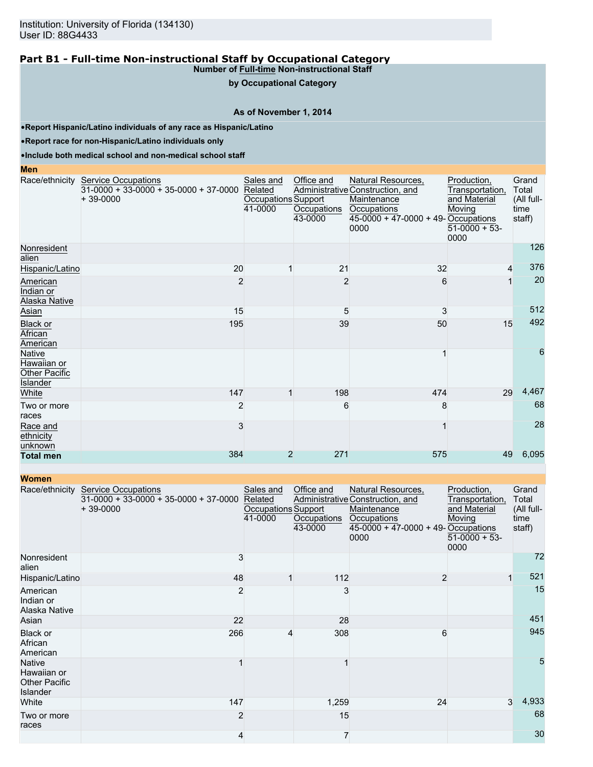Institution: University of Florida (134130)
User ID: 88G4433

## Part B1 - Full-time Non-instructional Staff by Occupational Category

**Number of Full-time Non-instructional Staff by Occupational Category**

**As of November 1, 2014**

- **Report Hispanic/Latino individuals of any race as Hispanic/Latino**
- **Report race for non-Hispanic/Latino individuals only**
- **Include both medical school and non-medical school staff**

**Men**

| Race/ethnicity | Service Occupations 31-0000 + 33-0000 + 35-0000 + 37-0000 + 39-0000 | Sales and Related Occupations 41-0000 | Office and Administrative Support Occupations 43-0000 | Natural Resources, Construction, and Maintenance Occupations 45-0000 + 47-0000 + 49-0000 | Production, Transportation, and Material Moving Occupations 51-0000 + 53-0000 | Grand Total (All full-time staff) |
|---|---|---|---|---|---|---|
| Nonresident alien | | | | | | 126 |
| Hispanic/Latino | 20 | 1 | 21 | 32 | 4 | 376 |
| American Indian or Alaska Native | 2 | | 2 | 6 | 1 | 20 |
| Asian | 15 | | 5 | 3 | | 512 |
| Black or African American | 195 | | 39 | 50 | 15 | 492 |
| Native Hawaiian or Other Pacific Islander | | | | 1 | | 6 |
| White | 147 | 1 | 198 | 474 | 29 | 4,467 |
| Two or more races | 2 | | 6 | 8 | | 68 |
| Race and ethnicity unknown | 3 | | | 1 | | 28 |
| **Total men** | 384 | 2 | 271 | 575 | 49 | 6,095 |

**Women**

| Race/ethnicity | Service Occupations 31-0000 + 33-0000 + 35-0000 + 37-0000 + 39-0000 | Sales and Related Occupations 41-0000 | Office and Administrative Support Occupations 43-0000 | Natural Resources, Construction, and Maintenance Occupations 45-0000 + 47-0000 + 49-0000 | Production, Transportation, and Material Moving Occupations 51-0000 + 53-0000 | Grand Total (All full-time staff) |
|---|---|---|---|---|---|---|
| Nonresident alien | 3 | | | | | 72 |
| Hispanic/Latino | 48 | 1 | 112 | 2 | 1 | 521 |
| American Indian or Alaska Native | 2 | | 3 | | | 15 |
| Asian | 22 | | 28 | | | 451 |
| Black or African American | 266 | 4 | 308 | 6 | | 945 |
| Native Hawaiian or Other Pacific Islander | 1 | | 1 | | | 5 |
| White | 147 | | 1,259 | 24 | 3 | 4,933 |
| Two or more races | 2 | | 15 | | | 68 |
| | 4 | | 7 | | | 30 |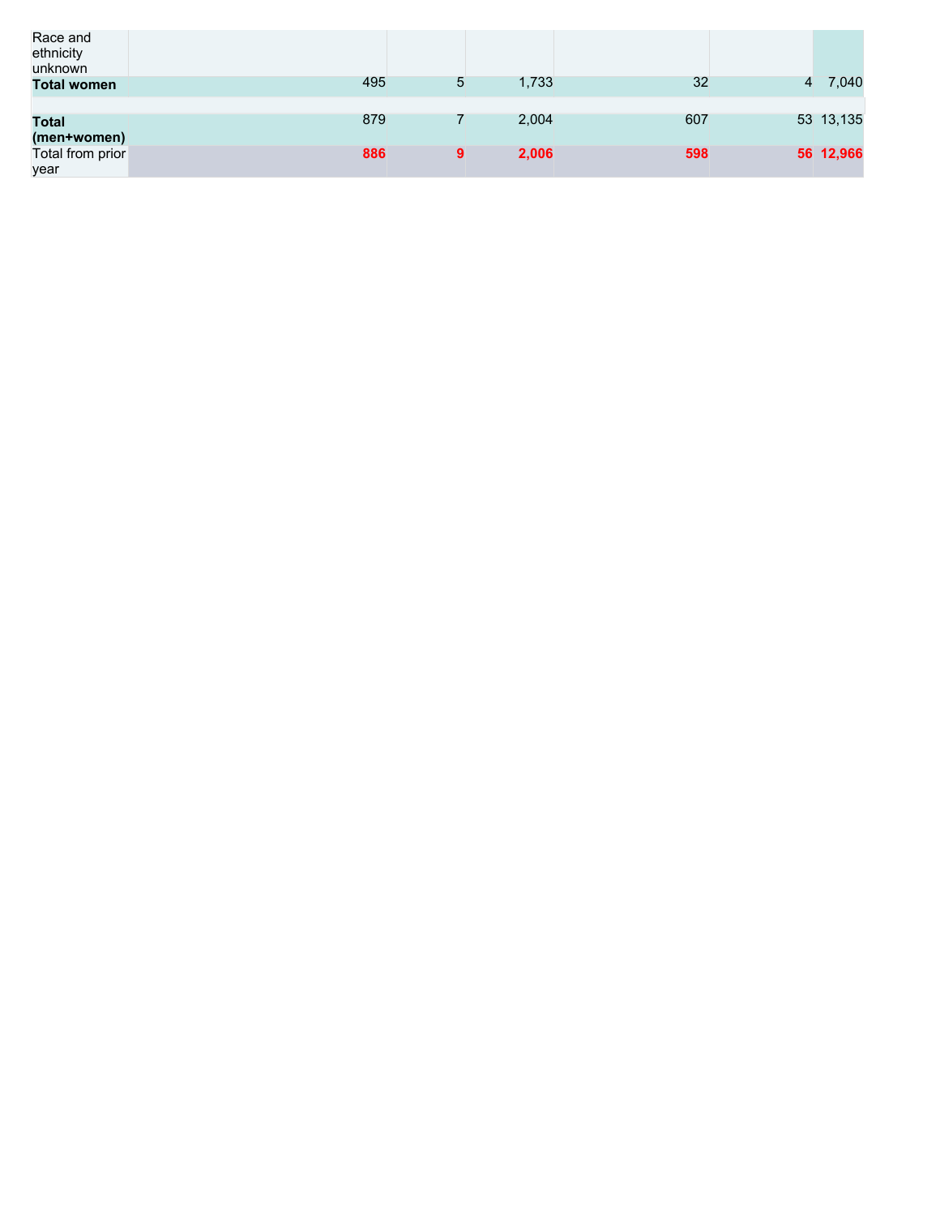| | | | | | | |
|---|---|---|---|---|---|---|
| Race and ethnicity unknown | | | | | | |
| **Total women** | 495 | 5 | 1,733 | 32 | 4 | 7,040 |
| | | | | | | |
| **Total (men+women)** | 879 | 7 | 2,004 | 607 | 53 | 13,135 |
| Total from prior year | **886** | **9** | **2,006** | **598** | **56** | **12,966** |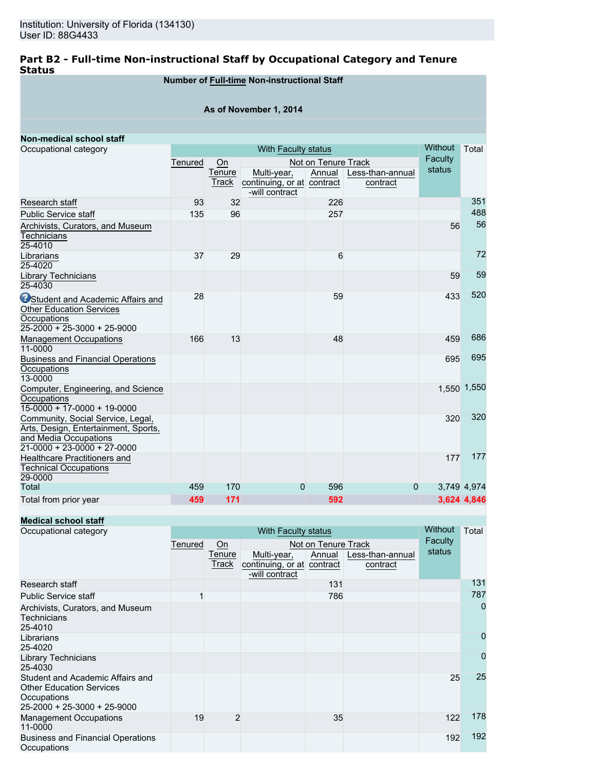Institution: University of Florida (134130)
User ID: 88G4433

## Part B2 - Full-time Non-instructional Staff by Occupational Category and Tenure Status

**Number of Full-time Non-instructional Staff**

**As of November 1, 2014**

**Non-medical school staff**

| Occupational category | With Faculty status | | | | | Without Faculty status | Total |
|---|---|---|---|---|---|---|---|
| | Tenured | On Tenure Track | Not on Tenure Track | | | | |
| | | | Multi-year, continuing, or at-will contract | Annual contract | Less-than-annual contract | | |
| Research staff | 93 | 32 | | 226 | | | 351 |
| Public Service staff | 135 | 96 | | 257 | | | 488 |
| Archivists, Curators, and Museum Technicians 25-4010 | | | | | | 56 | 56 |
| Librarians 25-4020 | 37 | 29 | | 6 | | | 72 |
| Library Technicians 25-4030 | | | | | | 59 | 59 |
| Student and Academic Affairs and Other Education Services Occupations 25-2000 + 25-3000 + 25-9000 | 28 | | | 59 | | 433 | 520 |
| Management Occupations 11-0000 | 166 | 13 | | 48 | | 459 | 686 |
| Business and Financial Operations Occupations 13-0000 | | | | | | 695 | 695 |
| Computer, Engineering, and Science Occupations 15-0000 + 17-0000 + 19-0000 | | | | | | 1,550 | 1,550 |
| Community, Social Service, Legal, Arts, Design, Entertainment, Sports, and Media Occupations 21-0000 + 23-0000 + 27-0000 | | | | | | 320 | 320 |
| Healthcare Practitioners and Technical Occupations 29-0000 | | | | | | 177 | 177 |
| Total | 459 | 170 | 0 | 596 | 0 | 3,749 | 4,974 |
| Total from prior year | 459 | 171 | | 592 | | 3,624 | 4,846 |

**Medical school staff**

| Occupational category | With Faculty status | | | | | Without Faculty status | Total |
|---|---|---|---|---|---|---|---|
| | Tenured | On Tenure Track | Not on Tenure Track | | | | |
| | | | Multi-year, continuing, or at-will contract | Annual contract | Less-than-annual contract | | |
| Research staff | | | | 131 | | | 131 |
| Public Service staff | 1 | | | 786 | | | 787 |
| Archivists, Curators, and Museum Technicians 25-4010 | | | | | | | 0 |
| Librarians 25-4020 | | | | | | | 0 |
| Library Technicians 25-4030 | | | | | | | 0 |
| Student and Academic Affairs and Other Education Services Occupations 25-2000 + 25-3000 + 25-9000 | | | | | | 25 | 25 |
| Management Occupations 11-0000 | 19 | 2 | | 35 | | 122 | 178 |
| Business and Financial Operations Occupations | | | | | | 192 | 192 |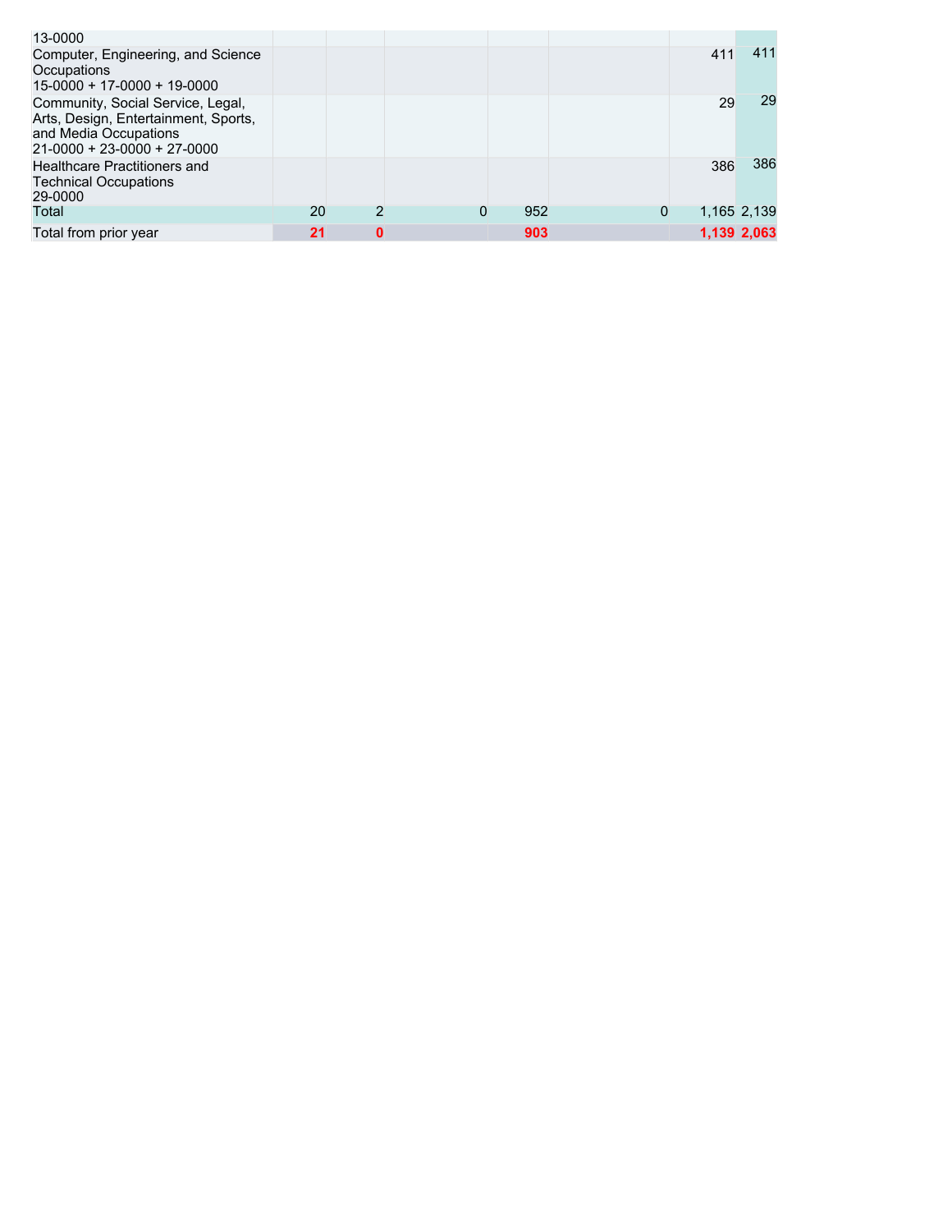| | | | | | | | |
|---|---|---|---|---|---|---|---|
| 13-0000 | | | | | | | |
| Computer, Engineering, and Science Occupations<br>15-0000 + 17-0000 + 19-0000 | | | | | | 411 | 411 |
| Community, Social Service, Legal, Arts, Design, Entertainment, Sports, and Media Occupations<br>21-0000 + 23-0000 + 27-0000 | | | | | | 29 | 29 |
| Healthcare Practitioners and Technical Occupations<br>29-0000 | | | | | | 386 | 386 |
| Total | 20 | 2 | 0 | 952 | 0 | 1,165 | 2,139 |
| Total from prior year | **21** | **0** | | **903** | | **1,139** | **2,063** |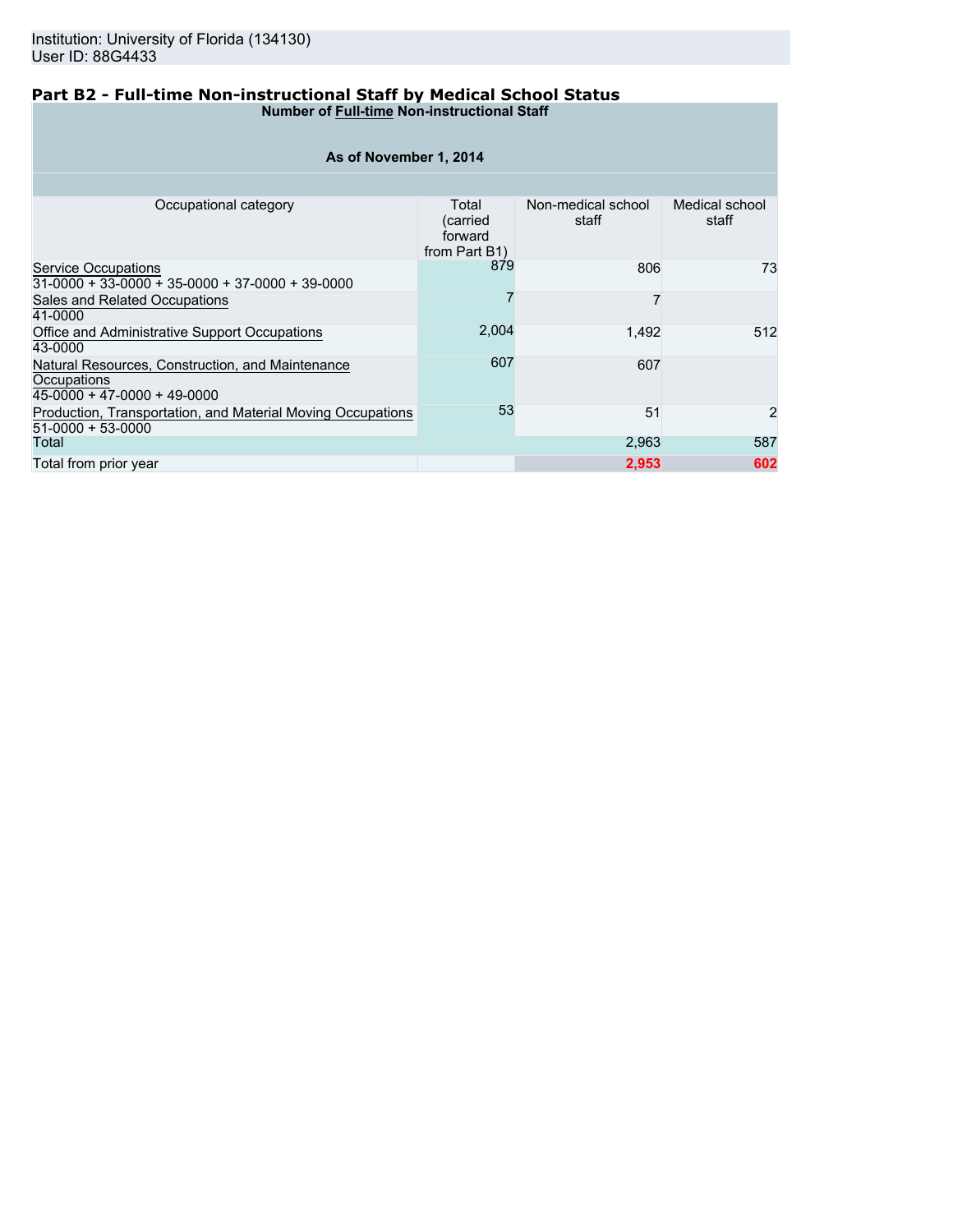Institution: University of Florida (134130)
User ID: 88G4433

## Part B2 - Full-time Non-instructional Staff by Medical School Status

| Number of **Full-time** Non-instructional Staff<br><br>As of November 1, 2014 | | | |
|---|---|---|---|
| Occupational category | Total (carried forward from Part B1) | Non-medical school staff | Medical school staff |
| Service Occupations<br>31-0000 + 33-0000 + 35-0000 + 37-0000 + 39-0000 | 879 | 806 | 73 |
| Sales and Related Occupations<br>41-0000 | 7 | 7 | |
| Office and Administrative Support Occupations<br>43-0000 | 2,004 | 1,492 | 512 |
| Natural Resources, Construction, and Maintenance Occupations<br>45-0000 + 47-0000 + 49-0000 | 607 | 607 | |
| Production, Transportation, and Material Moving Occupations<br>51-0000 + 53-0000 | 53 | 51 | 2 |
| Total | | 2,963 | 587 |
| Total from prior year | | **2,953** | **602** |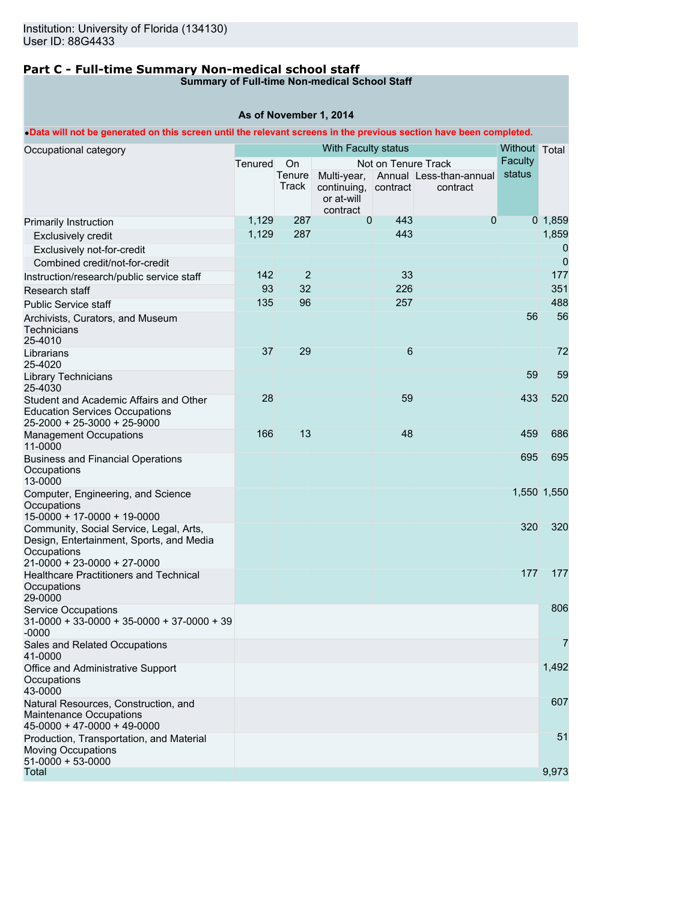Institution: University of Florida (134130)
User ID: 88G4433

## Part C - Full-time Summary Non-medical school staff

**Summary of Full-time Non-medical School Staff**

**As of November 1, 2014**

•**Data will not be generated on this screen until the relevant screens in the previous section have been completed.**

| Occupational category | With Faculty status | | | | | Without Faculty status | Total |
|---|---|---|---|---|---|---|---|
| | Tenured | On Tenure Track | Not on Tenure Track | | | | |
| | | | Multi-year, continuing, or at-will contract | Annual contract | Less-than-annual contract | | |
| Primarily Instruction | 1,129 | 287 | 0 | 443 | 0 | 0 | 1,859 |
| Exclusively credit | 1,129 | 287 | | 443 | | | 1,859 |
| Exclusively not-for-credit | | | | | | | 0 |
| Combined credit/not-for-credit | | | | | | | 0 |
| Instruction/research/public service staff | 142 | 2 | | 33 | | | 177 |
| Research staff | 93 | 32 | | 226 | | | 351 |
| Public Service staff | 135 | 96 | | 257 | | | 488 |
| Archivists, Curators, and Museum Technicians 25-4010 | | | | | | 56 | 56 |
| Librarians 25-4020 | 37 | 29 | | 6 | | | 72 |
| Library Technicians 25-4030 | | | | | | 59 | 59 |
| Student and Academic Affairs and Other Education Services Occupations 25-2000 + 25-3000 + 25-9000 | 28 | | | 59 | | 433 | 520 |
| Management Occupations 11-0000 | 166 | 13 | | 48 | | 459 | 686 |
| Business and Financial Operations Occupations 13-0000 | | | | | | 695 | 695 |
| Computer, Engineering, and Science Occupations 15-0000 + 17-0000 + 19-0000 | | | | | | 1,550 | 1,550 |
| Community, Social Service, Legal, Arts, Design, Entertainment, Sports, and Media Occupations 21-0000 + 23-0000 + 27-0000 | | | | | | 320 | 320 |
| Healthcare Practitioners and Technical Occupations 29-0000 | | | | | | 177 | 177 |
| Service Occupations 31-0000 + 33-0000 + 35-0000 + 37-0000 + 39-0000 | | | | | | | 806 |
| Sales and Related Occupations 41-0000 | | | | | | | 7 |
| Office and Administrative Support Occupations 43-0000 | | | | | | | 1,492 |
| Natural Resources, Construction, and Maintenance Occupations 45-0000 + 47-0000 + 49-0000 | | | | | | | 607 |
| Production, Transportation, and Material Moving Occupations 51-0000 + 53-0000 | | | | | | | 51 |
| Total | | | | | | | 9,973 |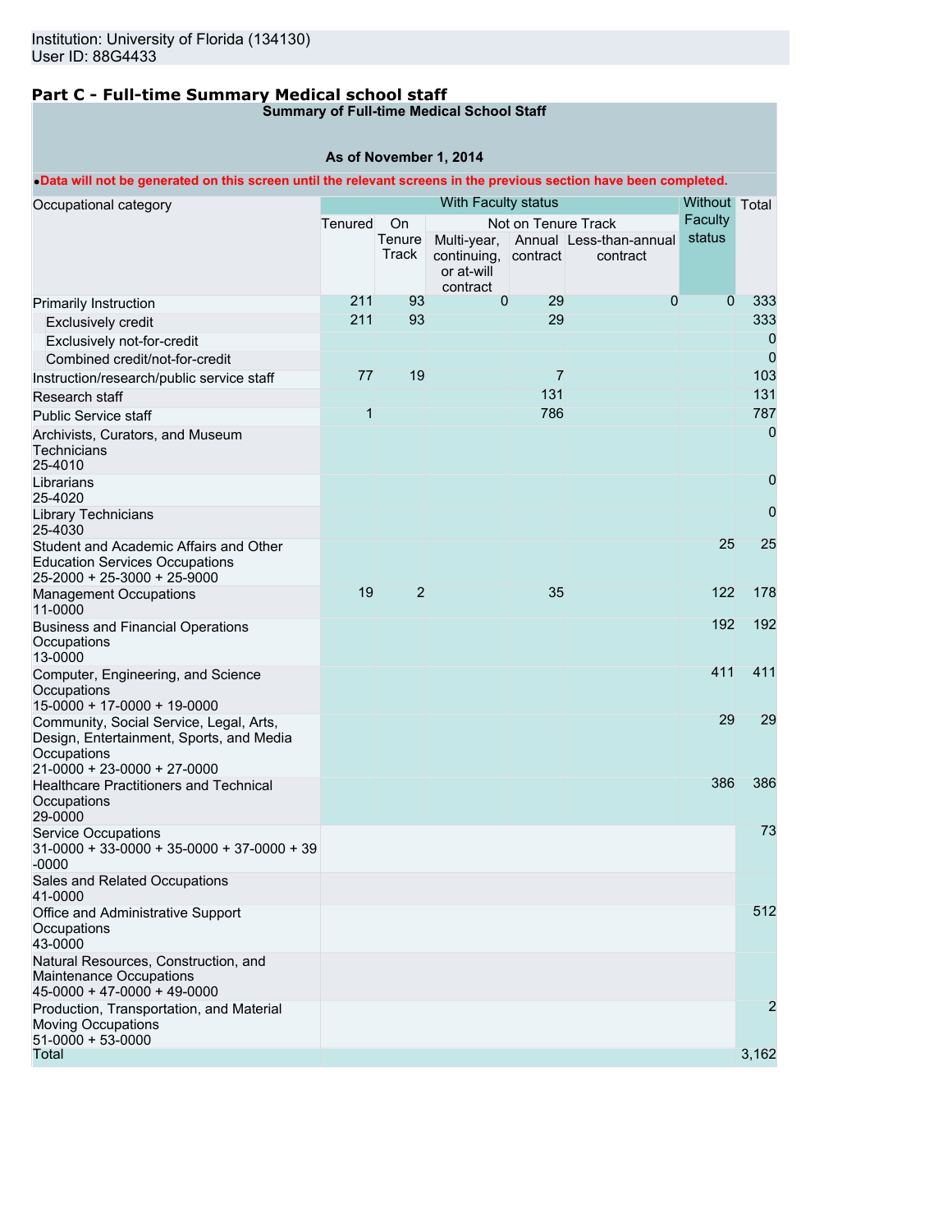Institution: University of Florida (134130)
User ID: 88G4433

## Part C - Full-time Summary Medical school staff

**Summary of Full-time Medical School Staff**

**As of November 1, 2014**

•**Data will not be generated on this screen until the relevant screens in the previous section have been completed.**

| Occupational category | With Faculty status | | | | | Without Faculty status | Total |
|---|---|---|---|---|---|---|---|
| | Tenured | On Tenure Track | Not on Tenure Track | | | | |
| | | | Multi-year, continuing, or at-will contract | Annual contract | Less-than-annual contract | | |
| Primarily Instruction | 211 | 93 | 0 | 29 | 0 | 0 | 333 |
| Exclusively credit | 211 | 93 | | 29 | | | 333 |
| Exclusively not-for-credit | | | | | | | 0 |
| Combined credit/not-for-credit | | | | | | | 0 |
| Instruction/research/public service staff | 77 | 19 | | 7 | | | 103 |
| Research staff | | | | 131 | | | 131 |
| Public Service staff | 1 | | | 786 | | | 787 |
| Archivists, Curators, and Museum Technicians 25-4010 | | | | | | | 0 |
| Librarians 25-4020 | | | | | | | 0 |
| Library Technicians 25-4030 | | | | | | | 0 |
| Student and Academic Affairs and Other Education Services Occupations 25-2000 + 25-3000 + 25-9000 | | | | | | 25 | 25 |
| Management Occupations 11-0000 | 19 | 2 | | 35 | | 122 | 178 |
| Business and Financial Operations Occupations 13-0000 | | | | | | 192 | 192 |
| Computer, Engineering, and Science Occupations 15-0000 + 17-0000 + 19-0000 | | | | | | 411 | 411 |
| Community, Social Service, Legal, Arts, Design, Entertainment, Sports, and Media Occupations 21-0000 + 23-0000 + 27-0000 | | | | | | 29 | 29 |
| Healthcare Practitioners and Technical Occupations 29-0000 | | | | | | 386 | 386 |
| Service Occupations 31-0000 + 33-0000 + 35-0000 + 37-0000 + 39 -0000 | | | | | | | 73 |
| Sales and Related Occupations 41-0000 | | | | | | | |
| Office and Administrative Support Occupations 43-0000 | | | | | | | 512 |
| Natural Resources, Construction, and Maintenance Occupations 45-0000 + 47-0000 + 49-0000 | | | | | | | |
| Production, Transportation, and Material Moving Occupations 51-0000 + 53-0000 | | | | | | | 2 |
| Total | | | | | | | 3,162 |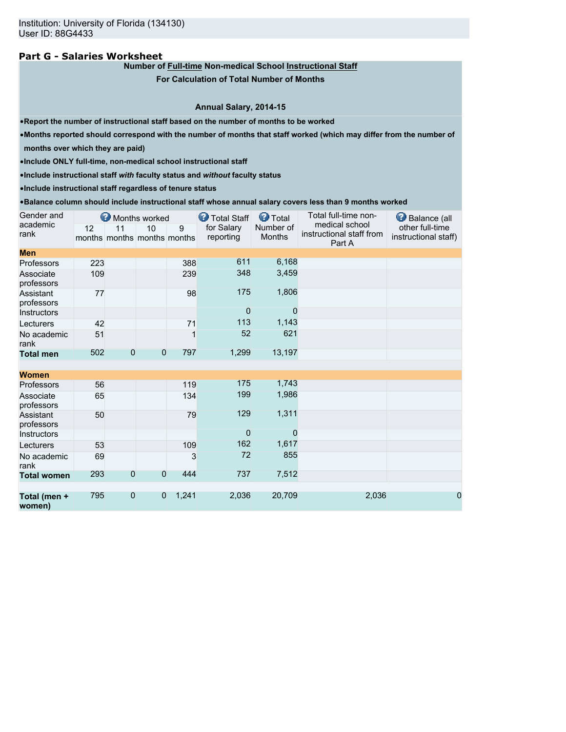Institution: University of Florida (134130)
User ID: 88G4433

## Part G - Salaries Worksheet

**Number of Full-time Non-medical School Instructional Staff**

**For Calculation of Total Number of Months**

**Annual Salary, 2014-15**

- **Report the number of instructional staff based on the number of months to be worked**
- **Months reported should correspond with the number of months that staff worked (which may differ from the number of months over which they are paid)**
- **Include ONLY full-time, non-medical school instructional staff**
- **Include instructional staff *with* faculty status and *without* faculty status**
- **Include instructional staff regardless of tenure status**
- **Balance column should include instructional staff whose annual salary covers less than 9 months worked**

| Gender and academic rank | Months worked | | | | Total Staff for Salary reporting | Total Number of Months | Total full-time non-medical school instructional staff from Part A | Balance (all other full-time instructional staff) |
|---|---|---|---|---|---|---|---|---|
| | 12 months | 11 months | 10 months | 9 months | | | | |
| **Men** | | | | | | | | |
| Professors | 223 | | | 388 | 611 | 6,168 | | |
| Associate professors | 109 | | | 239 | 348 | 3,459 | | |
| Assistant professors | 77 | | | 98 | 175 | 1,806 | | |
| Instructors | | | | | 0 | 0 | | |
| Lecturers | 42 | | | 71 | 113 | 1,143 | | |
| No academic rank | 51 | | | 1 | 52 | 621 | | |
| **Total men** | 502 | 0 | 0 | 797 | 1,299 | 13,197 | | |
| **Women** | | | | | | | | |
| Professors | 56 | | | 119 | 175 | 1,743 | | |
| Associate professors | 65 | | | 134 | 199 | 1,986 | | |
| Assistant professors | 50 | | | 79 | 129 | 1,311 | | |
| Instructors | | | | | 0 | 0 | | |
| Lecturers | 53 | | | 109 | 162 | 1,617 | | |
| No academic rank | 69 | | | 3 | 72 | 855 | | |
| **Total women** | 293 | 0 | 0 | 444 | 737 | 7,512 | | |
| **Total (men + women)** | 795 | 0 | 0 | 1,241 | 2,036 | 20,709 | 2,036 | 0 |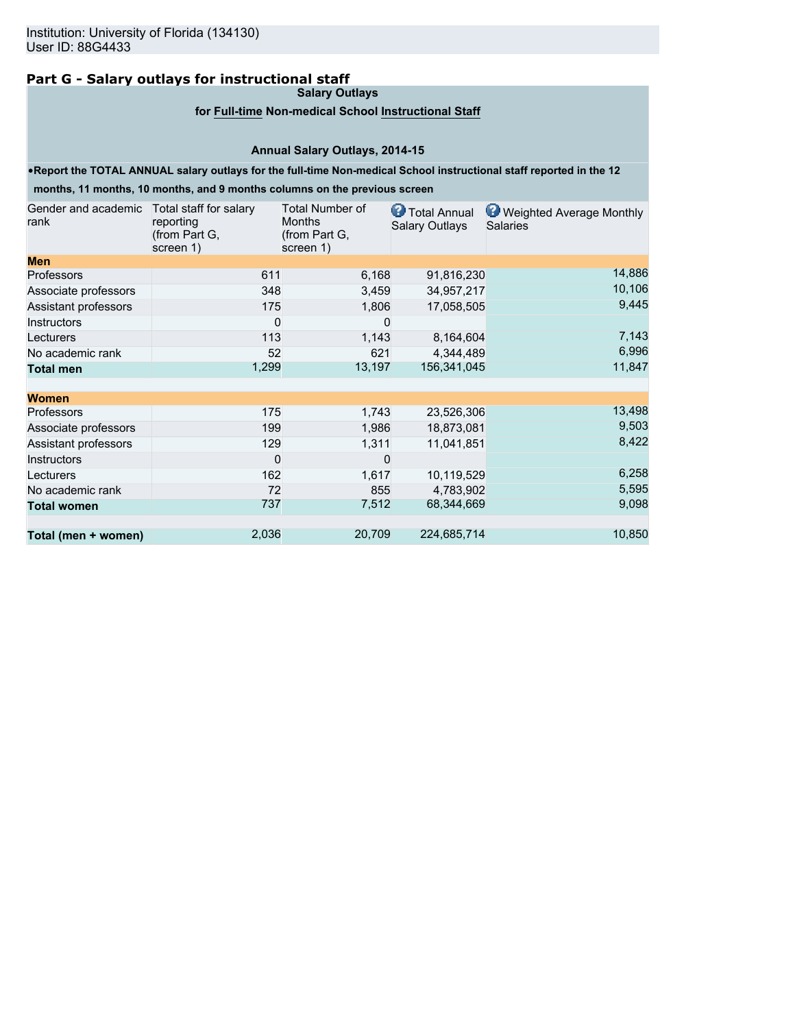Institution: University of Florida (134130)
User ID: 88G4433

## Part G - Salary outlays for instructional staff

**Salary Outlays**

**for Full-time Non-medical School Instructional Staff**

**Annual Salary Outlays, 2014-15**

- **Report the TOTAL ANNUAL salary outlays for the full-time Non-medical School instructional staff reported in the 12 months, 11 months, 10 months, and 9 months columns on the previous screen**

| Gender and academic rank | Total staff for salary reporting (from Part G, screen 1) | Total Number of Months (from Part G, screen 1) | Total Annual Salary Outlays | Weighted Average Monthly Salaries |
|---|---|---|---|---|
| **Men** | | | | |
| Professors | 611 | 6,168 | 91,816,230 | 14,886 |
| Associate professors | 348 | 3,459 | 34,957,217 | 10,106 |
| Assistant professors | 175 | 1,806 | 17,058,505 | 9,445 |
| Instructors | 0 | 0 | | |
| Lecturers | 113 | 1,143 | 8,164,604 | 7,143 |
| No academic rank | 52 | 621 | 4,344,489 | 6,996 |
| **Total men** | 1,299 | 13,197 | 156,341,045 | 11,847 |
| **Women** | | | | |
| Professors | 175 | 1,743 | 23,526,306 | 13,498 |
| Associate professors | 199 | 1,986 | 18,873,081 | 9,503 |
| Assistant professors | 129 | 1,311 | 11,041,851 | 8,422 |
| Instructors | 0 | 0 | | |
| Lecturers | 162 | 1,617 | 10,119,529 | 6,258 |
| No academic rank | 72 | 855 | 4,783,902 | 5,595 |
| **Total women** | 737 | 7,512 | 68,344,669 | 9,098 |
| **Total (men + women)** | 2,036 | 20,709 | 224,685,714 | 10,850 |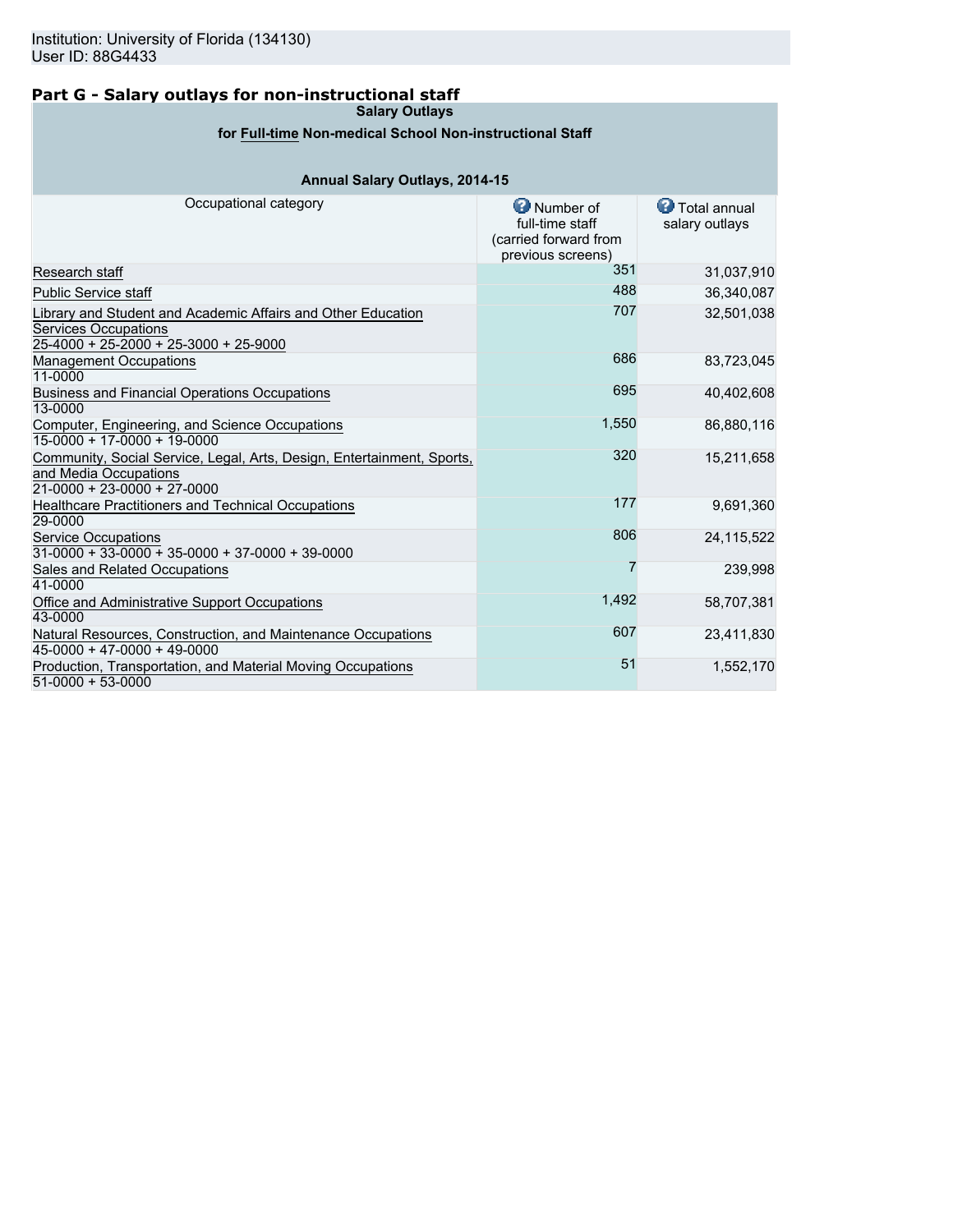Institution: University of Florida (134130)
User ID: 88G4433

## Part G - Salary outlays for non-instructional staff

**Salary Outlays**

**for Full-time Non-medical School Non-instructional Staff**

**Annual Salary Outlays, 2014-15**

| Occupational category | Number of full-time staff (carried forward from previous screens) | Total annual salary outlays |
|---|---|---|
| Research staff | 351 | 31,037,910 |
| Public Service staff | 488 | 36,340,087 |
| Library and Student and Academic Affairs and Other Education Services Occupations 25-4000 + 25-2000 + 25-3000 + 25-9000 | 707 | 32,501,038 |
| Management Occupations 11-0000 | 686 | 83,723,045 |
| Business and Financial Operations Occupations 13-0000 | 695 | 40,402,608 |
| Computer, Engineering, and Science Occupations 15-0000 + 17-0000 + 19-0000 | 1,550 | 86,880,116 |
| Community, Social Service, Legal, Arts, Design, Entertainment, Sports, and Media Occupations 21-0000 + 23-0000 + 27-0000 | 320 | 15,211,658 |
| Healthcare Practitioners and Technical Occupations 29-0000 | 177 | 9,691,360 |
| Service Occupations 31-0000 + 33-0000 + 35-0000 + 37-0000 + 39-0000 | 806 | 24,115,522 |
| Sales and Related Occupations 41-0000 | 7 | 239,998 |
| Office and Administrative Support Occupations 43-0000 | 1,492 | 58,707,381 |
| Natural Resources, Construction, and Maintenance Occupations 45-0000 + 47-0000 + 49-0000 | 607 | 23,411,830 |
| Production, Transportation, and Material Moving Occupations 51-0000 + 53-0000 | 51 | 1,552,170 |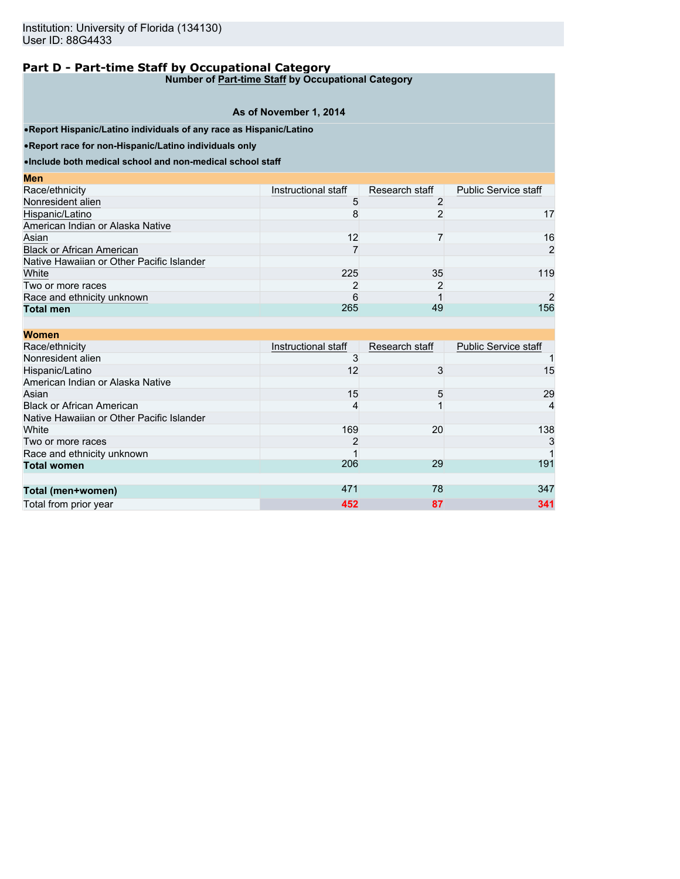Institution: University of Florida (134130)
User ID: 88G4433

## Part D - Part-time Staff by Occupational Category

**Number of Part-time Staff by Occupational Category**

**As of November 1, 2014**

- **Report Hispanic/Latino individuals of any race as Hispanic/Latino**
- **Report race for non-Hispanic/Latino individuals only**
- **Include both medical school and non-medical school staff**

**Men**

| Race/ethnicity | Instructional staff | Research staff | Public Service staff |
|---|---|---|---|
| Nonresident alien | 5 | 2 | |
| Hispanic/Latino | 8 | 2 | 17 |
| American Indian or Alaska Native | | | |
| Asian | 12 | 7 | 16 |
| Black or African American | 7 | | 2 |
| Native Hawaiian or Other Pacific Islander | | | |
| White | 225 | 35 | 119 |
| Two or more races | 2 | 2 | |
| Race and ethnicity unknown | 6 | 1 | 2 |
| **Total men** | 265 | 49 | 156 |

**Women**

| Race/ethnicity | Instructional staff | Research staff | Public Service staff |
|---|---|---|---|
| Nonresident alien | 3 | | 1 |
| Hispanic/Latino | 12 | 3 | 15 |
| American Indian or Alaska Native | | | |
| Asian | 15 | 5 | 29 |
| Black or African American | 4 | 1 | 4 |
| Native Hawaiian or Other Pacific Islander | | | |
| White | 169 | 20 | 138 |
| Two or more races | 2 | | 3 |
| Race and ethnicity unknown | 1 | | 1 |
| **Total women** | 206 | 29 | 191 |
| | | | |
| **Total (men+women)** | 471 | 78 | 347 |
| Total from prior year | 452 | 87 | 341 |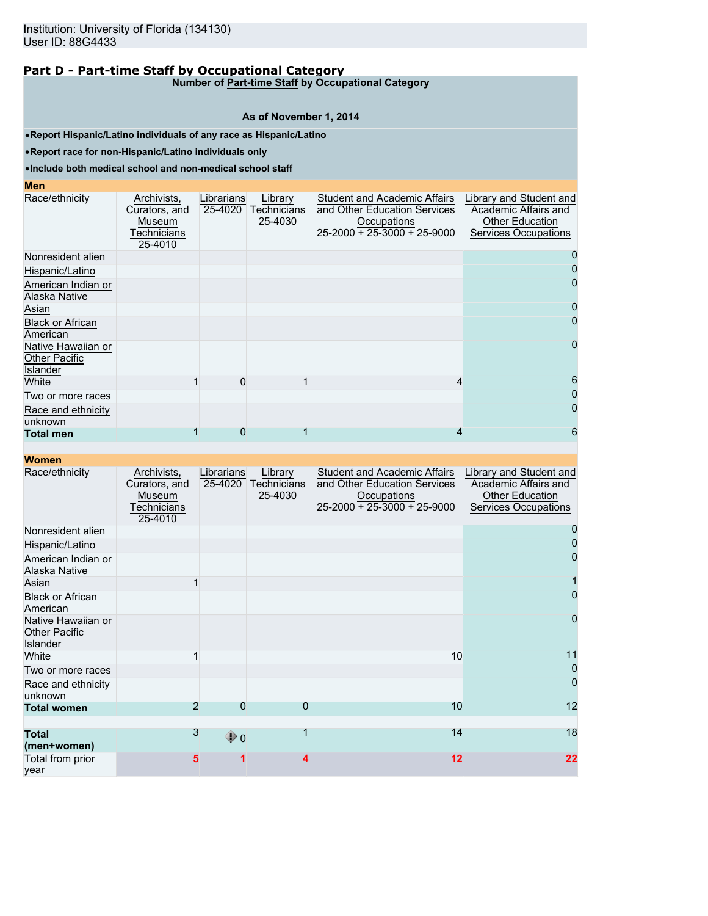Institution: University of Florida (134130)
User ID: 88G4433

## Part D - Part-time Staff by Occupational Category

**Number of Part-time Staff by Occupational Category**

**As of November 1, 2014**

- **Report Hispanic/Latino individuals of any race as Hispanic/Latino**
- **Report race for non-Hispanic/Latino individuals only**
- **Include both medical school and non-medical school staff**

**Men**

| Race/ethnicity | Archivists, Curators, and Museum Technicians 25-4010 | Librarians 25-4020 | Library Technicians 25-4030 | Student and Academic Affairs and Other Education Services Occupations 25-2000 + 25-3000 + 25-9000 | Library and Student and Academic Affairs and Other Education Services Occupations |
|---|---|---|---|---|---|
| Nonresident alien | | | | | 0 |
| Hispanic/Latino | | | | | 0 |
| American Indian or Alaska Native | | | | | 0 |
| Asian | | | | | 0 |
| Black or African American | | | | | 0 |
| Native Hawaiian or Other Pacific Islander | | | | | 0 |
| White | 1 | 0 | 1 | 4 | 6 |
| Two or more races | | | | | 0 |
| Race and ethnicity unknown | | | | | 0 |
| **Total men** | 1 | 0 | 1 | 4 | 6 |

**Women**

| Race/ethnicity | Archivists, Curators, and Museum Technicians 25-4010 | Librarians 25-4020 | Library Technicians 25-4030 | Student and Academic Affairs and Other Education Services Occupations 25-2000 + 25-3000 + 25-9000 | Library and Student and Academic Affairs and Other Education Services Occupations |
|---|---|---|---|---|---|
| Nonresident alien | | | | | 0 |
| Hispanic/Latino | | | | | 0 |
| American Indian or Alaska Native | | | | | 0 |
| Asian | 1 | | | | 1 |
| Black or African American | | | | | 0 |
| Native Hawaiian or Other Pacific Islander | | | | | 0 |
| White | 1 | | | 10 | 11 |
| Two or more races | | | | | 0 |
| Race and ethnicity unknown | | | | | 0 |
| **Total women** | 2 | 0 | 0 | 10 | 12 |
| **Total (men+women)** | 3 | 0 | 1 | 14 | 18 |
| Total from prior year | 5 | 1 | 4 | 12 | 22 |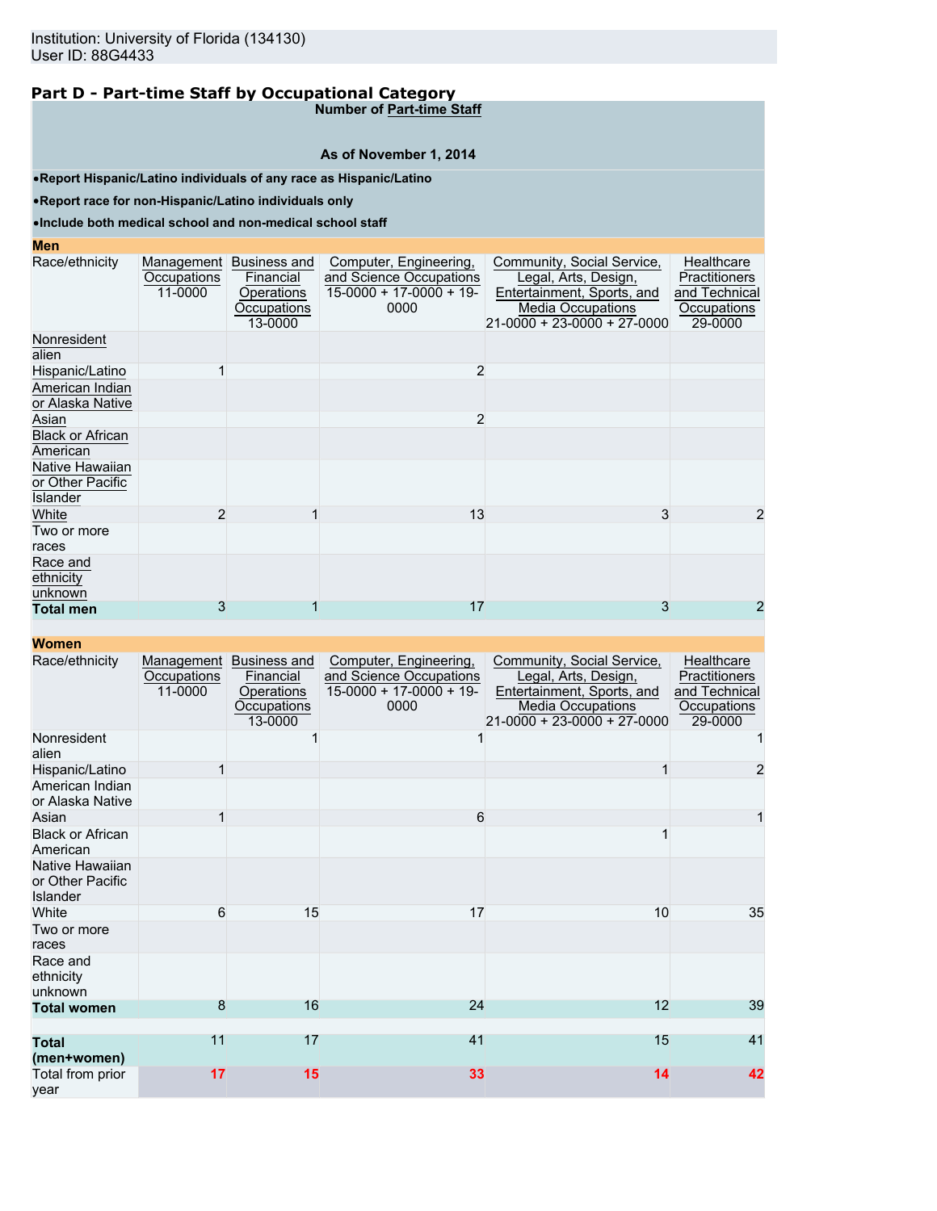Institution: University of Florida (134130)
User ID: 88G4433

## Part D - Part-time Staff by Occupational Category

**Number of Part-time Staff**

**As of November 1, 2014**

- **Report Hispanic/Latino individuals of any race as Hispanic/Latino**
- **Report race for non-Hispanic/Latino individuals only**
- **Include both medical school and non-medical school staff**

**Men**

| Race/ethnicity | Management Occupations 11-0000 | Business and Financial Operations Occupations 13-0000 | Computer, Engineering, and Science Occupations 15-0000 + 17-0000 + 19-0000 | Community, Social Service, Legal, Arts, Design, Entertainment, Sports, and Media Occupations 21-0000 + 23-0000 + 27-0000 | Healthcare Practitioners and Technical Occupations 29-0000 |
|---|---|---|---|---|---|
| Nonresident alien | | | | | |
| Hispanic/Latino | 1 | | 2 | | |
| American Indian or Alaska Native | | | | | |
| Asian | | | 2 | | |
| Black or African American | | | | | |
| Native Hawaiian or Other Pacific Islander | | | | | |
| White | 2 | 1 | 13 | 3 | 2 |
| Two or more races | | | | | |
| Race and ethnicity unknown | | | | | |
| **Total men** | 3 | 1 | 17 | 3 | 2 |

**Women**

| Race/ethnicity | Management Occupations 11-0000 | Business and Financial Operations Occupations 13-0000 | Computer, Engineering, and Science Occupations 15-0000 + 17-0000 + 19-0000 | Community, Social Service, Legal, Arts, Design, Entertainment, Sports, and Media Occupations 21-0000 + 23-0000 + 27-0000 | Healthcare Practitioners and Technical Occupations 29-0000 |
|---|---|---|---|---|---|
| Nonresident alien | | 1 | 1 | | 1 |
| Hispanic/Latino | 1 | | | 1 | 2 |
| American Indian or Alaska Native | | | | | |
| Asian | 1 | | 6 | | 1 |
| Black or African American | | | | 1 | |
| Native Hawaiian or Other Pacific Islander | | | | | |
| White | 6 | 15 | 17 | 10 | 35 |
| Two or more races | | | | | |
| Race and ethnicity unknown | | | | | |
| **Total women** | 8 | 16 | 24 | 12 | 39 |
| | | | | | |
| **Total (men+women)** | 11 | 17 | 41 | 15 | 41 |
| Total from prior year | 17 | 15 | 33 | 14 | 42 |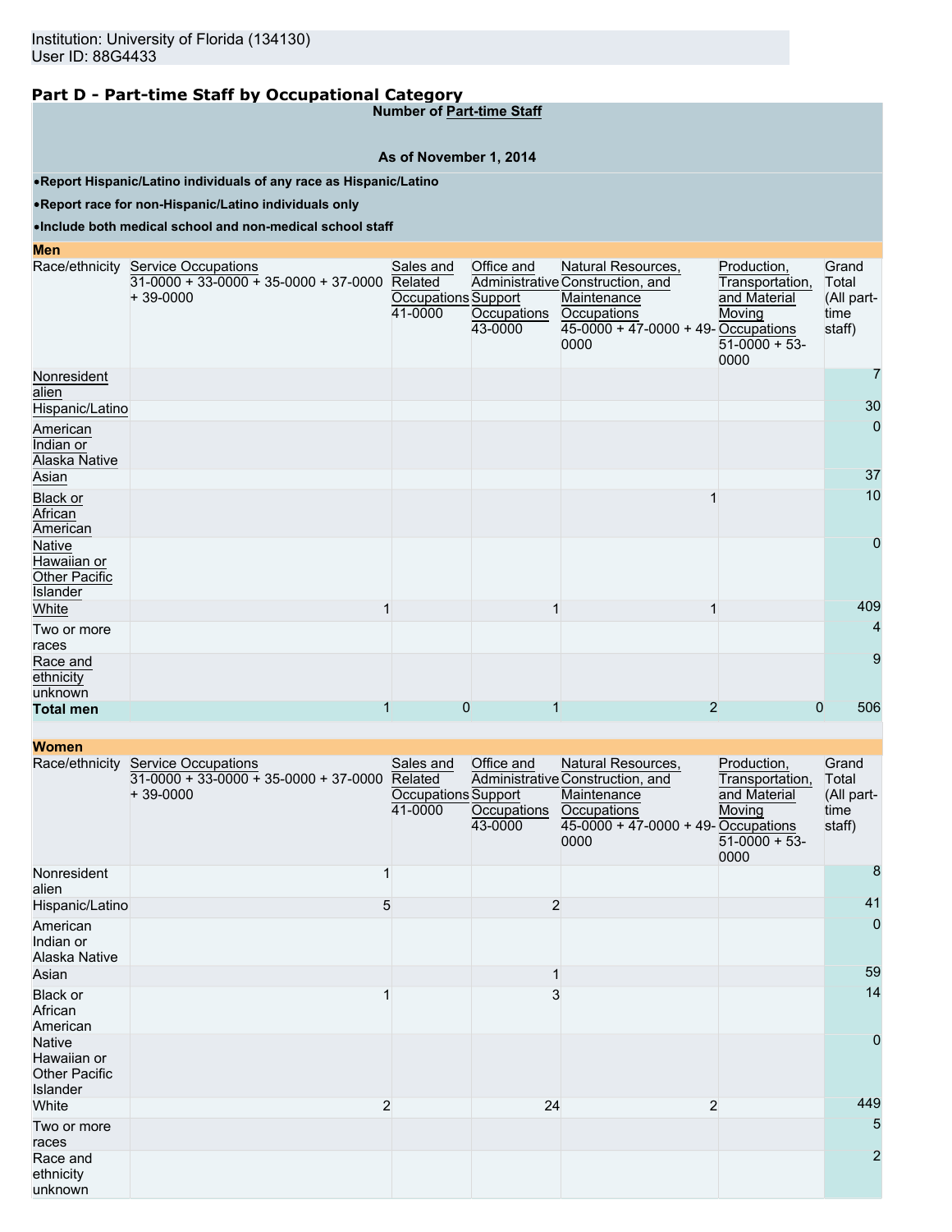## Part D - Part-time Staff by Occupational Category

**Number of Part-time Staff**

**As of November 1, 2014**

- **Report Hispanic/Latino individuals of any race as Hispanic/Latino**
- **Report race for non-Hispanic/Latino individuals only**
- **Include both medical school and non-medical school staff**

**Men**

| Race/ethnicity | Service Occupations 31-0000 + 33-0000 + 35-0000 + 37-0000 + 39-0000 | Sales and Related Occupations 41-0000 | Office and Administrative Support Occupations 43-0000 | Natural Resources, Construction, and Maintenance Occupations 45-0000 + 47-0000 + 49-0000 | Production, Transportation, and Material Moving Occupations 51-0000 + 53-0000 | Grand Total (All part-time staff) |
|---|---|---|---|---|---|---|
| Nonresident alien | | | | | | 7 |
| Hispanic/Latino | | | | | | 30 |
| American Indian or Alaska Native | | | | | | 0 |
| Asian | | | | | | 37 |
| Black or African American | | | | 1 | | 10 |
| Native Hawaiian or Other Pacific Islander | | | | | | 0 |
| White | 1 | | 1 | 1 | | 409 |
| Two or more races | | | | | | 4 |
| Race and ethnicity unknown | | | | | | 9 |
| **Total men** | 1 | 0 | 1 | 2 | 0 | 506 |

**Women**

| Race/ethnicity | Service Occupations 31-0000 + 33-0000 + 35-0000 + 37-0000 + 39-0000 | Sales and Related Occupations 41-0000 | Office and Administrative Support Occupations 43-0000 | Natural Resources, Construction, and Maintenance Occupations 45-0000 + 47-0000 + 49-0000 | Production, Transportation, and Material Moving Occupations 51-0000 + 53-0000 | Grand Total (All part-time staff) |
|---|---|---|---|---|---|---|
| Nonresident alien | 1 | | | | | 8 |
| Hispanic/Latino | 5 | | 2 | | | 41 |
| American Indian or Alaska Native | | | | | | 0 |
| Asian | | | 1 | | | 59 |
| Black or African American | 1 | | 3 | | | 14 |
| Native Hawaiian or Other Pacific Islander | | | | | | 0 |
| White | 2 | | 24 | 2 | | 449 |
| Two or more races | | | | | | 5 |
| Race and ethnicity unknown | | | | | | 2 |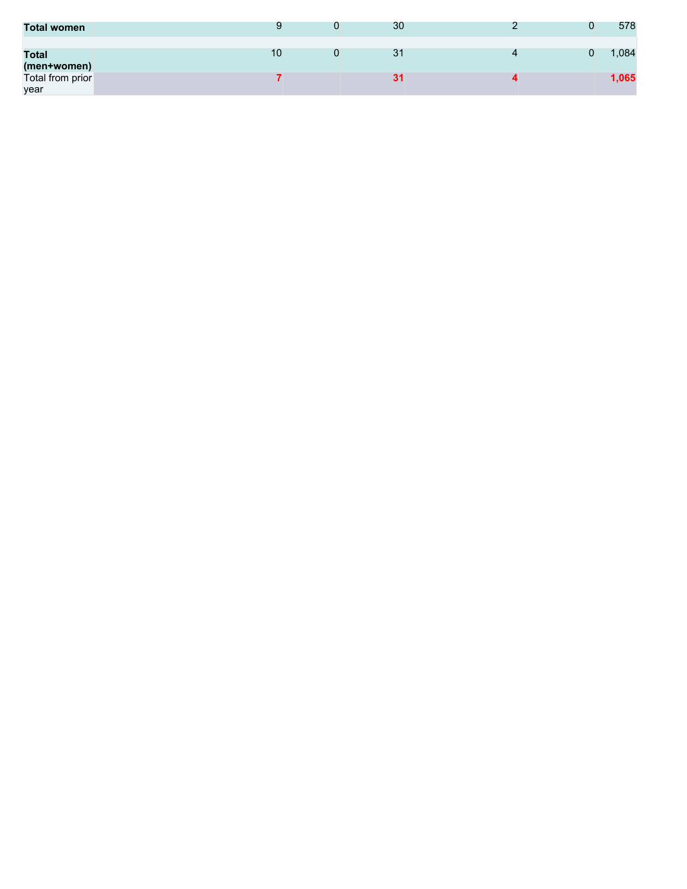| | | | | | | |
|---|---|---|---|---|---|---|
| **Total women** | 9 | 0 | 30 | 2 | 0 | 578 |
| | | | | | | |
| **Total (men+women)** | 10 | 0 | 31 | 4 | 0 | 1,084 |
| Total from prior year | **7** | | **31** | **4** | | **1,065** |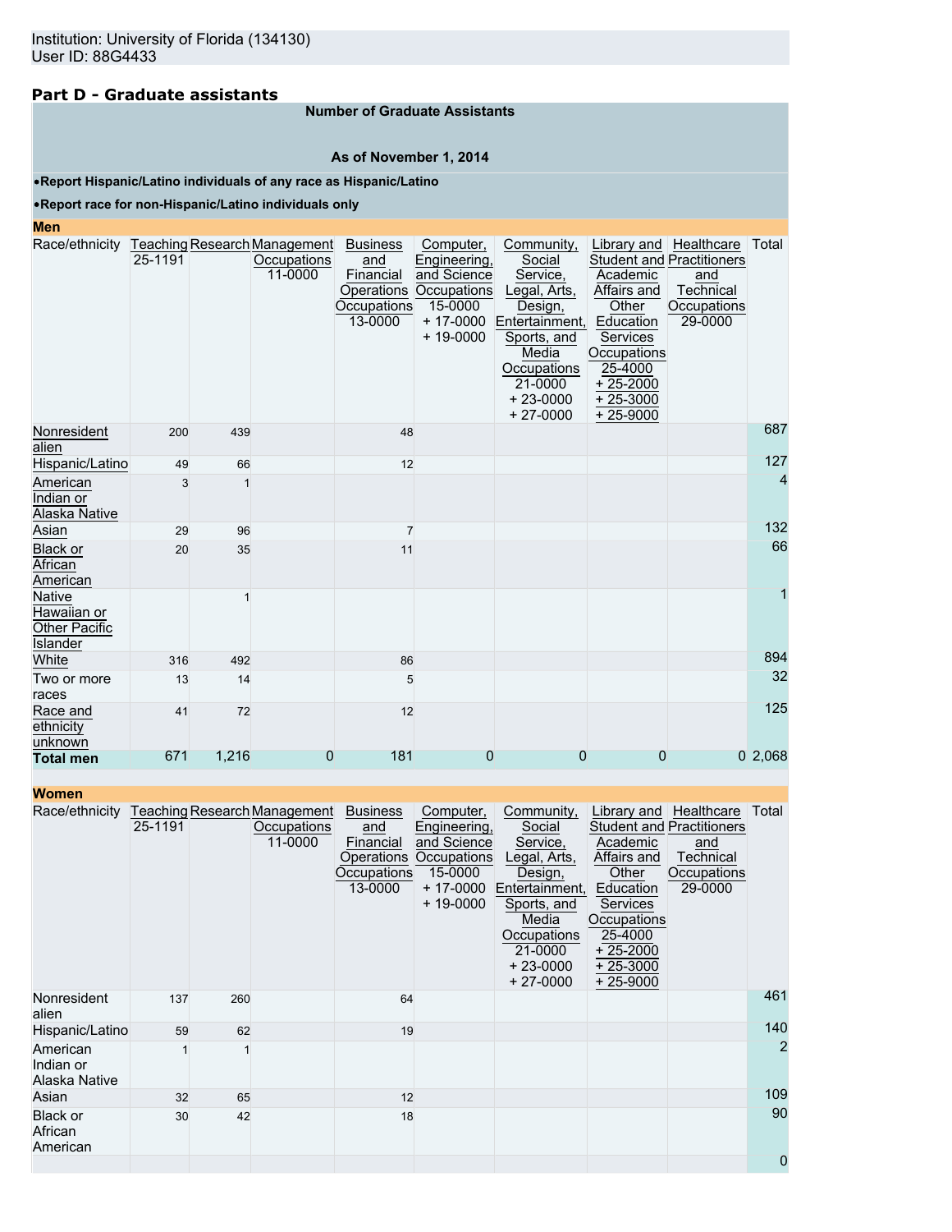Institution: University of Florida (134130)
User ID: 88G4433

## Part D - Graduate assistants

**Number of Graduate Assistants**

**As of November 1, 2014**

- **Report Hispanic/Latino individuals of any race as Hispanic/Latino**
- **Report race for non-Hispanic/Latino individuals only**

**Men**

| Race/ethnicity | Teaching 25-1191 | Research | Management Occupations 11-0000 | Business and Financial Operations Occupations 13-0000 | Computer, Engineering, and Science Occupations 15-0000 + 17-0000 + 19-0000 | Community, Social Service, Legal, Arts, Design, Entertainment, Sports, and Media Occupations 21-0000 + 23-0000 + 27-0000 | Library and Student and Academic Affairs and Other Education Services Occupations 25-4000 + 25-2000 + 25-3000 + 25-9000 | Healthcare Practitioners and Technical Occupations 29-0000 | Total |
|---|---|---|---|---|---|---|---|---|---|
| Nonresident alien | 200 | 439 | | 48 | | | | | 687 |
| Hispanic/Latino | 49 | 66 | | 12 | | | | | 127 |
| American Indian or Alaska Native | 3 | 1 | | | | | | | 4 |
| Asian | 29 | 96 | | 7 | | | | | 132 |
| Black or African American | 20 | 35 | | 11 | | | | | 66 |
| Native Hawaiian or Other Pacific Islander | | 1 | | | | | | | 1 |
| White | 316 | 492 | | 86 | | | | | 894 |
| Two or more races | 13 | 14 | | 5 | | | | | 32 |
| Race and ethnicity unknown | 41 | 72 | | 12 | | | | | 125 |
| **Total men** | 671 | 1,216 | 0 | 181 | 0 | 0 | 0 | 0 | 2,068 |

**Women**

| Race/ethnicity | Teaching 25-1191 | Research | Management Occupations 11-0000 | Business and Financial Operations Occupations 13-0000 | Computer, Engineering, and Science Occupations 15-0000 + 17-0000 + 19-0000 | Community, Social Service, Legal, Arts, Design, Entertainment, Sports, and Media Occupations 21-0000 + 23-0000 + 27-0000 | Library and Student and Academic Affairs and Other Education Services Occupations 25-4000 + 25-2000 + 25-3000 + 25-9000 | Healthcare Practitioners and Technical Occupations 29-0000 | Total |
|---|---|---|---|---|---|---|---|---|---|
| Nonresident alien | 137 | 260 | | 64 | | | | | 461 |
| Hispanic/Latino | 59 | 62 | | 19 | | | | | 140 |
| American Indian or Alaska Native | 1 | 1 | | | | | | | 2 |
| Asian | 32 | 65 | | 12 | | | | | 109 |
| Black or African American | 30 | 42 | | 18 | | | | | 90 |
| | | | | | | | | | 0 |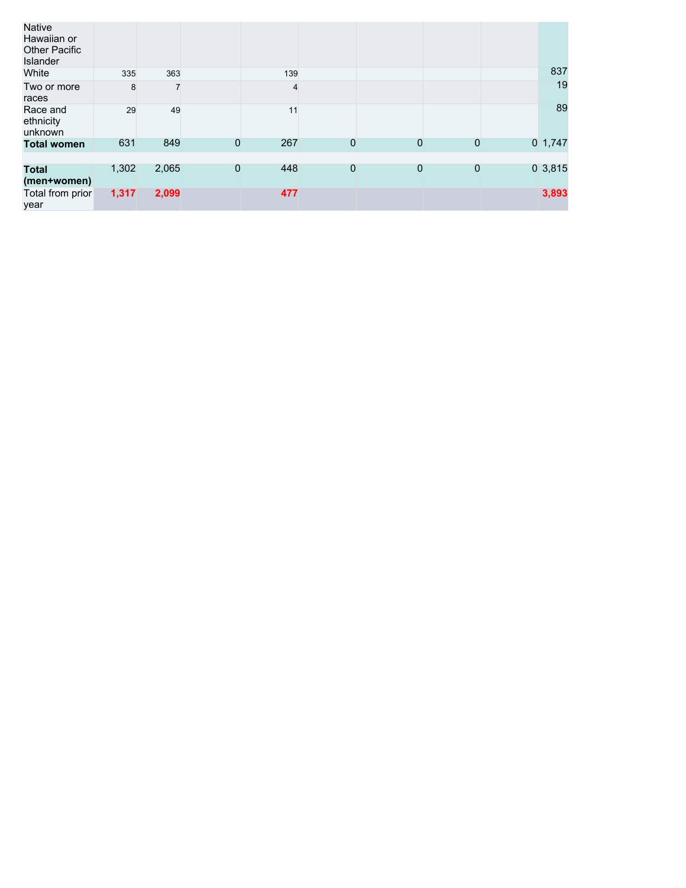| | | | | | | | | | |
|---|---|---|---|---|---|---|---|---|---|
| Native Hawaiian or Other Pacific Islander | | | | | | | | | |
| White | 335 | 363 | | 139 | | | | | 837 |
| Two or more races | 8 | 7 | | 4 | | | | | 19 |
| Race and ethnicity unknown | 29 | 49 | | 11 | | | | | 89 |
| **Total women** | 631 | 849 | 0 | 267 | 0 | 0 | 0 | 0 | 1,747 |
| | | | | | | | | | |
| **Total (men+women)** | 1,302 | 2,065 | 0 | 448 | 0 | 0 | 0 | 0 | 3,815 |
| Total from prior year | **1,317** | **2,099** | | **477** | | | | | **3,893** |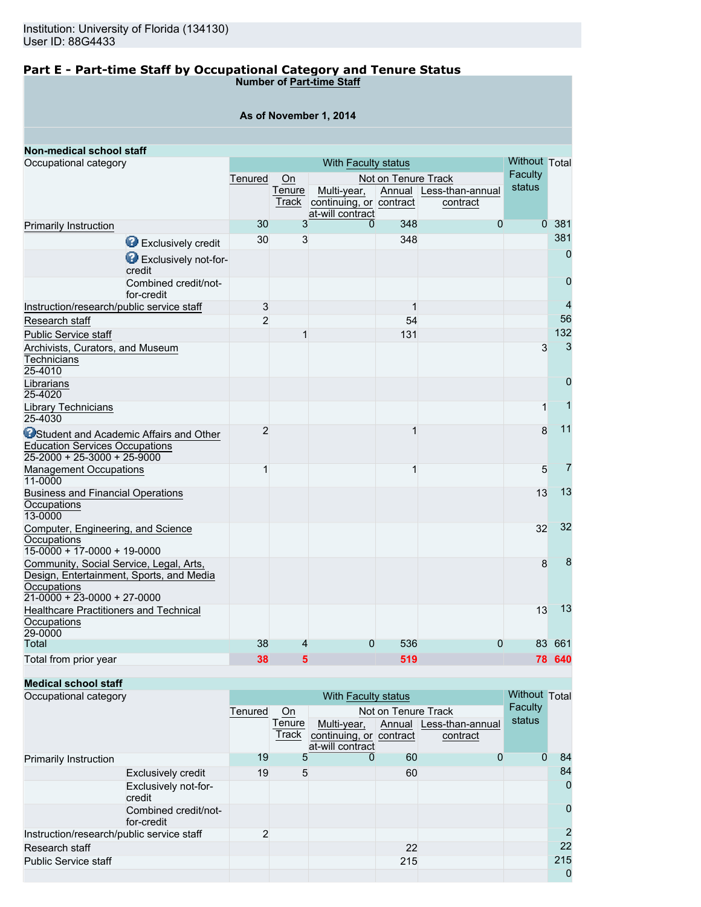Institution: University of Florida (134130)
User ID: 88G4433

## Part E - Part-time Staff by Occupational Category and Tenure Status

**Number of Part-time Staff**

**As of November 1, 2014**

**Non-medical school staff**

| Occupational category | | With Faculty status | | | | | Without Faculty status | Total |
|---|---|---|---|---|---|---|---|---|
| | | Tenured | On Tenure Track | Not on Tenure Track | | | | |
| | | | | Multi-year, continuing, or at-will contract | Annual contract | Less-than-annual contract | | |
| Primarily Instruction | | 30 | 3 | 0 | 348 | 0 | 0 | 381 |
| | Exclusively credit | 30 | 3 | | 348 | | | 381 |
| | Exclusively not-for-credit | | | | | | | 0 |
| | Combined credit/not-for-credit | | | | | | | 0 |
| Instruction/research/public service staff | | 3 | | | 1 | | | 4 |
| Research staff | | 2 | | | 54 | | | 56 |
| Public Service staff | | | 1 | | 131 | | | 132 |
| Archivists, Curators, and Museum Technicians 25-4010 | | | | | | | 3 | 3 |
| Librarians 25-4020 | | | | | | | | 0 |
| Library Technicians 25-4030 | | | | | | | 1 | 1 |
| Student and Academic Affairs and Other Education Services Occupations 25-2000 + 25-3000 + 25-9000 | | 2 | | | 1 | | 8 | 11 |
| Management Occupations 11-0000 | | 1 | | | 1 | | 5 | 7 |
| Business and Financial Operations Occupations 13-0000 | | | | | | | 13 | 13 |
| Computer, Engineering, and Science Occupations 15-0000 + 17-0000 + 19-0000 | | | | | | | 32 | 32 |
| Community, Social Service, Legal, Arts, Design, Entertainment, Sports, and Media Occupations 21-0000 + 23-0000 + 27-0000 | | | | | | | 8 | 8 |
| Healthcare Practitioners and Technical Occupations 29-0000 | | | | | | | 13 | 13 |
| Total | | 38 | 4 | 0 | 536 | 0 | 83 | 661 |
| Total from prior year | | 38 | 5 | | 519 | | 78 | 640 |

**Medical school staff**

| Occupational category | | With Faculty status | | | | | Without Faculty status | Total |
|---|---|---|---|---|---|---|---|---|
| | | Tenured | On Tenure Track | Not on Tenure Track | | | | |
| | | | | Multi-year, continuing, or at-will contract | Annual contract | Less-than-annual contract | | |
| Primarily Instruction | | 19 | 5 | 0 | 60 | 0 | 0 | 84 |
| | Exclusively credit | 19 | 5 | | 60 | | | 84 |
| | Exclusively not-for-credit | | | | | | | 0 |
| | Combined credit/not-for-credit | | | | | | | 0 |
| Instruction/research/public service staff | | 2 | | | | | | 2 |
| Research staff | | | | | 22 | | | 22 |
| Public Service staff | | | | | 215 | | | 215 |
| | | | | | | | | 0 |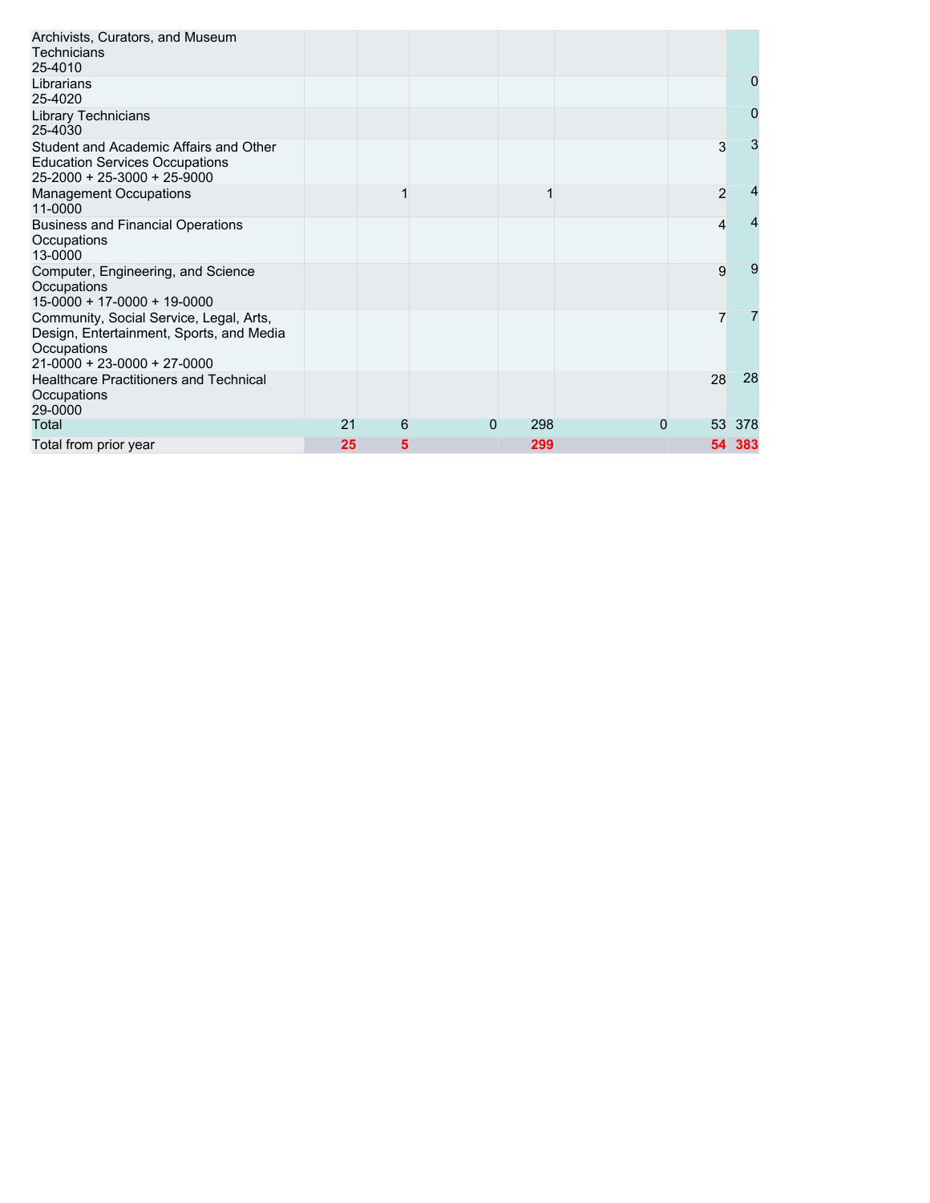| | | | | | | | |
|---|---|---|---|---|---|---|---|
| Archivists, Curators, and Museum Technicians<br>25-4010 | | | | | | | |
| Librarians<br>25-4020 | | | | | | | 0 |
| Library Technicians<br>25-4030 | | | | | | | 0 |
| Student and Academic Affairs and Other Education Services Occupations<br>25-2000 + 25-3000 + 25-9000 | | | | | | 3 | 3 |
| Management Occupations<br>11-0000 | | 1 | | 1 | | 2 | 4 |
| Business and Financial Operations Occupations<br>13-0000 | | | | | | 4 | 4 |
| Computer, Engineering, and Science Occupations<br>15-0000 + 17-0000 + 19-0000 | | | | | | 9 | 9 |
| Community, Social Service, Legal, Arts, Design, Entertainment, Sports, and Media Occupations<br>21-0000 + 23-0000 + 27-0000 | | | | | | 7 | 7 |
| Healthcare Practitioners and Technical Occupations<br>29-0000 | | | | | | 28 | 28 |
| Total | 21 | 6 | 0 | 298 | 0 | 53 | 378 |
| Total from prior year | **25** | **5** | | **299** | | **54** | **383** |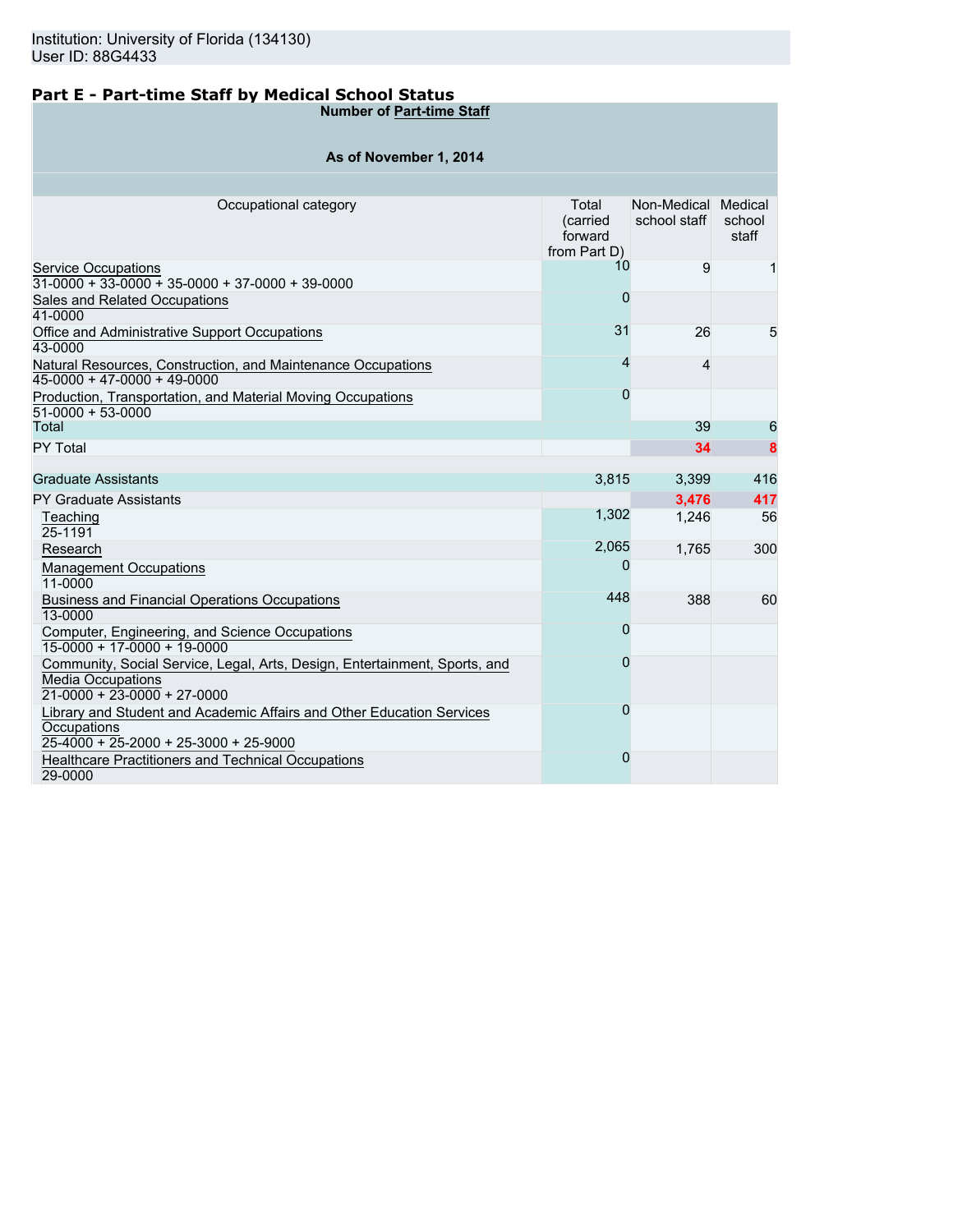Institution: University of Florida (134130)
User ID: 88G4433

## Part E - Part-time Staff by Medical School Status

**Number of Part-time Staff**

**As of November 1, 2014**

| Occupational category | Total (carried forward from Part D) | Non-Medical school staff | Medical school staff |
|---|---|---|---|
| Service Occupations<br>31-0000 + 33-0000 + 35-0000 + 37-0000 + 39-0000 | 10 | 9 | 1 |
| Sales and Related Occupations<br>41-0000 | 0 | | |
| Office and Administrative Support Occupations<br>43-0000 | 31 | 26 | 5 |
| Natural Resources, Construction, and Maintenance Occupations<br>45-0000 + 47-0000 + 49-0000 | 4 | 4 | |
| Production, Transportation, and Material Moving Occupations<br>51-0000 + 53-0000 | 0 | | |
| Total | | 39 | 6 |
| PY Total | | 34 | 8 |
| Graduate Assistants | 3,815 | 3,399 | 416 |
| PY Graduate Assistants | | 3,476 | 417 |
| Teaching<br>25-1191 | 1,302 | 1,246 | 56 |
| Research | 2,065 | 1,765 | 300 |
| Management Occupations<br>11-0000 | 0 | | |
| Business and Financial Operations Occupations<br>13-0000 | 448 | 388 | 60 |
| Computer, Engineering, and Science Occupations<br>15-0000 + 17-0000 + 19-0000 | 0 | | |
| Community, Social Service, Legal, Arts, Design, Entertainment, Sports, and Media Occupations<br>21-0000 + 23-0000 + 27-0000 | 0 | | |
| Library and Student and Academic Affairs and Other Education Services Occupations<br>25-4000 + 25-2000 + 25-3000 + 25-9000 | 0 | | |
| Healthcare Practitioners and Technical Occupations<br>29-0000 | 0 | | |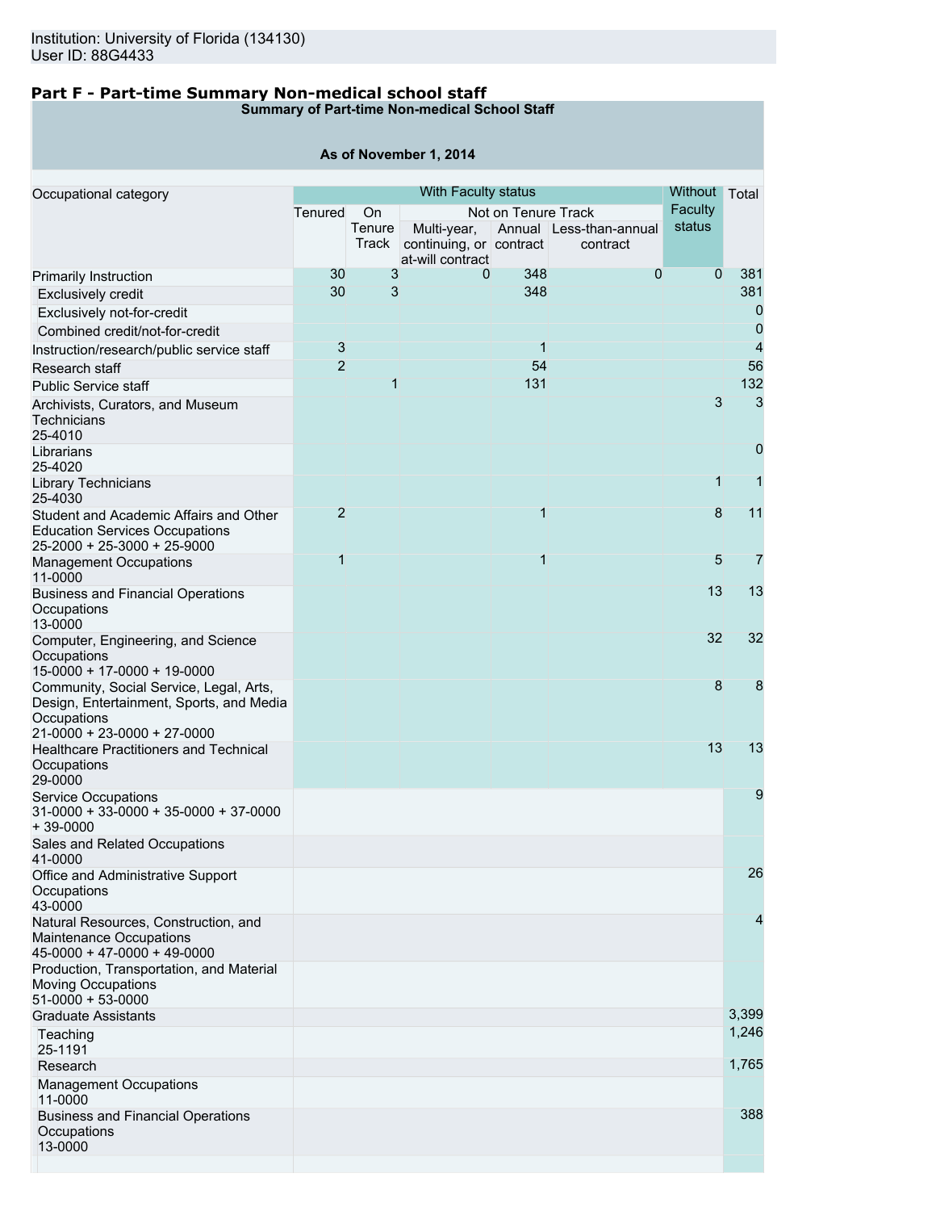Institution: University of Florida (134130)
User ID: 88G4433

## Part F - Part-time Summary Non-medical school staff

**Summary of Part-time Non-medical School Staff**

**As of November 1, 2014**

| Occupational category | With Faculty status | | | | | Without Faculty status | Total |
|---|---|---|---|---|---|---|---|
| | Tenured | On Tenure Track | Not on Tenure Track | | | | |
| | | | Multi-year, continuing, or at-will contract | Annual contract | Less-than-annual contract | | |
| Primarily Instruction | 30 | 3 | 0 | 348 | 0 | 0 | 381 |
| Exclusively credit | 30 | 3 | | 348 | | | 381 |
| Exclusively not-for-credit | | | | | | | 0 |
| Combined credit/not-for-credit | | | | | | | 0 |
| Instruction/research/public service staff | 3 | | | 1 | | | 4 |
| Research staff | 2 | | | 54 | | | 56 |
| Public Service staff | | 1 | | 131 | | | 132 |
| Archivists, Curators, and Museum Technicians 25-4010 | | | | | | 3 | 3 |
| Librarians 25-4020 | | | | | | | 0 |
| Library Technicians 25-4030 | | | | | | 1 | 1 |
| Student and Academic Affairs and Other Education Services Occupations 25-2000 + 25-3000 + 25-9000 | 2 | | | 1 | | 8 | 11 |
| Management Occupations 11-0000 | 1 | | | 1 | | 5 | 7 |
| Business and Financial Operations Occupations 13-0000 | | | | | | 13 | 13 |
| Computer, Engineering, and Science Occupations 15-0000 + 17-0000 + 19-0000 | | | | | | 32 | 32 |
| Community, Social Service, Legal, Arts, Design, Entertainment, Sports, and Media Occupations 21-0000 + 23-0000 + 27-0000 | | | | | | 8 | 8 |
| Healthcare Practitioners and Technical Occupations 29-0000 | | | | | | 13 | 13 |
| Service Occupations 31-0000 + 33-0000 + 35-0000 + 37-0000 + 39-0000 | | | | | | | 9 |
| Sales and Related Occupations 41-0000 | | | | | | | |
| Office and Administrative Support Occupations 43-0000 | | | | | | | 26 |
| Natural Resources, Construction, and Maintenance Occupations 45-0000 + 47-0000 + 49-0000 | | | | | | | 4 |
| Production, Transportation, and Material Moving Occupations 51-0000 + 53-0000 | | | | | | | |
| Graduate Assistants | | | | | | | 3,399 |
| Teaching 25-1191 | | | | | | | 1,246 |
| Research | | | | | | | 1,765 |
| Management Occupations 11-0000 | | | | | | | |
| Business and Financial Operations Occupations 13-0000 | | | | | | | 388 |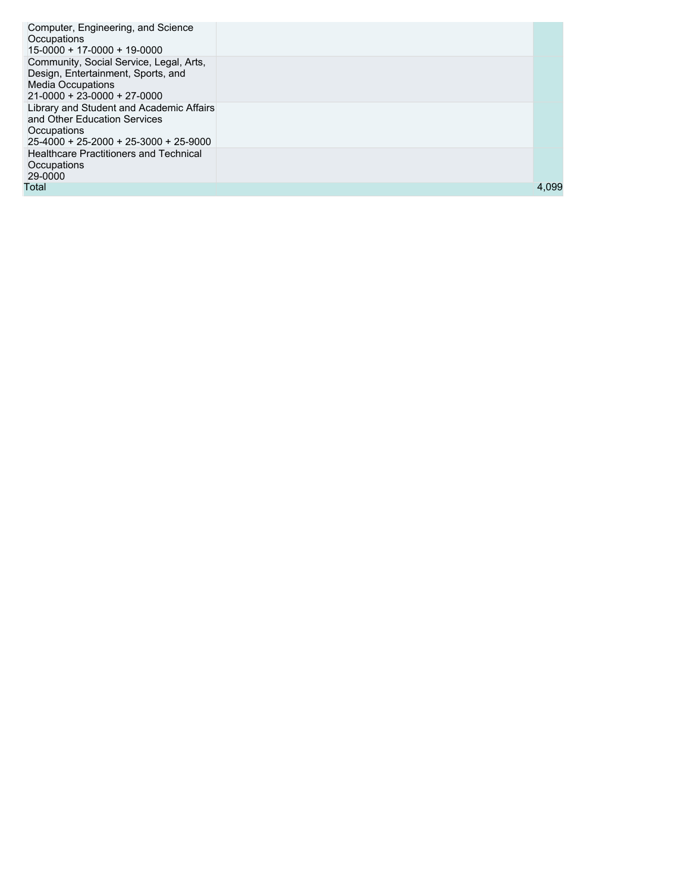| | | |
|---|---|---|
| Computer, Engineering, and Science Occupations<br>15-0000 + 17-0000 + 19-0000 | | |
| Community, Social Service, Legal, Arts, Design, Entertainment, Sports, and Media Occupations<br>21-0000 + 23-0000 + 27-0000 | | |
| Library and Student and Academic Affairs and Other Education Services Occupations<br>25-4000 + 25-2000 + 25-3000 + 25-9000 | | |
| Healthcare Practitioners and Technical Occupations<br>29-0000 | | |
| Total | | 4,099 |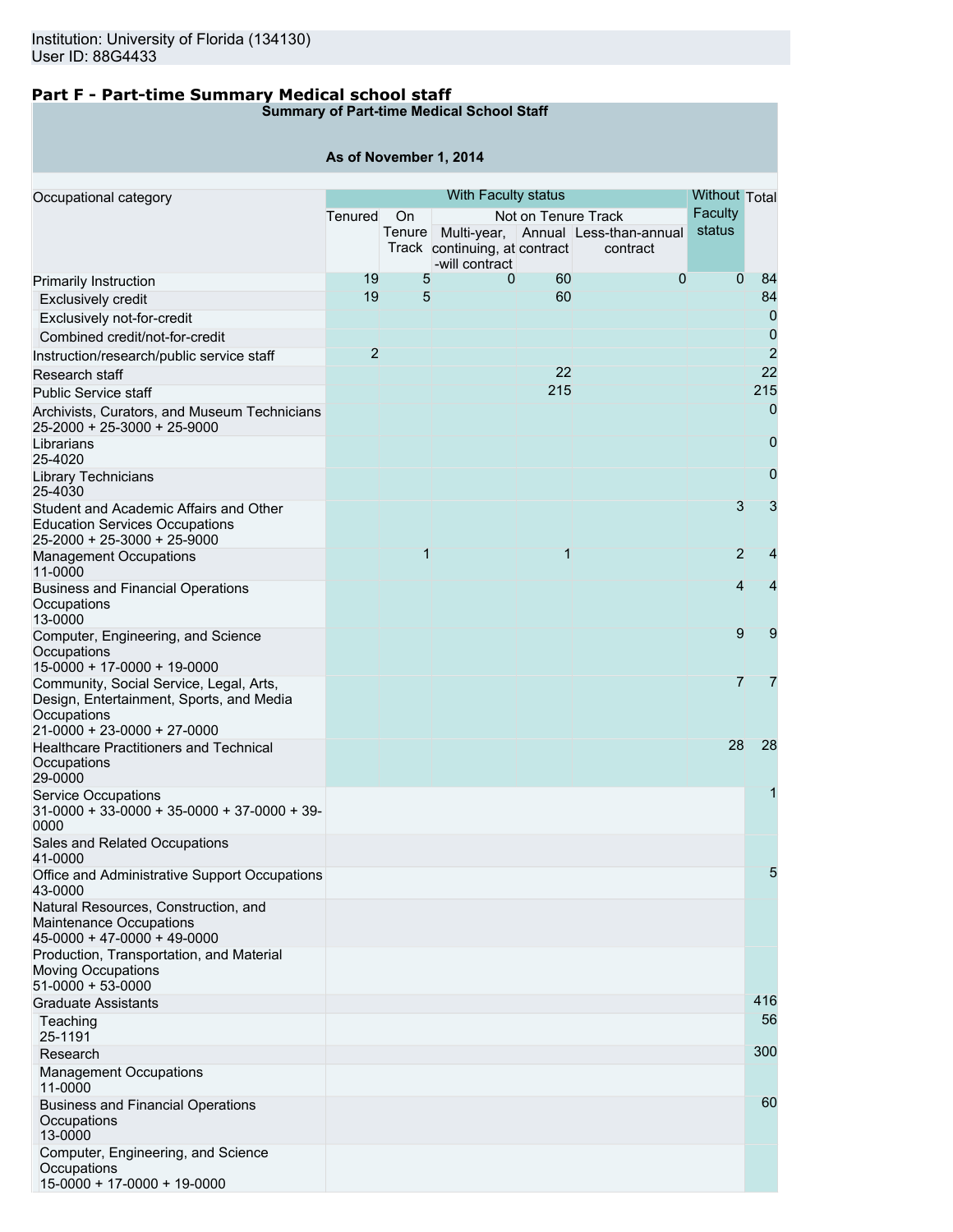Institution: University of Florida (134130)
User ID: 88G4433

## Part F - Part-time Summary Medical school staff

**Summary of Part-time Medical School Staff**

**As of November 1, 2014**

| Occupational category | With Faculty status | | | | | Without Faculty status | Total |
|---|---|---|---|---|---|---|---|
| | Tenured | On Tenure Track | Not on Tenure Track | | | | |
| | | | Multi-year, continuing, at-will contract | Annual contract | Less-than-annual contract | | |
| Primarily Instruction | 19 | 5 | 0 | 60 | 0 | 0 | 84 |
| Exclusively credit | 19 | 5 | | 60 | | | 84 |
| Exclusively not-for-credit | | | | | | | 0 |
| Combined credit/not-for-credit | | | | | | | 0 |
| Instruction/research/public service staff | 2 | | | | | | 2 |
| Research staff | | | | 22 | | | 22 |
| Public Service staff | | | | 215 | | | 215 |
| Archivists, Curators, and Museum Technicians 25-2000 + 25-3000 + 25-9000 | | | | | | | 0 |
| Librarians 25-4020 | | | | | | | 0 |
| Library Technicians 25-4030 | | | | | | | 0 |
| Student and Academic Affairs and Other Education Services Occupations 25-2000 + 25-3000 + 25-9000 | | | | | | 3 | 3 |
| Management Occupations 11-0000 | | 1 | | 1 | | 2 | 4 |
| Business and Financial Operations Occupations 13-0000 | | | | | | 4 | 4 |
| Computer, Engineering, and Science Occupations 15-0000 + 17-0000 + 19-0000 | | | | | | 9 | 9 |
| Community, Social Service, Legal, Arts, Design, Entertainment, Sports, and Media Occupations 21-0000 + 23-0000 + 27-0000 | | | | | | 7 | 7 |
| Healthcare Practitioners and Technical Occupations 29-0000 | | | | | | 28 | 28 |
| Service Occupations 31-0000 + 33-0000 + 35-0000 + 37-0000 + 39-0000 | | | | | | | 1 |
| Sales and Related Occupations 41-0000 | | | | | | | |
| Office and Administrative Support Occupations 43-0000 | | | | | | | 5 |
| Natural Resources, Construction, and Maintenance Occupations 45-0000 + 47-0000 + 49-0000 | | | | | | | |
| Production, Transportation, and Material Moving Occupations 51-0000 + 53-0000 | | | | | | | |
| Graduate Assistants | | | | | | | 416 |
| Teaching 25-1191 | | | | | | | 56 |
| Research | | | | | | | 300 |
| Management Occupations 11-0000 | | | | | | | |
| Business and Financial Operations Occupations 13-0000 | | | | | | | 60 |
| Computer, Engineering, and Science Occupations 15-0000 + 17-0000 + 19-0000 | | | | | | | |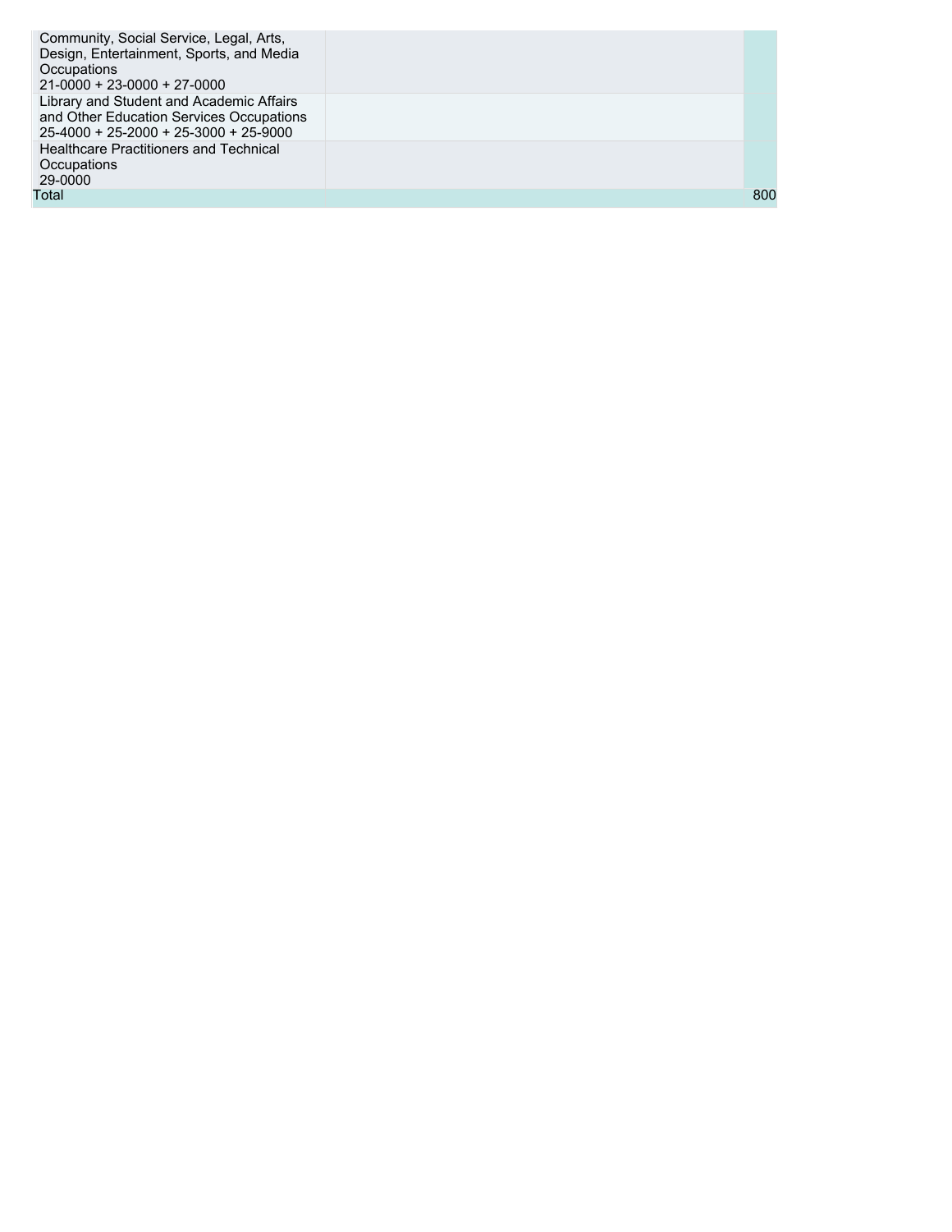| | | |
|---|---|---|
| Community, Social Service, Legal, Arts, Design, Entertainment, Sports, and Media Occupations 21-0000 + 23-0000 + 27-0000 | | |
| Library and Student and Academic Affairs and Other Education Services Occupations 25-4000 + 25-2000 + 25-3000 + 25-9000 | | |
| Healthcare Practitioners and Technical Occupations 29-0000 | | |
| Total | | 800 |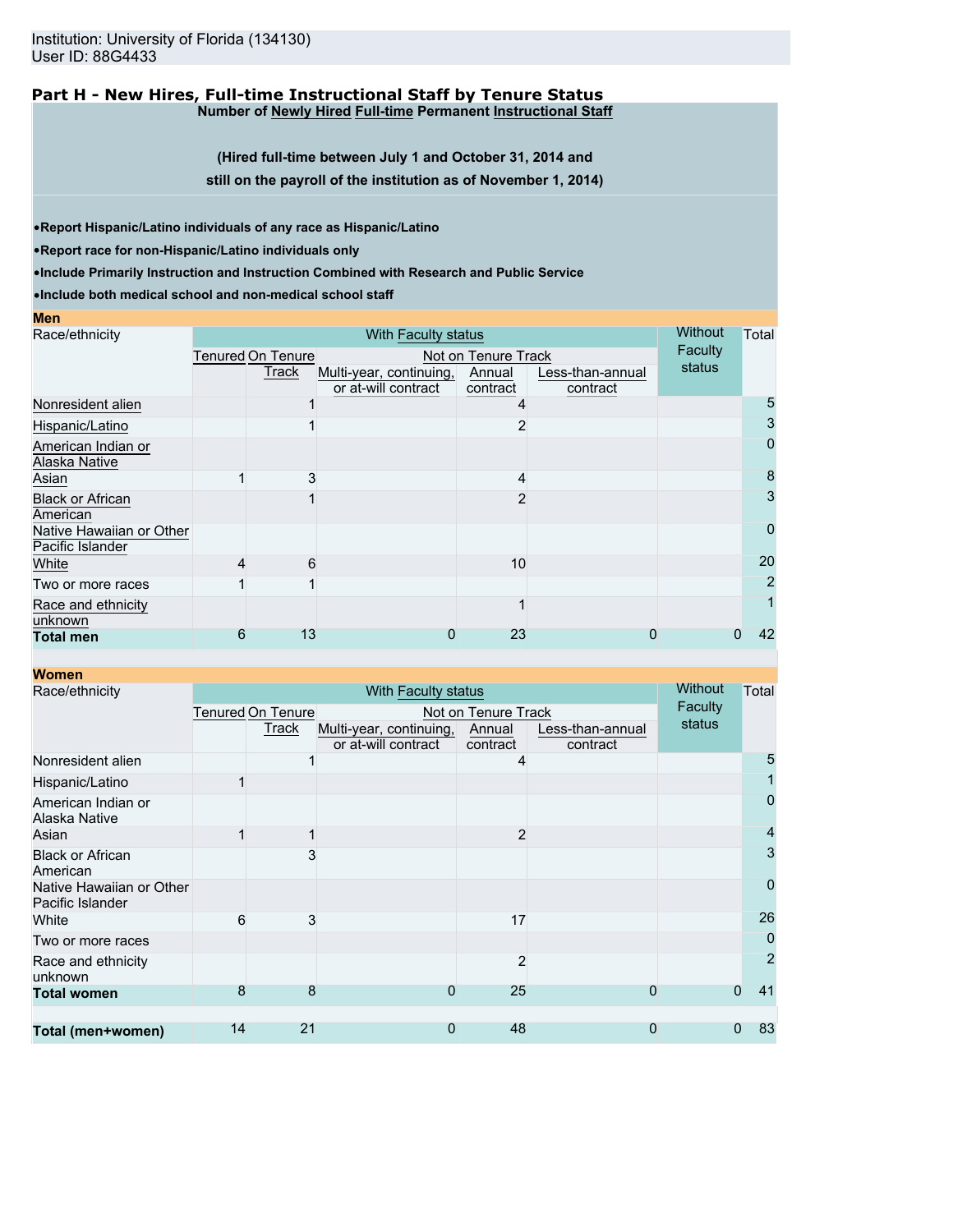Institution: University of Florida (134130)
User ID: 88G4433

## Part H - New Hires, Full-time Instructional Staff by Tenure Status

**Number of Newly Hired Full-time Permanent Instructional Staff**

**(Hired full-time between July 1 and October 31, 2014 and still on the payroll of the institution as of November 1, 2014)**

- **Report Hispanic/Latino individuals of any race as Hispanic/Latino**
- **Report race for non-Hispanic/Latino individuals only**
- **Include Primarily Instruction and Instruction Combined with Research and Public Service**
- **Include both medical school and non-medical school staff**

### Men

| Race/ethnicity | With Faculty status | | | | | Without Faculty status | Total |
|---|---|---|---|---|---|---|---|
| | Tenured | On Tenure Track | Not on Tenure Track | | | | |
| | | | Multi-year, continuing, or at-will contract | Annual contract | Less-than-annual contract | | |
| Nonresident alien | | 1 | | 4 | | | 5 |
| Hispanic/Latino | | 1 | | 2 | | | 3 |
| American Indian or Alaska Native | | | | | | | 0 |
| Asian | 1 | 3 | | 4 | | | 8 |
| Black or African American | | 1 | | 2 | | | 3 |
| Native Hawaiian or Other Pacific Islander | | | | | | | 0 |
| White | 4 | 6 | | 10 | | | 20 |
| Two or more races | 1 | 1 | | | | | 2 |
| Race and ethnicity unknown | | | | 1 | | | 1 |
| **Total men** | 6 | 13 | 0 | 23 | 0 | 0 | 42 |

### Women

| Race/ethnicity | With Faculty status | | | | | Without Faculty status | Total |
|---|---|---|---|---|---|---|---|
| | Tenured | On Tenure Track | Not on Tenure Track | | | | |
| | | | Multi-year, continuing, or at-will contract | Annual contract | Less-than-annual contract | | |
| Nonresident alien | | 1 | | 4 | | | 5 |
| Hispanic/Latino | 1 | | | | | | 1 |
| American Indian or Alaska Native | | | | | | | 0 |
| Asian | 1 | 1 | | 2 | | | 4 |
| Black or African American | | 3 | | | | | 3 |
| Native Hawaiian or Other Pacific Islander | | | | | | | 0 |
| White | 6 | 3 | | 17 | | | 26 |
| Two or more races | | | | | | | 0 |
| Race and ethnicity unknown | | | | 2 | | | 2 |
| **Total women** | 8 | 8 | 0 | 25 | 0 | 0 | 41 |
| | | | | | | | |
| **Total (men+women)** | 14 | 21 | 0 | 48 | 0 | 0 | 83 |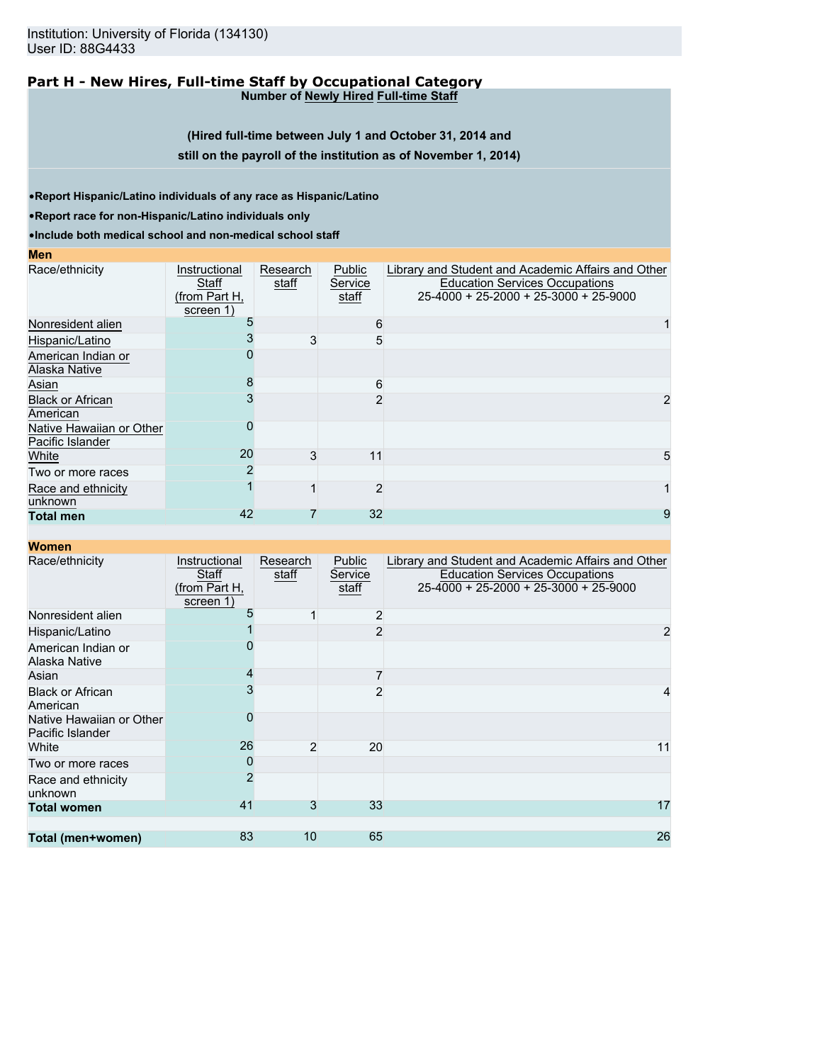Institution: University of Florida (134130)
User ID: 88G4433

## Part H - New Hires, Full-time Staff by Occupational Category

**Number of Newly Hired Full-time Staff**

**(Hired full-time between July 1 and October 31, 2014 and still on the payroll of the institution as of November 1, 2014)**

- **Report Hispanic/Latino individuals of any race as Hispanic/Latino**
- **Report race for non-Hispanic/Latino individuals only**
- **Include both medical school and non-medical school staff**

**Men**

| Race/ethnicity | Instructional Staff (from Part H, screen 1) | Research staff | Public Service staff | Library and Student and Academic Affairs and Other Education Services Occupations 25-4000 + 25-2000 + 25-3000 + 25-9000 |
|---|---|---|---|---|
| Nonresident alien | 5 | | 6 | 1 |
| Hispanic/Latino | 3 | 3 | 5 | |
| American Indian or Alaska Native | 0 | | | |
| Asian | 8 | | 6 | |
| Black or African American | 3 | | 2 | 2 |
| Native Hawaiian or Other Pacific Islander | 0 | | | |
| White | 20 | 3 | 11 | 5 |
| Two or more races | 2 | | | |
| Race and ethnicity unknown | 1 | 1 | 2 | 1 |
| **Total men** | 42 | 7 | 32 | 9 |

**Women**

| Race/ethnicity | Instructional Staff (from Part H, screen 1) | Research staff | Public Service staff | Library and Student and Academic Affairs and Other Education Services Occupations 25-4000 + 25-2000 + 25-3000 + 25-9000 |
|---|---|---|---|---|
| Nonresident alien | 5 | 1 | 2 | |
| Hispanic/Latino | 1 | | 2 | 2 |
| American Indian or Alaska Native | 0 | | | |
| Asian | 4 | | 7 | |
| Black or African American | 3 | | 2 | 4 |
| Native Hawaiian or Other Pacific Islander | 0 | | | |
| White | 26 | 2 | 20 | 11 |
| Two or more races | 0 | | | |
| Race and ethnicity unknown | 2 | | | |
| **Total women** | 41 | 3 | 33 | 17 |
| | | | | |
| **Total (men+women)** | 83 | 10 | 65 | 26 |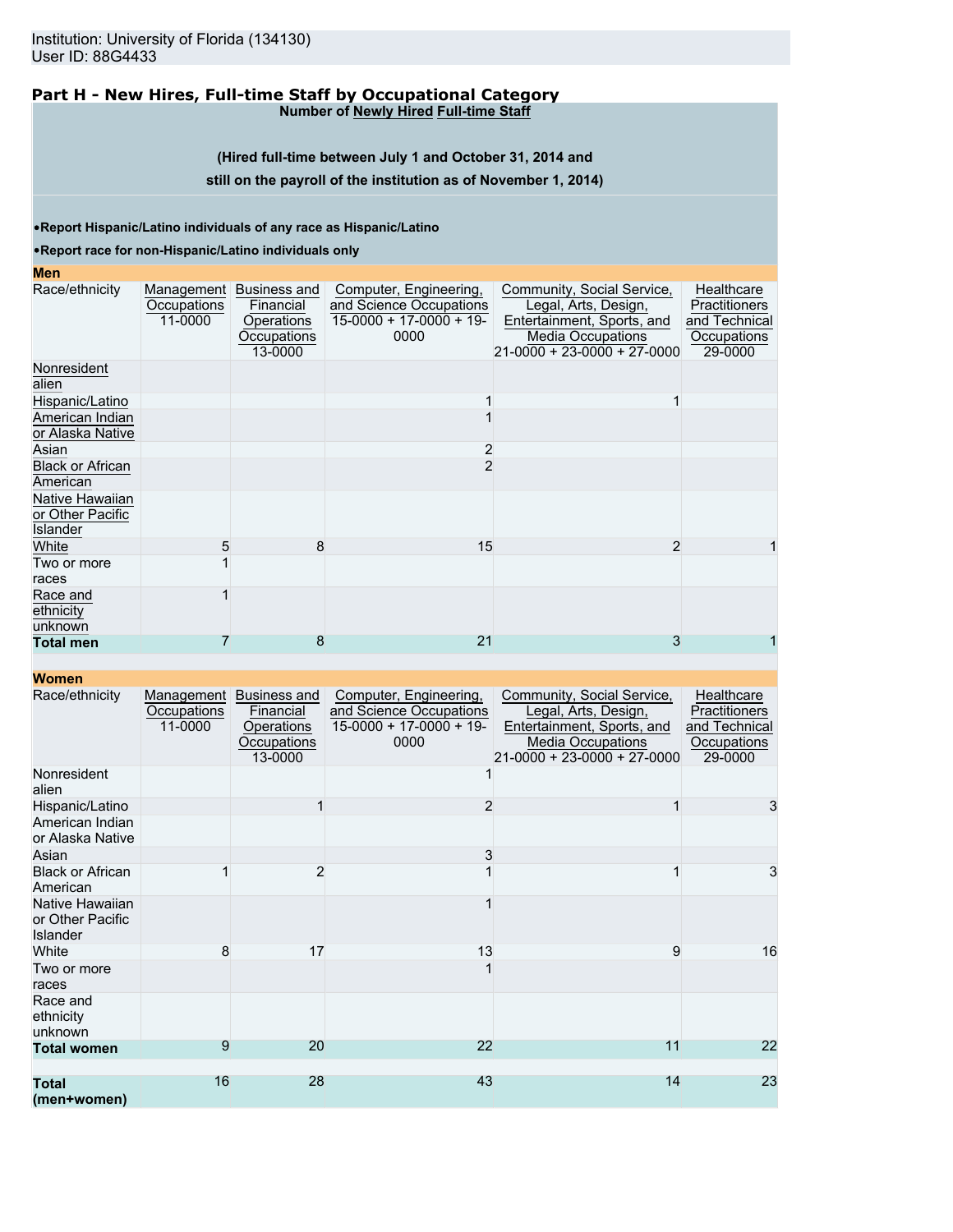Institution: University of Florida (134130)
User ID: 88G4433

## Part H - New Hires, Full-time Staff by Occupational Category

**Number of Newly Hired Full-time Staff**

**(Hired full-time between July 1 and October 31, 2014 and still on the payroll of the institution as of November 1, 2014)**

- **Report Hispanic/Latino individuals of any race as Hispanic/Latino**
- **Report race for non-Hispanic/Latino individuals only**

**Men**

| Race/ethnicity | Management Occupations 11-0000 | Business and Financial Operations Occupations 13-0000 | Computer, Engineering, and Science Occupations 15-0000 + 17-0000 + 19-0000 | Community, Social Service, Legal, Arts, Design, Entertainment, Sports, and Media Occupations 21-0000 + 23-0000 + 27-0000 | Healthcare Practitioners and Technical Occupations 29-0000 |
|---|---|---|---|---|---|
| Nonresident alien | | | | | |
| Hispanic/Latino | | | 1 | 1 | |
| American Indian or Alaska Native | | | 1 | | |
| Asian | | | 2 | | |
| Black or African American | | | 2 | | |
| Native Hawaiian or Other Pacific Islander | | | | | |
| White | 5 | 8 | 15 | 2 | 1 |
| Two or more races | 1 | | | | |
| Race and ethnicity unknown | 1 | | | | |
| **Total men** | 7 | 8 | 21 | 3 | 1 |

**Women**

| Race/ethnicity | Management Occupations 11-0000 | Business and Financial Operations Occupations 13-0000 | Computer, Engineering, and Science Occupations 15-0000 + 17-0000 + 19-0000 | Community, Social Service, Legal, Arts, Design, Entertainment, Sports, and Media Occupations 21-0000 + 23-0000 + 27-0000 | Healthcare Practitioners and Technical Occupations 29-0000 |
|---|---|---|---|---|---|
| Nonresident alien | | | 1 | | |
| Hispanic/Latino | | 1 | 2 | 1 | 3 |
| American Indian or Alaska Native | | | | | |
| Asian | | | 3 | | |
| Black or African American | 1 | 2 | 1 | 1 | 3 |
| Native Hawaiian or Other Pacific Islander | | | 1 | | |
| White | 8 | 17 | 13 | 9 | 16 |
| Two or more races | | | 1 | | |
| Race and ethnicity unknown | | | | | |
| **Total women** | 9 | 20 | 22 | 11 | 22 |
| | | | | | |
| **Total (men+women)** | 16 | 28 | 43 | 14 | 23 |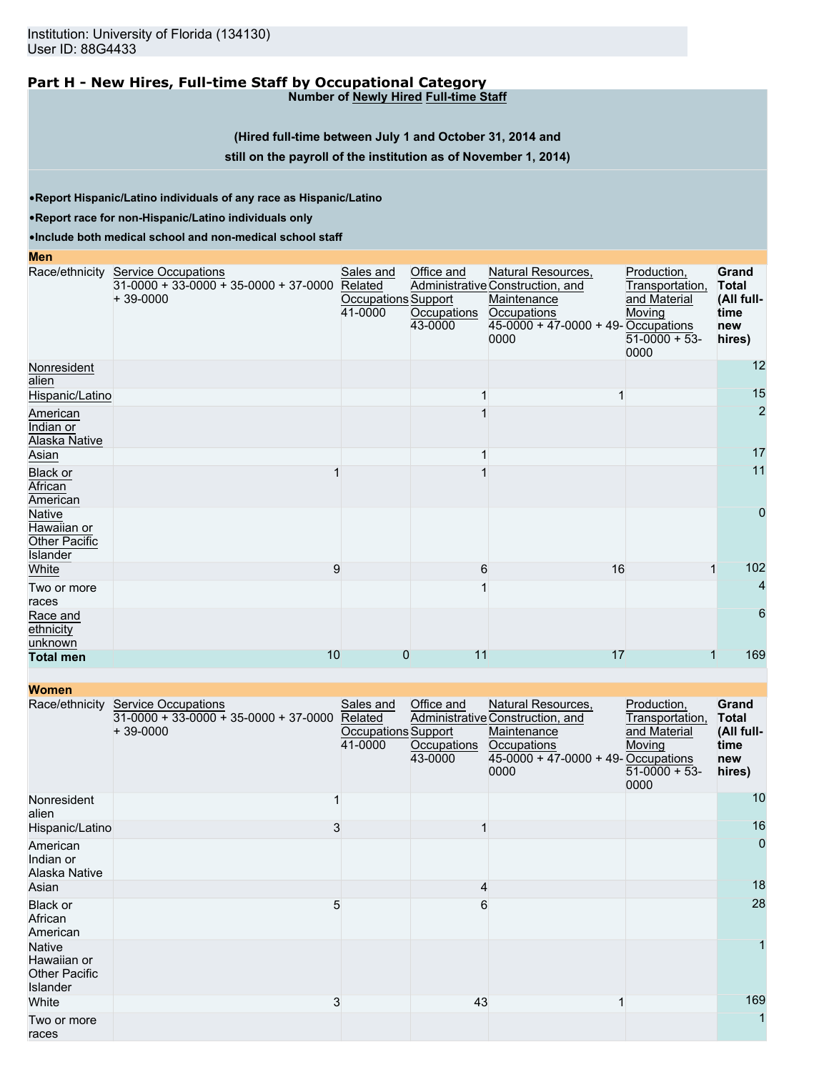Institution: University of Florida (134130)
User ID: 88G4433

## Part H - New Hires, Full-time Staff by Occupational Category

**Number of Newly Hired Full-time Staff**

**(Hired full-time between July 1 and October 31, 2014 and still on the payroll of the institution as of November 1, 2014)**

- **Report Hispanic/Latino individuals of any race as Hispanic/Latino**
- **Report race for non-Hispanic/Latino individuals only**
- **Include both medical school and non-medical school staff**

**Men**

| Race/ethnicity | Service Occupations 31-0000 + 33-0000 + 35-0000 + 37-0000 + 39-0000 | Sales and Related Occupations 41-0000 | Office and Administrative Support Occupations 43-0000 | Natural Resources, Construction, and Maintenance Occupations 45-0000 + 47-0000 + 49-0000 | Production, Transportation, and Material Moving Occupations 51-0000 + 53-0000 | Grand Total (All full-time new hires) |
|---|---|---|---|---|---|---|
| Nonresident alien | | | | | | 12 |
| Hispanic/Latino | | | 1 | 1 | | 15 |
| American Indian or Alaska Native | | | 1 | | | 2 |
| Asian | | | 1 | | | 17 |
| Black or African American | 1 | | 1 | | | 11 |
| Native Hawaiian or Other Pacific Islander | | | | | | 0 |
| White | 9 | | 6 | 16 | 1 | 102 |
| Two or more races | | | 1 | | | 4 |
| Race and ethnicity unknown | | | | | | 6 |
| **Total men** | 10 | 0 | 11 | 17 | 1 | 169 |

**Women**

| Race/ethnicity | Service Occupations 31-0000 + 33-0000 + 35-0000 + 37-0000 + 39-0000 | Sales and Related Occupations 41-0000 | Office and Administrative Support Occupations 43-0000 | Natural Resources, Construction, and Maintenance Occupations 45-0000 + 47-0000 + 49-0000 | Production, Transportation, and Material Moving Occupations 51-0000 + 53-0000 | Grand Total (All full-time new hires) |
|---|---|---|---|---|---|---|
| Nonresident alien | 1 | | | | | 10 |
| Hispanic/Latino | 3 | | 1 | | | 16 |
| American Indian or Alaska Native | | | | | | 0 |
| Asian | | | 4 | | | 18 |
| Black or African American | 5 | | 6 | | | 28 |
| Native Hawaiian or Other Pacific Islander | | | | | | 1 |
| White | 3 | | 43 | 1 | | 169 |
| Two or more races | | | | | | 1 |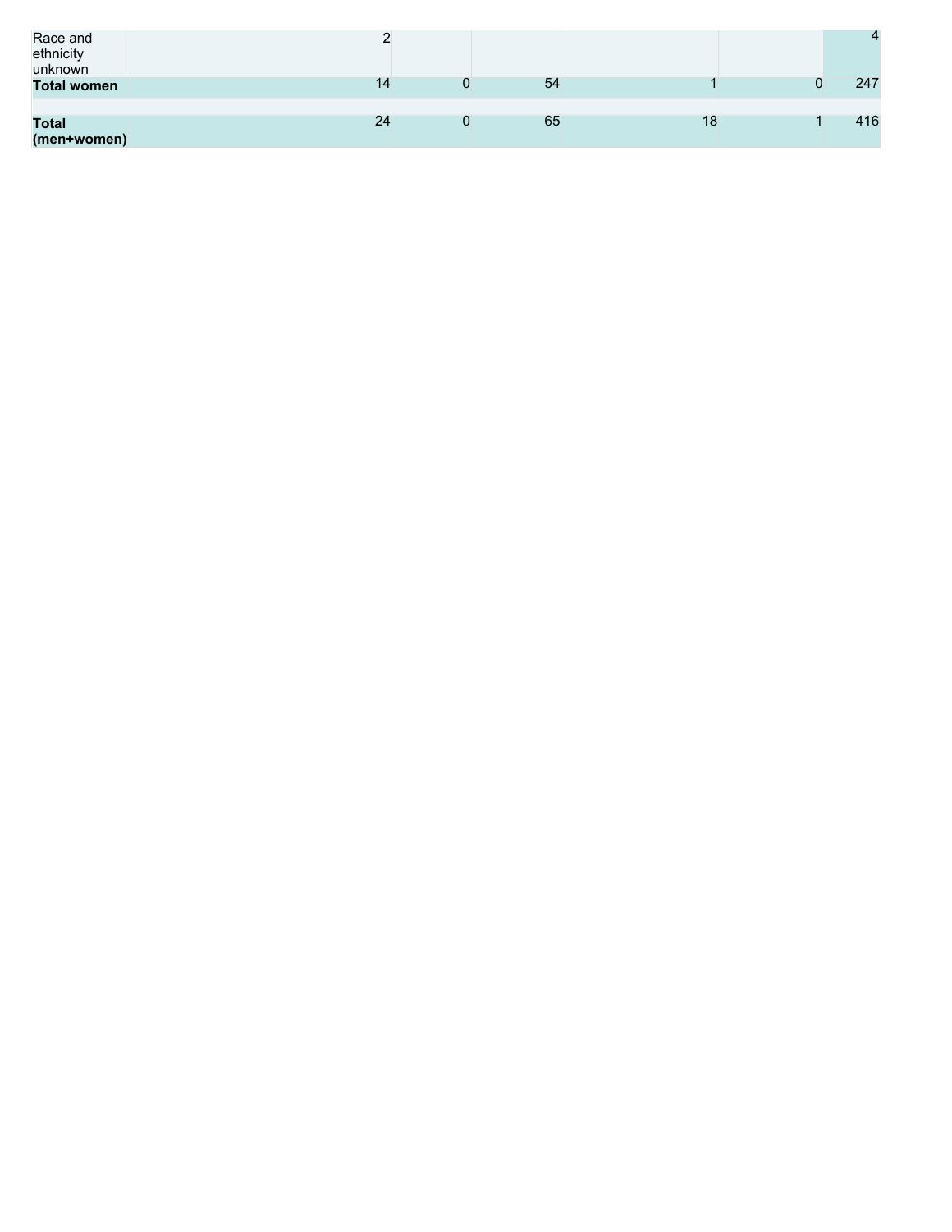| | | | | | | |
|---|---|---|---|---|---|---|
| Race and ethnicity unknown | 2 | | | | | 4 |
| **Total women** | 14 | 0 | 54 | 1 | 0 | 247 |
| | | | | | | |
| **Total (men+women)** | 24 | 0 | 65 | 18 | 1 | 416 |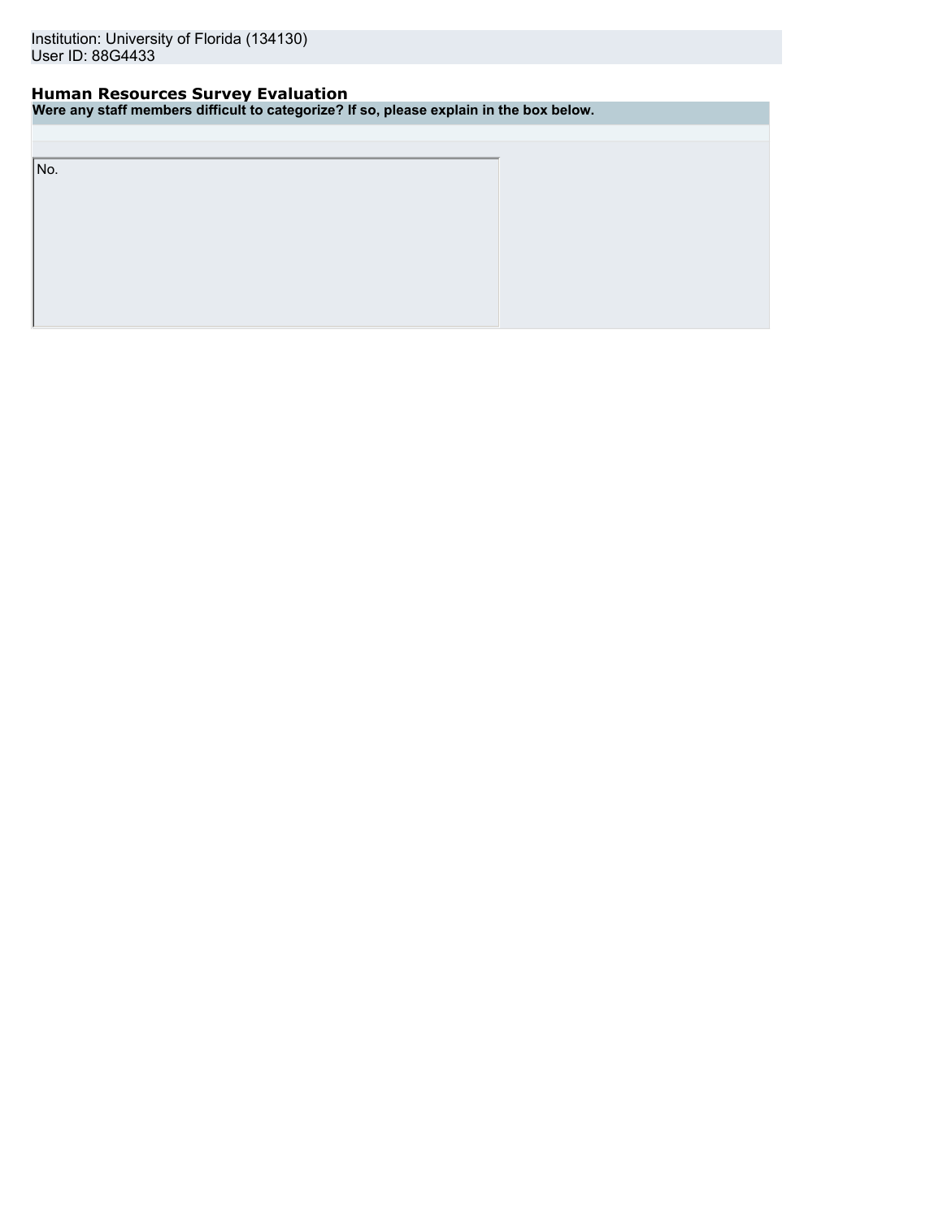Institution: University of Florida (134130)
User ID: 88G4433

## Human Resources Survey Evaluation

**Were any staff members difficult to categorize? If so, please explain in the box below.**

No.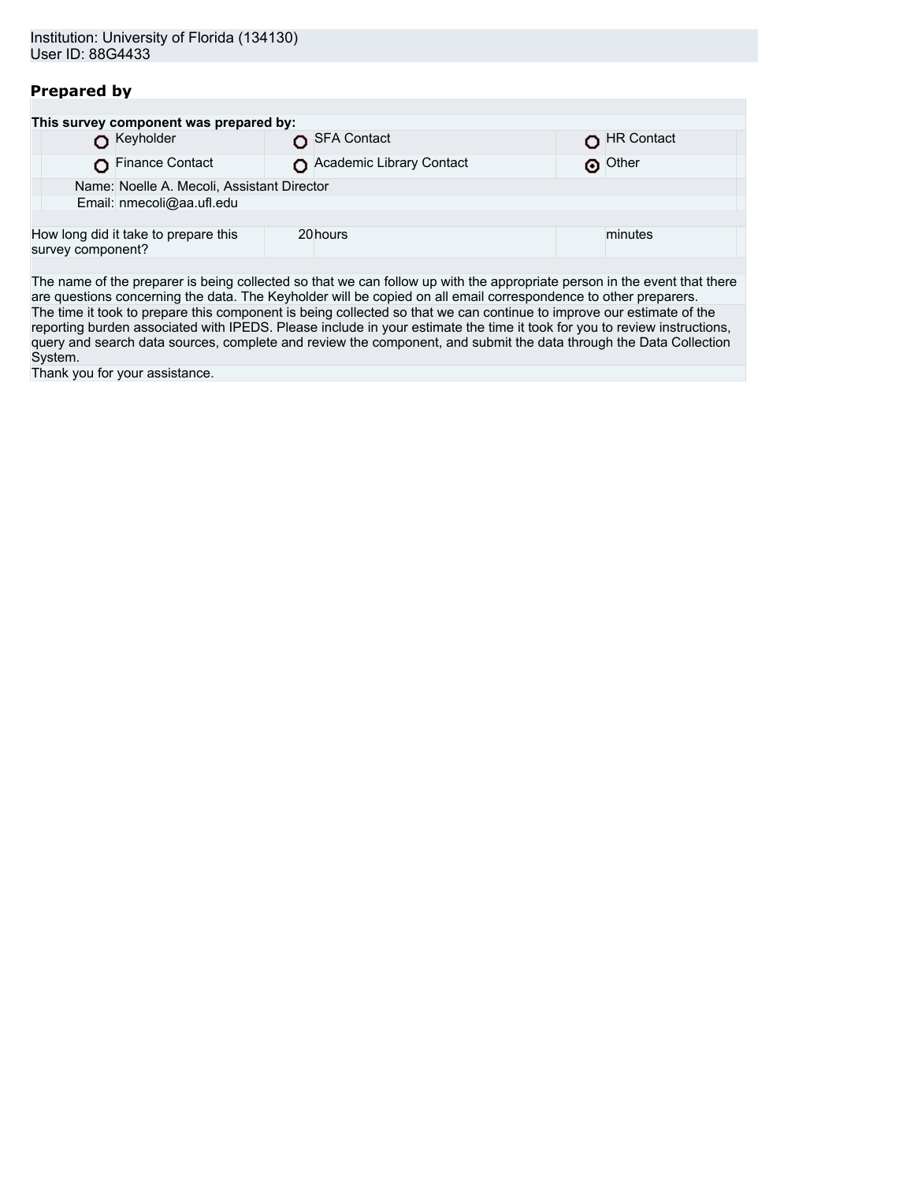Institution: University of Florida (134130)
User ID: 88G4433

## Prepared by

**This survey component was prepared by:**

| | | |
|---|---|---|
| ○ Keyholder | ○ SFA Contact | ○ HR Contact |
| ○ Finance Contact | ○ Academic Library Contact | ⊙ Other |

Name: Noelle A. Mecoli, Assistant Director
Email: nmecoli@aa.ufl.edu

| How long did it take to prepare this survey component? | 20 | hours | | minutes |
|---|---|---|---|---|

The name of the preparer is being collected so that we can follow up with the appropriate person in the event that there are questions concerning the data. The Keyholder will be copied on all email correspondence to other preparers.

The time it took to prepare this component is being collected so that we can continue to improve our estimate of the reporting burden associated with IPEDS. Please include in your estimate the time it took for you to review instructions, query and search data sources, complete and review the component, and submit the data through the Data Collection System.

Thank you for your assistance.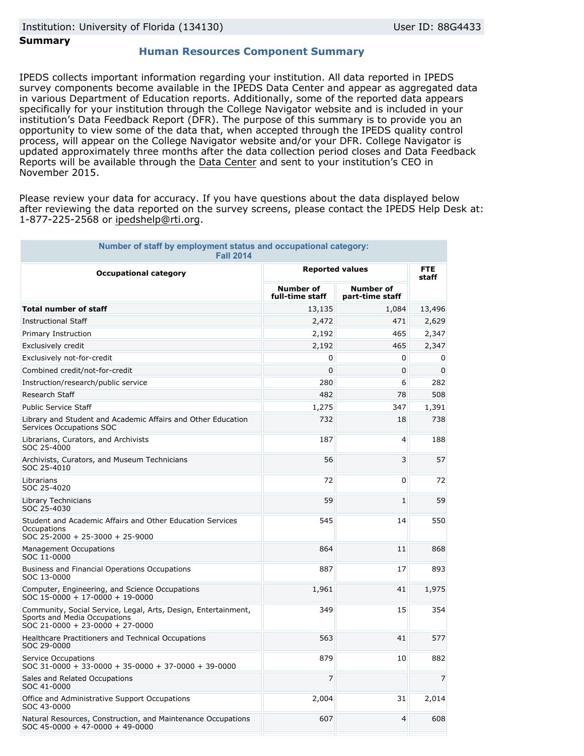Institution: University of Florida (134130) User ID: 88G4433

**Summary**

## Human Resources Component Summary

IPEDS collects important information regarding your institution. All data reported in IPEDS survey components become available in the IPEDS Data Center and appear as aggregated data in various Department of Education reports. Additionally, some of the reported data appears specifically for your institution through the College Navigator website and is included in your institution's Data Feedback Report (DFR). The purpose of this summary is to provide you an opportunity to view some of the data that, when accepted through the IPEDS quality control process, will appear on the College Navigator website and/or your DFR. College Navigator is updated approximately three months after the data collection period closes and Data Feedback Reports will be available through the Data Center and sent to your institution's CEO in November 2015.

Please review your data for accuracy. If you have questions about the data displayed below after reviewing the data reported on the survey screens, please contact the IPEDS Help Desk at: 1-877-225-2568 or ipedshelp@rti.org.

**Number of staff by employment status and occupational category: Fall 2014**

| Occupational category | Reported values | | FTE staff |
|---|---|---|---|
| | Number of full-time staff | Number of part-time staff | |
| **Total number of staff** | 13,135 | 1,084 | 13,496 |
| Instructional Staff | 2,472 | 471 | 2,629 |
| Primary Instruction | 2,192 | 465 | 2,347 |
| Exclusively credit | 2,192 | 465 | 2,347 |
| Exclusively not-for-credit | 0 | 0 | 0 |
| Combined credit/not-for-credit | 0 | 0 | 0 |
| Instruction/research/public service | 280 | 6 | 282 |
| Research Staff | 482 | 78 | 508 |
| Public Service Staff | 1,275 | 347 | 1,391 |
| Library and Student and Academic Affairs and Other Education Services Occupations SOC | 732 | 18 | 738 |
| Librarians, Curators, and Archivists SOC 25-4000 | 187 | 4 | 188 |
| Archivists, Curators, and Museum Technicians SOC 25-4010 | 56 | 3 | 57 |
| Librarians SOC 25-4020 | 72 | 0 | 72 |
| Library Technicians SOC 25-4030 | 59 | 1 | 59 |
| Student and Academic Affairs and Other Education Services Occupations SOC 25-2000 + 25-3000 + 25-9000 | 545 | 14 | 550 |
| Management Occupations SOC 11-0000 | 864 | 11 | 868 |
| Business and Financial Operations Occupations SOC 13-0000 | 887 | 17 | 893 |
| Computer, Engineering, and Science Occupations SOC 15-0000 + 17-0000 + 19-0000 | 1,961 | 41 | 1,975 |
| Community, Social Service, Legal, Arts, Design, Entertainment, Sports and Media Occupations SOC 21-0000 + 23-0000 + 27-0000 | 349 | 15 | 354 |
| Healthcare Practitioners and Technical Occupations SOC 29-0000 | 563 | 41 | 577 |
| Service Occupations SOC 31-0000 + 33-0000 + 35-0000 + 37-0000 + 39-0000 | 879 | 10 | 882 |
| Sales and Related Occupations SOC 41-0000 | 7 | | 7 |
| Office and Administrative Support Occupations SOC 43-0000 | 2,004 | 31 | 2,014 |
| Natural Resources, Construction, and Maintenance Occupations SOC 45-0000 + 47-0000 + 49-0000 | 607 | 4 | 608 |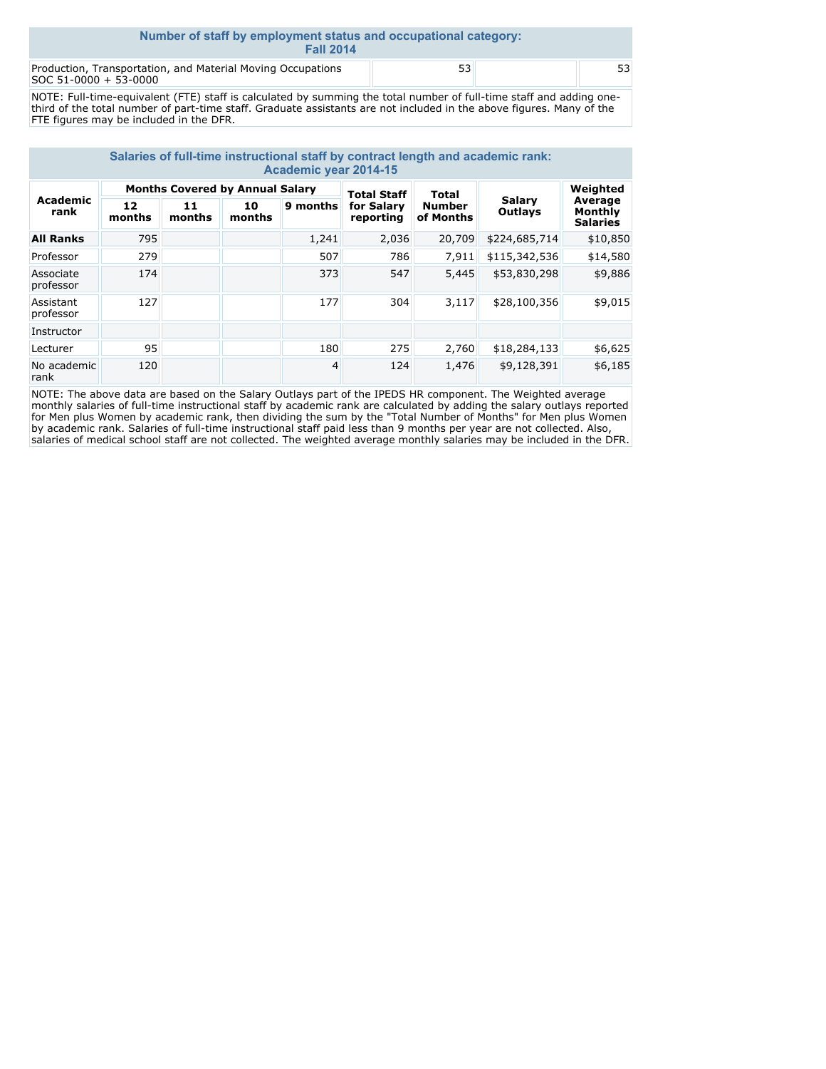## Number of staff by employment status and occupational category: Fall 2014

| | | | |
|---|---|---|---|
| Production, Transportation, and Material Moving Occupations SOC 51-0000 + 53-0000 | 53 | | 53 |

NOTE: Full-time-equivalent (FTE) staff is calculated by summing the total number of full-time staff and adding one-third of the total number of part-time staff. Graduate assistants are not included in the above figures. Many of the FTE figures may be included in the DFR.

## Salaries of full-time instructional staff by contract length and academic rank: Academic year 2014-15

| Academic rank | Months Covered by Annual Salary | | | | Total Staff for Salary reporting | Total Number of Months | Salary Outlays | Weighted Average Monthly Salaries |
|---|---|---|---|---|---|---|---|---|
| | 12 months | 11 months | 10 months | 9 months | | | | |
| **All Ranks** | 795 | | | 1,241 | 2,036 | 20,709 | $224,685,714 | $10,850 |
| Professor | 279 | | | 507 | 786 | 7,911 | $115,342,536 | $14,580 |
| Associate professor | 174 | | | 373 | 547 | 5,445 | $53,830,298 | $9,886 |
| Assistant professor | 127 | | | 177 | 304 | 3,117 | $28,100,356 | $9,015 |
| Instructor | | | | | | | | |
| Lecturer | 95 | | | 180 | 275 | 2,760 | $18,284,133 | $6,625 |
| No academic rank | 120 | | | 4 | 124 | 1,476 | $9,128,391 | $6,185 |

NOTE: The above data are based on the Salary Outlays part of the IPEDS HR component. The Weighted average monthly salaries of full-time instructional staff by academic rank are calculated by adding the salary outlays reported for Men plus Women by academic rank, then dividing the sum by the "Total Number of Months" for Men plus Women by academic rank. Salaries of full-time instructional staff paid less than 9 months per year are not collected. Also, salaries of medical school staff are not collected. The weighted average monthly salaries may be included in the DFR.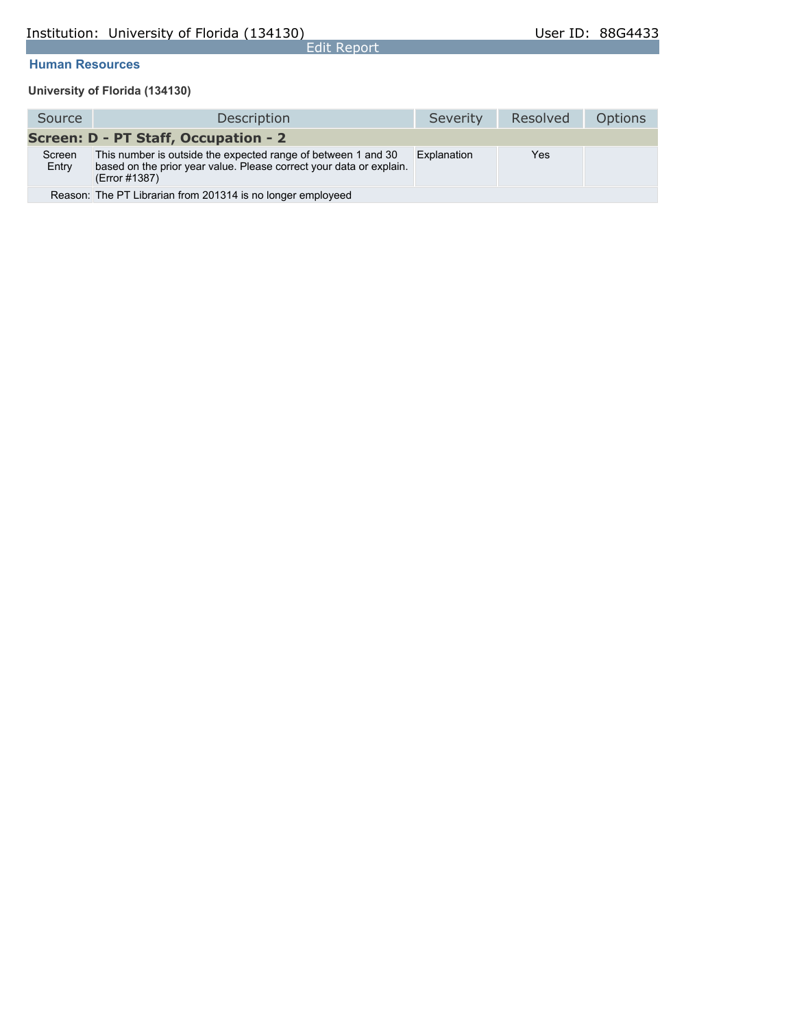Institution: University of Florida (134130) User ID: 88G4433

Edit Report

### Human Resources

**University of Florida (134130)**

| Source | Description | Severity | Resolved | Options |
|---|---|---|---|---|
| **Screen: D - PT Staff, Occupation - 2** | | | | |
| Screen Entry | This number is outside the expected range of between 1 and 30 based on the prior year value. Please correct your data or explain. (Error #1387) | Explanation | Yes | |
| Reason: | The PT Librarian from 201314 is no longer employeed | | | |